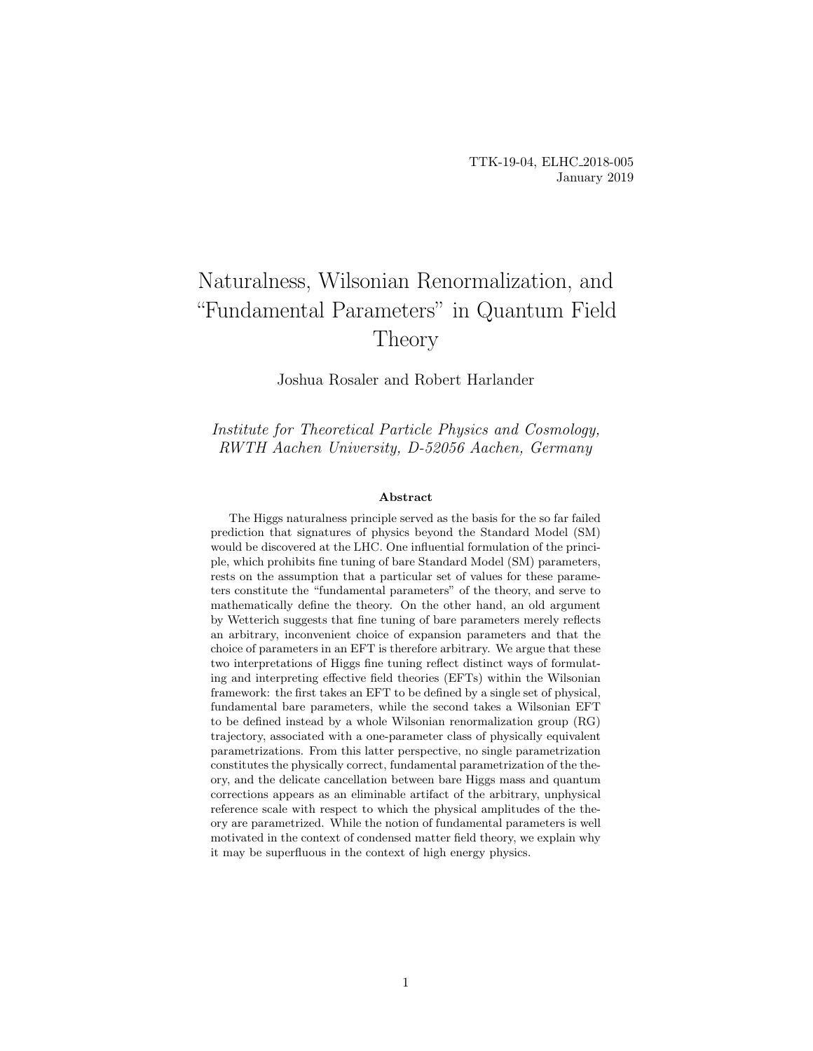TTK-19-04, ELHC_2018-005
January 2019

# Naturalness, Wilsonian Renormalization, and "Fundamental Parameters" in Quantum Field Theory

Joshua Rosaler and Robert Harlander

*Institute for Theoretical Particle Physics and Cosmology, RWTH Aachen University, D-52056 Aachen, Germany*

### Abstract

The Higgs naturalness principle served as the basis for the so far failed prediction that signatures of physics beyond the Standard Model (SM) would be discovered at the LHC. One influential formulation of the principle, which prohibits fine tuning of bare Standard Model (SM) parameters, rests on the assumption that a particular set of values for these parameters constitute the "fundamental parameters" of the theory, and serve to mathematically define the theory. On the other hand, an old argument by Wetterich suggests that fine tuning of bare parameters merely reflects an arbitrary, inconvenient choice of expansion parameters and that the choice of parameters in an EFT is therefore arbitrary. We argue that these two interpretations of Higgs fine tuning reflect distinct ways of formulating and interpreting effective field theories (EFTs) within the Wilsonian framework: the first takes an EFT to be defined by a single set of physical, fundamental bare parameters, while the second takes a Wilsonian EFT to be defined instead by a whole Wilsonian renormalization group (RG) trajectory, associated with a one-parameter class of physically equivalent parametrizations. From this latter perspective, no single parametrization constitutes the physically correct, fundamental parametrization of the theory, and the delicate cancellation between bare Higgs mass and quantum corrections appears as an eliminable artifact of the arbitrary, unphysical reference scale with respect to which the physical amplitudes of the theory are parametrized. While the notion of fundamental parameters is well motivated in the context of condensed matter field theory, we explain why it may be superfluous in the context of high energy physics.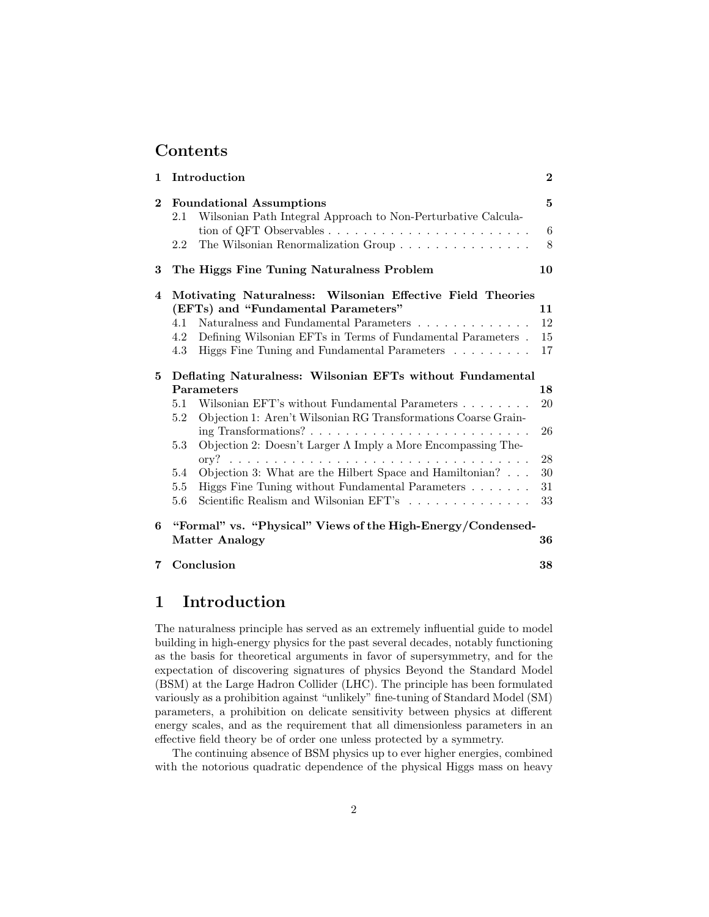## Contents

| | | |
|---|---|---|
| **1** | **Introduction** | **2** |
| **2** | **Foundational Assumptions** | **5** |
| 2.1 | Wilsonian Path Integral Approach to Non-Perturbative Calculation of QFT Observables | 6 |
| 2.2 | The Wilsonian Renormalization Group | 8 |
| **3** | **The Higgs Fine Tuning Naturalness Problem** | **10** |
| **4** | **Motivating Naturalness: Wilsonian Effective Field Theories (EFTs) and "Fundamental Parameters"** | **11** |
| 4.1 | Naturalness and Fundamental Parameters | 12 |
| 4.2 | Defining Wilsonian EFTs in Terms of Fundamental Parameters | 15 |
| 4.3 | Higgs Fine Tuning and Fundamental Parameters | 17 |
| **5** | **Deflating Naturalness: Wilsonian EFTs without Fundamental Parameters** | **18** |
| 5.1 | Wilsonian EFT's without Fundamental Parameters | 20 |
| 5.2 | Objection 1: Aren't Wilsonian RG Transformations Coarse Graining Transformations? | 26 |
| 5.3 | Objection 2: Doesn't Larger $\Lambda$ Imply a More Encompassing Theory? | 28 |
| 5.4 | Objection 3: What are the Hilbert Space and Hamiltonian? | 30 |
| 5.5 | Higgs Fine Tuning without Fundamental Parameters | 31 |
| 5.6 | Scientific Realism and Wilsonian EFT's | 33 |
| **6** | **"Formal" vs. "Physical" Views of the High-Energy/Condensed-Matter Analogy** | **36** |
| **7** | **Conclusion** | **38** |

# 1 Introduction

The naturalness principle has served as an extremely influential guide to model building in high-energy physics for the past several decades, notably functioning as the basis for theoretical arguments in favor of supersymmetry, and for the expectation of discovering signatures of physics Beyond the Standard Model (BSM) at the Large Hadron Collider (LHC). The principle has been formulated variously as a prohibition against "unlikely" fine-tuning of Standard Model (SM) parameters, a prohibition on delicate sensitivity between physics at different energy scales, and as the requirement that all dimensionless parameters in an effective field theory be of order one unless protected by a symmetry.

The continuing absence of BSM physics up to ever higher energies, combined with the notorious quadratic dependence of the physical Higgs mass on heavy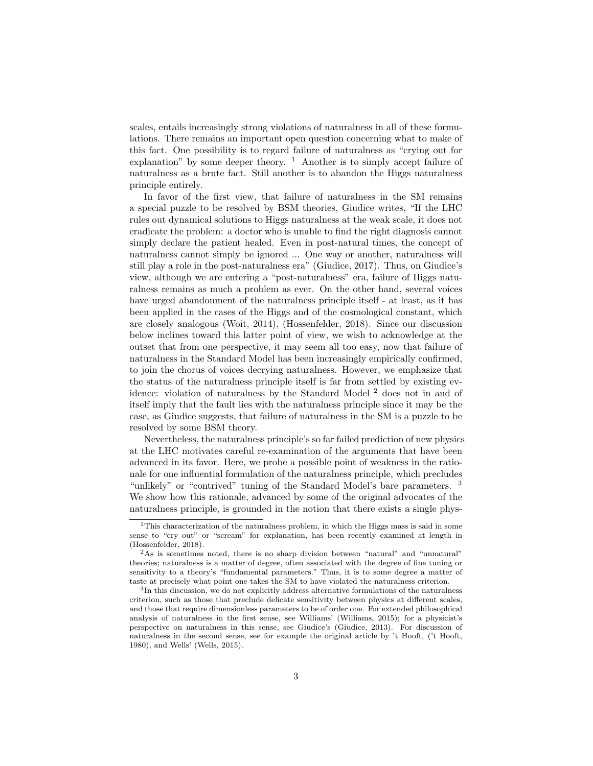scales, entails increasingly strong violations of naturalness in all of these formulations. There remains an important open question concerning what to make of this fact. One possibility is to regard failure of naturalness as "crying out for explanation" by some deeper theory. [1] Another is to simply accept failure of naturalness as a brute fact. Still another is to abandon the Higgs naturalness principle entirely.

In favor of the first view, that failure of naturalness in the SM remains a special puzzle to be resolved by BSM theories, Giudice writes, "If the LHC rules out dynamical solutions to Higgs naturalness at the weak scale, it does not eradicate the problem: a doctor who is unable to find the right diagnosis cannot simply declare the patient healed. Even in post-natural times, the concept of naturalness cannot simply be ignored ... One way or another, naturalness will still play a role in the post-naturalness era" (Giudice, 2017). Thus, on Giudice's view, although we are entering a "post-naturalness" era, failure of Higgs naturalness remains as much a problem as ever. On the other hand, several voices have urged abandonment of the naturalness principle itself - at least, as it has been applied in the cases of the Higgs and of the cosmological constant, which are closely analogous (Woit, 2014), (Hossenfelder, 2018). Since our discussion below inclines toward this latter point of view, we wish to acknowledge at the outset that from one perspective, it may seem all too easy, now that failure of naturalness in the Standard Model has been increasingly empirically confirmed, to join the chorus of voices decrying naturalness. However, we emphasize that the status of the naturalness principle itself is far from settled by existing evidence: violation of naturalness by the Standard Model [2] does not in and of itself imply that the fault lies with the naturalness principle since it may be the case, as Giudice suggests, that failure of naturalness in the SM is a puzzle to be resolved by some BSM theory.

Nevertheless, the naturalness principle's so far failed prediction of new physics at the LHC motivates careful re-examination of the arguments that have been advanced in its favor. Here, we probe a possible point of weakness in the rationale for one influential formulation of the naturalness principle, which precludes "unlikely" or "contrived" tuning of the Standard Model's bare parameters. [3] We show how this rationale, advanced by some of the original advocates of the naturalness principle, is grounded in the notion that there exists a single phys-

---

[1] This characterization of the naturalness problem, in which the Higgs mass is said in some sense to "cry out" or "scream" for explanation, has been recently examined at length in (Hossenfelder, 2018).

[2] As is sometimes noted, there is no sharp division between "natural" and "unnatural" theories; naturalness is a matter of degree, often associated with the degree of fine tuning or sensitivity to a theory's "fundamental parameters." Thus, it is to some degree a matter of taste at precisely what point one takes the SM to have violated the naturalness criterion.

[3] In this discussion, we do not explicitly address alternative formulations of the naturalness criterion, such as those that preclude delicate sensitivity between physics at different scales, and those that require dimensionless parameters to be of order one. For extended philosophical analysis of naturalness in the first sense, see Williams' (Williams, 2015); for a physicist's perspective on naturalness in this sense, see Giudice's (Giudice, 2013). For discussion of naturalness in the second sense, see for example the original article by 't Hooft, ('t Hooft, 1980), and Wells' (Wells, 2015).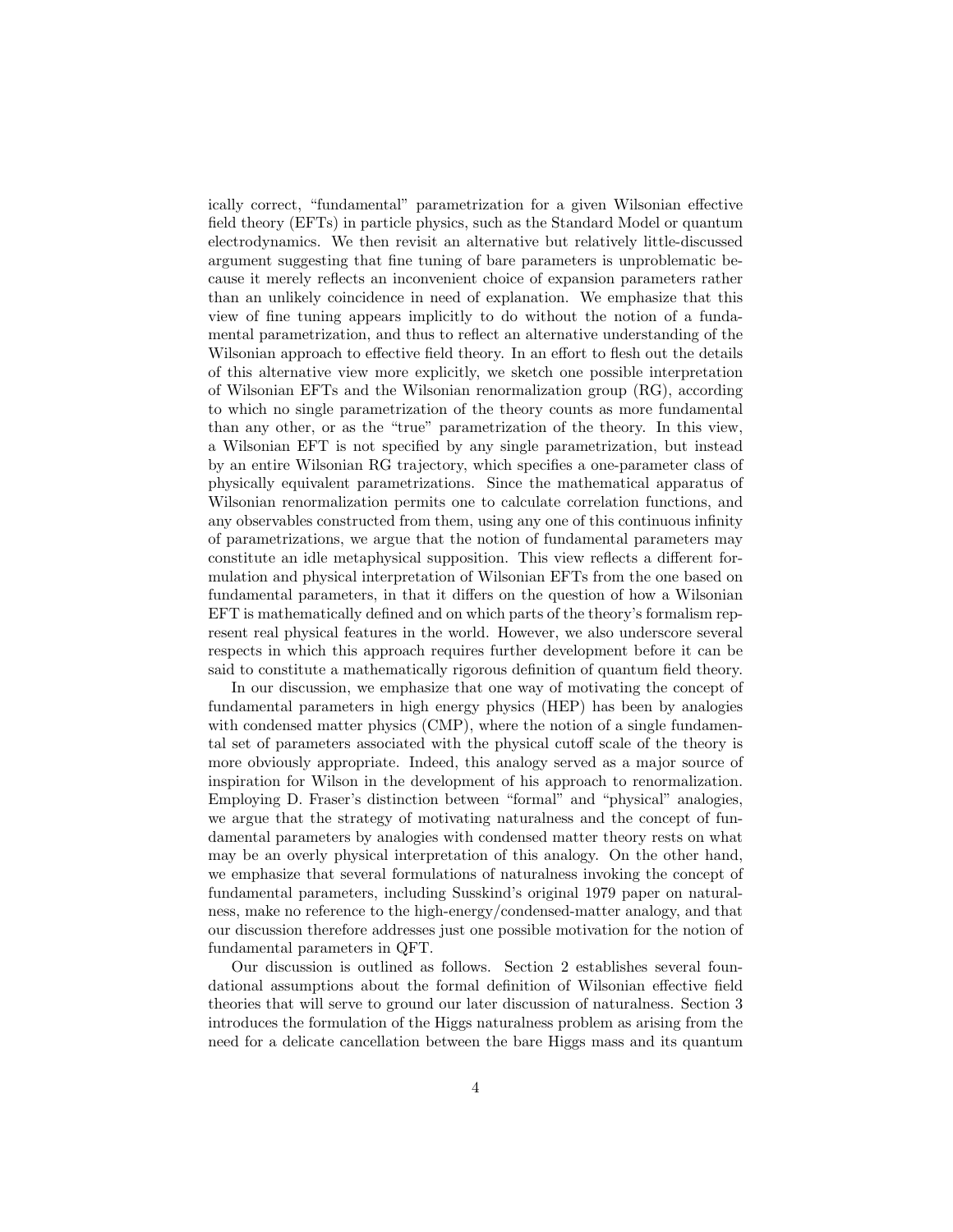ically correct, "fundamental" parametrization for a given Wilsonian effective field theory (EFTs) in particle physics, such as the Standard Model or quantum electrodynamics. We then revisit an alternative but relatively little-discussed argument suggesting that fine tuning of bare parameters is unproblematic because it merely reflects an inconvenient choice of expansion parameters rather than an unlikely coincidence in need of explanation. We emphasize that this view of fine tuning appears implicitly to do without the notion of a fundamental parametrization, and thus to reflect an alternative understanding of the Wilsonian approach to effective field theory. In an effort to flesh out the details of this alternative view more explicitly, we sketch one possible interpretation of Wilsonian EFTs and the Wilsonian renormalization group (RG), according to which no single parametrization of the theory counts as more fundamental than any other, or as the "true" parametrization of the theory. In this view, a Wilsonian EFT is not specified by any single parametrization, but instead by an entire Wilsonian RG trajectory, which specifies a one-parameter class of physically equivalent parametrizations. Since the mathematical apparatus of Wilsonian renormalization permits one to calculate correlation functions, and any observables constructed from them, using any one of this continuous infinity of parametrizations, we argue that the notion of fundamental parameters may constitute an idle metaphysical supposition. This view reflects a different formulation and physical interpretation of Wilsonian EFTs from the one based on fundamental parameters, in that it differs on the question of how a Wilsonian EFT is mathematically defined and on which parts of the theory's formalism represent real physical features in the world. However, we also underscore several respects in which this approach requires further development before it can be said to constitute a mathematically rigorous definition of quantum field theory.

In our discussion, we emphasize that one way of motivating the concept of fundamental parameters in high energy physics (HEP) has been by analogies with condensed matter physics (CMP), where the notion of a single fundamental set of parameters associated with the physical cutoff scale of the theory is more obviously appropriate. Indeed, this analogy served as a major source of inspiration for Wilson in the development of his approach to renormalization. Employing D. Fraser's distinction between "formal" and "physical" analogies, we argue that the strategy of motivating naturalness and the concept of fundamental parameters by analogies with condensed matter theory rests on what may be an overly physical interpretation of this analogy. On the other hand, we emphasize that several formulations of naturalness invoking the concept of fundamental parameters, including Susskind's original 1979 paper on naturalness, make no reference to the high-energy/condensed-matter analogy, and that our discussion therefore addresses just one possible motivation for the notion of fundamental parameters in QFT.

Our discussion is outlined as follows. Section 2 establishes several foundational assumptions about the formal definition of Wilsonian effective field theories that will serve to ground our later discussion of naturalness. Section 3 introduces the formulation of the Higgs naturalness problem as arising from the need for a delicate cancellation between the bare Higgs mass and its quantum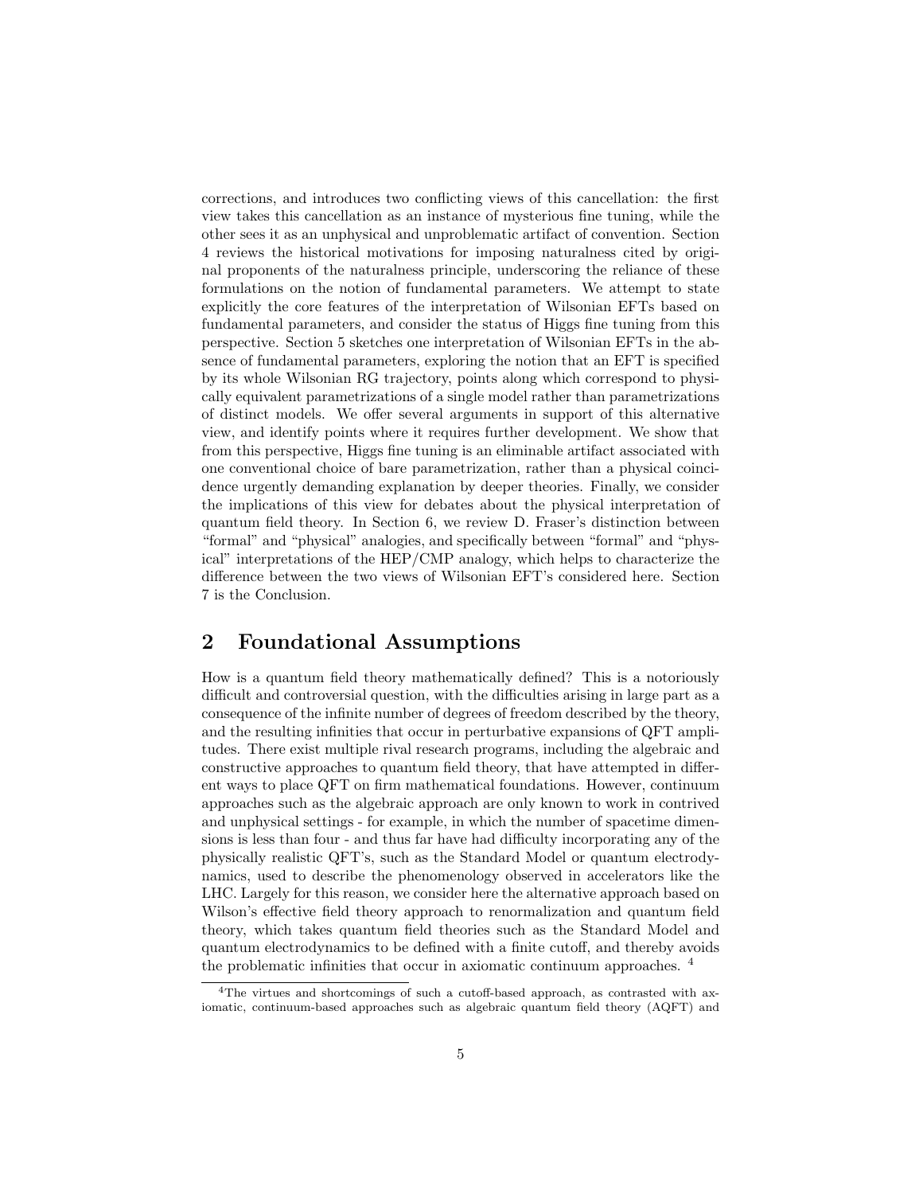corrections, and introduces two conflicting views of this cancellation: the first view takes this cancellation as an instance of mysterious fine tuning, while the other sees it as an unphysical and unproblematic artifact of convention. Section 4 reviews the historical motivations for imposing naturalness cited by original proponents of the naturalness principle, underscoring the reliance of these formulations on the notion of fundamental parameters. We attempt to state explicitly the core features of the interpretation of Wilsonian EFTs based on fundamental parameters, and consider the status of Higgs fine tuning from this perspective. Section 5 sketches one interpretation of Wilsonian EFTs in the absence of fundamental parameters, exploring the notion that an EFT is specified by its whole Wilsonian RG trajectory, points along which correspond to physically equivalent parametrizations of a single model rather than parametrizations of distinct models. We offer several arguments in support of this alternative view, and identify points where it requires further development. We show that from this perspective, Higgs fine tuning is an eliminable artifact associated with one conventional choice of bare parametrization, rather than a physical coincidence urgently demanding explanation by deeper theories. Finally, we consider the implications of this view for debates about the physical interpretation of quantum field theory. In Section 6, we review D. Fraser's distinction between "formal" and "physical" analogies, and specifically between "formal" and "physical" interpretations of the HEP/CMP analogy, which helps to characterize the difference between the two views of Wilsonian EFT's considered here. Section 7 is the Conclusion.

## 2 Foundational Assumptions

How is a quantum field theory mathematically defined? This is a notoriously difficult and controversial question, with the difficulties arising in large part as a consequence of the infinite number of degrees of freedom described by the theory, and the resulting infinities that occur in perturbative expansions of QFT amplitudes. There exist multiple rival research programs, including the algebraic and constructive approaches to quantum field theory, that have attempted in different ways to place QFT on firm mathematical foundations. However, continuum approaches such as the algebraic approach are only known to work in contrived and unphysical settings - for example, in which the number of spacetime dimensions is less than four - and thus far have had difficulty incorporating any of the physically realistic QFT's, such as the Standard Model or quantum electrodynamics, used to describe the phenomenology observed in accelerators like the LHC. Largely for this reason, we consider here the alternative approach based on Wilson's effective field theory approach to renormalization and quantum field theory, which takes quantum field theories such as the Standard Model and quantum electrodynamics to be defined with a finite cutoff, and thereby avoids the problematic infinities that occur in axiomatic continuum approaches. [4]

[4] The virtues and shortcomings of such a cutoff-based approach, as contrasted with axiomatic, continuum-based approaches such as algebraic quantum field theory (AQFT) and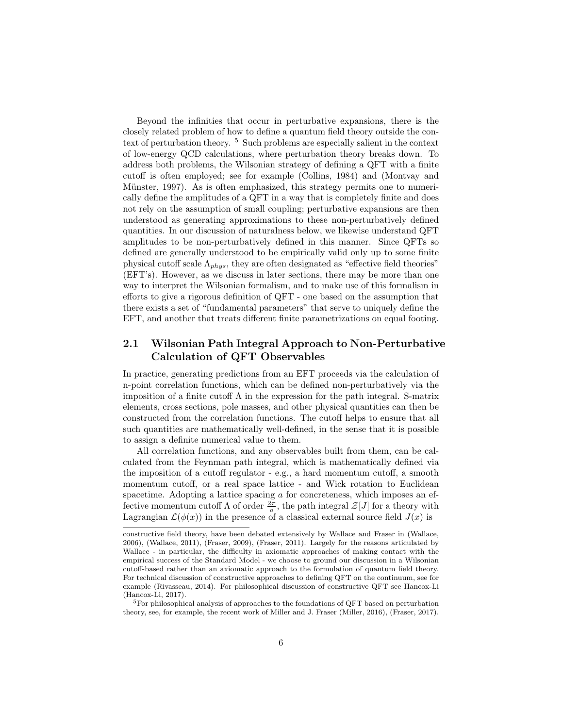Beyond the infinities that occur in perturbative expansions, there is the closely related problem of how to define a quantum field theory outside the context of perturbation theory. [5] Such problems are especially salient in the context of low-energy QCD calculations, where perturbation theory breaks down. To address both problems, the Wilsonian strategy of defining a QFT with a finite cutoff is often employed; see for example (Collins, 1984) and (Montvay and Münster, 1997). As is often emphasized, this strategy permits one to numerically define the amplitudes of a QFT in a way that is completely finite and does not rely on the assumption of small coupling; perturbative expansions are then understood as generating approximations to these non-perturbatively defined quantities. In our discussion of naturalness below, we likewise understand QFT amplitudes to be non-perturbatively defined in this manner. Since QFTs so defined are generally understood to be empirically valid only up to some finite physical cutoff scale $\Lambda_{phys}$, they are often designated as "effective field theories" (EFT's). However, as we discuss in later sections, there may be more than one way to interpret the Wilsonian formalism, and to make use of this formalism in efforts to give a rigorous definition of QFT - one based on the assumption that there exists a set of "fundamental parameters" that serve to uniquely define the EFT, and another that treats different finite parametrizations on equal footing.

## 2.1 Wilsonian Path Integral Approach to Non-Perturbative Calculation of QFT Observables

In practice, generating predictions from an EFT proceeds via the calculation of n-point correlation functions, which can be defined non-perturbatively via the imposition of a finite cutoff $\Lambda$ in the expression for the path integral. S-matrix elements, cross sections, pole masses, and other physical quantities can then be constructed from the correlation functions. The cutoff helps to ensure that all such quantities are mathematically well-defined, in the sense that it is possible to assign a definite numerical value to them.

All correlation functions, and any observables built from them, can be calculated from the Feynman path integral, which is mathematically defined via the imposition of a cutoff regulator - e.g., a hard momentum cutoff, a smooth momentum cutoff, or a real space lattice - and Wick rotation to Euclidean spacetime. Adopting a lattice spacing $a$ for concreteness, which imposes an effective momentum cutoff $\Lambda$ of order $\frac{2\pi}{a}$, the path integral $\mathcal{Z}[J]$ for a theory with Lagrangian $\mathcal{L}(\phi(x))$ in the presence of a classical external source field $J(x)$ is

constructive field theory, have been debated extensively by Wallace and Fraser in (Wallace, 2006), (Wallace, 2011), (Fraser, 2009), (Fraser, 2011). Largely for the reasons articulated by Wallace - in particular, the difficulty in axiomatic approaches of making contact with the empirical success of the Standard Model - we choose to ground our discussion in a Wilsonian cutoff-based rather than an axiomatic approach to the formulation of quantum field theory. For technical discussion of constructive approaches to defining QFT on the continuum, see for example (Rivasseau, 2014). For philosophical discussion of constructive QFT see Hancox-Li (Hancox-Li, 2017).

[5] For philosophical analysis of approaches to the foundations of QFT based on perturbation theory, see, for example, the recent work of Miller and J. Fraser (Miller, 2016), (Fraser, 2017).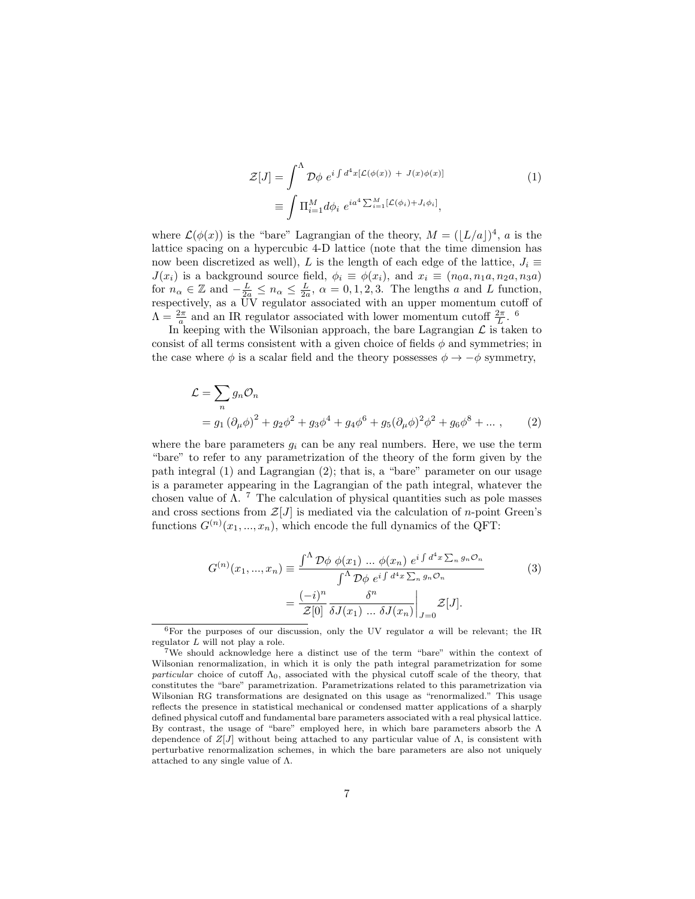$$
\begin{aligned}
\mathcal{Z}[J] &= \int^{\Lambda} \mathcal{D}\phi \; e^{i\int d^4x [\mathcal{L}(\phi(x)) \; + \; J(x)\phi(x)]} \qquad (1)\\
&\equiv \int \Pi_{i=1}^{M} d\phi_i \; e^{ia^4 \sum_{i=1}^{M}[\mathcal{L}(\phi_i) + J_i\phi_i]},
\end{aligned}
$$

where $\mathcal{L}(\phi(x))$ is the "bare" Lagrangian of the theory, $M = (\lfloor L/a \rfloor)^4$, $a$ is the lattice spacing on a hypercubic 4-D lattice (note that the time dimension has now been discretized as well), $L$ is the length of each edge of the lattice, $J_i \equiv J(x_i)$ is a background source field, $\phi_i \equiv \phi(x_i)$, and $x_i \equiv (n_0 a, n_1 a, n_2 a, n_3 a)$ for $n_\alpha \in \mathbb{Z}$ and $-\frac{L}{2a} \leq n_\alpha \leq \frac{L}{2a}$, $\alpha = 0, 1, 2, 3$. The lengths $a$ and $L$ function, respectively, as a UV regulator associated with an upper momentum cutoff of $\Lambda = \frac{2\pi}{a}$ and an IR regulator associated with lower momentum cutoff $\frac{2\pi}{L}$. [6]

In keeping with the Wilsonian approach, the bare Lagrangian $\mathcal{L}$ is taken to consist of all terms consistent with a given choice of fields $\phi$ and symmetries; in the case where $\phi$ is a scalar field and the theory possesses $\phi \to -\phi$ symmetry,

$$
\begin{aligned}
\mathcal{L} &= \sum_n g_n \mathcal{O}_n \\
&= g_1 \left(\partial_\mu \phi\right)^2 + g_2 \phi^2 + g_3 \phi^4 + g_4 \phi^6 + g_5 (\partial_\mu \phi)^2 \phi^2 + g_6 \phi^8 + \ldots \;, \qquad (2)
\end{aligned}
$$

where the bare parameters $g_i$ can be any real numbers. Here, we use the term "bare" to refer to any parametrization of the theory of the form given by the path integral (1) and Lagrangian (2); that is, a "bare" parameter on our usage is a parameter appearing in the Lagrangian of the path integral, whatever the chosen value of $\Lambda$. [7] The calculation of physical quantities such as pole masses and cross sections from $\mathcal{Z}[J]$ is mediated via the calculation of $n$-point Green's functions $G^{(n)}(x_1, ..., x_n)$, which encode the full dynamics of the QFT:

$$
\begin{aligned}
G^{(n)}(x_1, ..., x_n) &\equiv \frac{\int^{\Lambda} \mathcal{D}\phi \; \phi(x_1) \; ... \; \phi(x_n) \; e^{i\int d^4x \sum_n g_n \mathcal{O}_n}}{\int^{\Lambda} \mathcal{D}\phi \; e^{i\int d^4x \sum_n g_n \mathcal{O}_n}} \qquad (3)\\
&= \frac{(-i)^n}{\mathcal{Z}[0]} \left. \frac{\delta^n}{\delta J(x_1) \; ... \; \delta J(x_n)} \right|_{J=0} \mathcal{Z}[J].
\end{aligned}
$$

---

[6] For the purposes of our discussion, only the UV regulator $a$ will be relevant; the IR regulator $L$ will not play a role.

[7] We should acknowledge here a distinct use of the term "bare" within the context of Wilsonian renormalization, in which it is only the path integral parametrization for some *particular* choice of cutoff $\Lambda_0$, associated with the physical cutoff scale of the theory, that constitutes the "bare" parametrization. Parametrizations related to this parametrization via Wilsonian RG transformations are designated on this usage as "renormalized." This usage reflects the presence in statistical mechanical or condensed matter applications of a sharply defined physical cutoff and fundamental bare parameters associated with a real physical lattice. By contrast, the usage of "bare" employed here, in which bare parameters absorb the $\Lambda$ dependence of $Z[J]$ without being attached to any particular value of $\Lambda$, is consistent with perturbative renormalization schemes, in which the bare parameters are also not uniquely attached to any single value of $\Lambda$.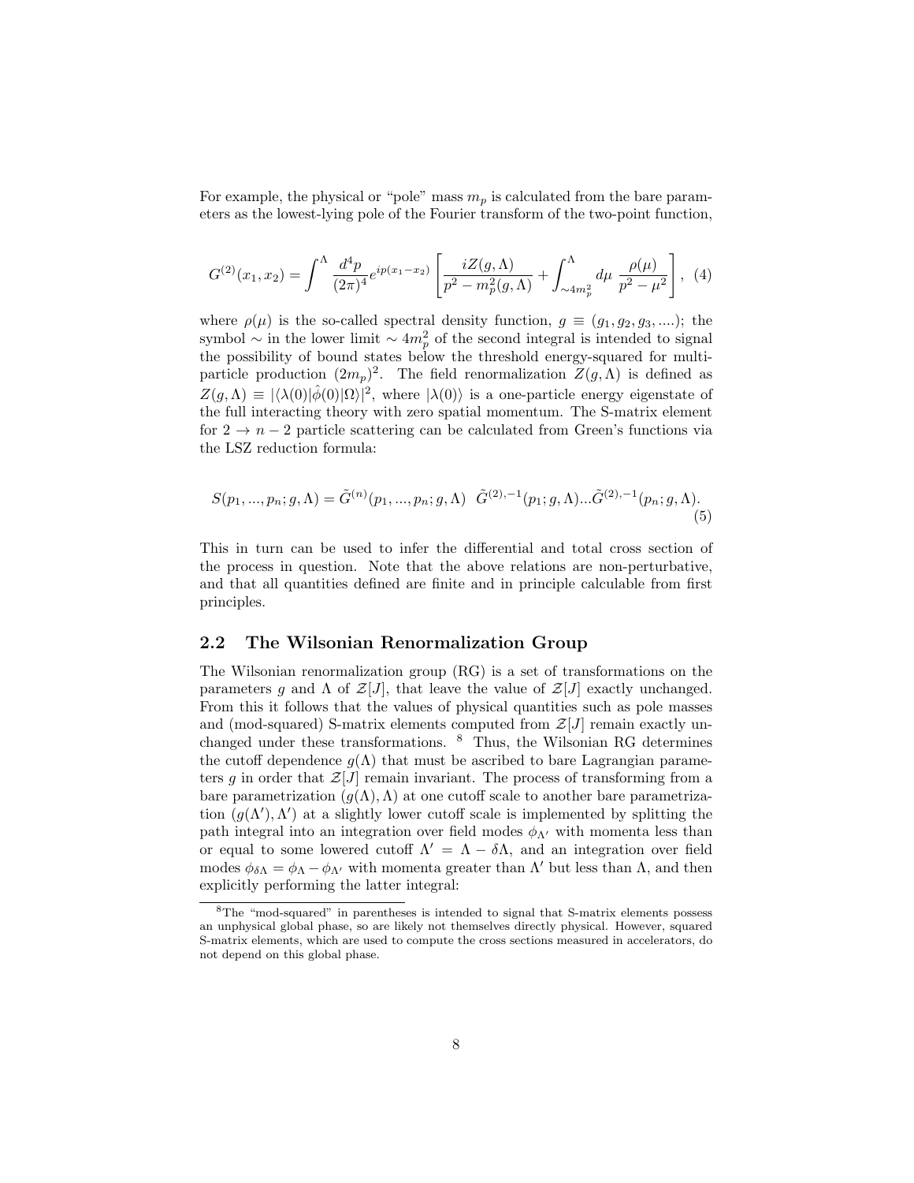For example, the physical or "pole" mass $m_p$ is calculated from the bare parameters as the lowest-lying pole of the Fourier transform of the two-point function,

$$G^{(2)}(x_1, x_2) = \int^{\Lambda} \frac{d^4p}{(2\pi)^4} e^{ip(x_1-x_2)} \left[ \frac{iZ(g,\Lambda)}{p^2 - m_p^2(g,\Lambda)} + \int_{\sim 4m_p^2}^{\Lambda} d\mu \ \frac{\rho(\mu)}{p^2 - \mu^2} \right], \quad (4)$$

where $\rho(\mu)$ is the so-called spectral density function, $g \equiv (g_1, g_2, g_3, ....)$; the symbol $\sim$ in the lower limit $\sim 4m_p^2$ of the second integral is intended to signal the possibility of bound states below the threshold energy-squared for multi-particle production $(2m_p)^2$. The field renormalization $Z(g,\Lambda)$ is defined as $Z(g,\Lambda) \equiv |\langle\lambda(0)|\hat{\phi}(0)|\Omega\rangle|^2$, where $|\lambda(0)\rangle$ is a one-particle energy eigenstate of the full interacting theory with zero spatial momentum. The S-matrix element for $2 \rightarrow n-2$ particle scattering can be calculated from Green's functions via the LSZ reduction formula:

$$S(p_1, ..., p_n; g, \Lambda) = \tilde{G}^{(n)}(p_1, ..., p_n; g, \Lambda) \ \ \tilde{G}^{(2),-1}(p_1; g, \Lambda)...\tilde{G}^{(2),-1}(p_n; g, \Lambda). \quad (5)$$

This in turn can be used to infer the differential and total cross section of the process in question. Note that the above relations are non-perturbative, and that all quantities defined are finite and in principle calculable from first principles.

## 2.2 The Wilsonian Renormalization Group

The Wilsonian renormalization group (RG) is a set of transformations on the parameters $g$ and $\Lambda$ of $\mathcal{Z}[J]$, that leave the value of $\mathcal{Z}[J]$ exactly unchanged. From this it follows that the values of physical quantities such as pole masses and (mod-squared) S-matrix elements computed from $\mathcal{Z}[J]$ remain exactly unchanged under these transformations. [8] Thus, the Wilsonian RG determines the cutoff dependence $g(\Lambda)$ that must be ascribed to bare Lagrangian parameters $g$ in order that $\mathcal{Z}[J]$ remain invariant. The process of transforming from a bare parametrization $(g(\Lambda), \Lambda)$ at one cutoff scale to another bare parametrization $(g(\Lambda'), \Lambda')$ at a slightly lower cutoff scale is implemented by splitting the path integral into an integration over field modes $\phi_{\Lambda'}$ with momenta less than or equal to some lowered cutoff $\Lambda' = \Lambda - \delta\Lambda$, and an integration over field modes $\phi_{\delta\Lambda} = \phi_{\Lambda} - \phi_{\Lambda'}$ with momenta greater than $\Lambda'$ but less than $\Lambda$, and then explicitly performing the latter integral:

[8] The "mod-squared" in parentheses is intended to signal that S-matrix elements possess an unphysical global phase, so are likely not themselves directly physical. However, squared S-matrix elements, which are used to compute the cross sections measured in accelerators, do not depend on this global phase.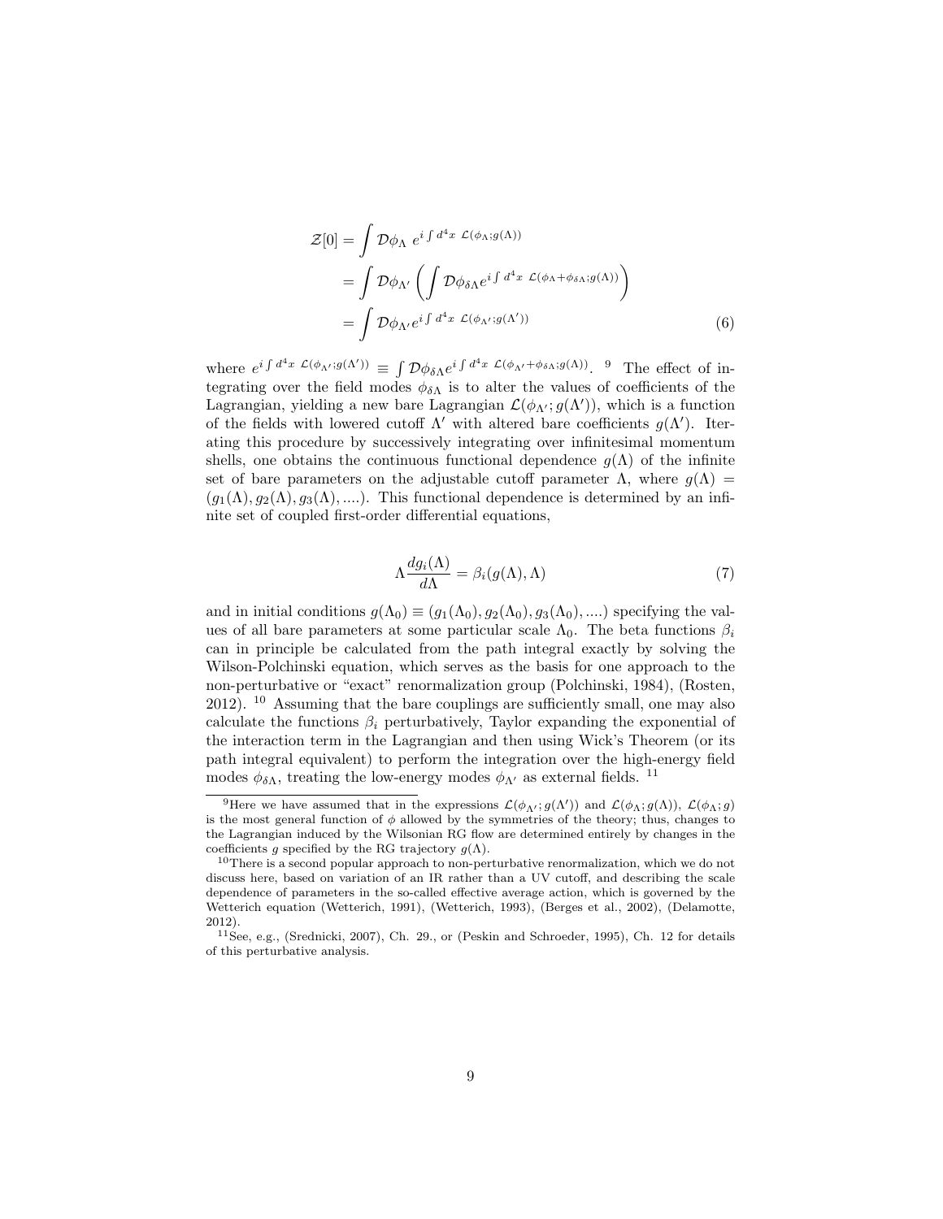$$
\begin{aligned}
\mathcal{Z}[0] &= \int \mathcal{D}\phi_{\Lambda}\ e^{i\int d^4x\ \mathcal{L}(\phi_{\Lambda};g(\Lambda))} \\
&= \int \mathcal{D}\phi_{\Lambda'} \left( \int \mathcal{D}\phi_{\delta\Lambda} e^{i\int d^4x\ \mathcal{L}(\phi_{\Lambda}+\phi_{\delta\Lambda};g(\Lambda))} \right) \\
&= \int \mathcal{D}\phi_{\Lambda'} e^{i\int d^4x\ \mathcal{L}(\phi_{\Lambda'};g(\Lambda'))}
\end{aligned} \tag{6}
$$

where $e^{i\int d^4x\ \mathcal{L}(\phi_{\Lambda'};g(\Lambda'))} \equiv \int \mathcal{D}\phi_{\delta\Lambda} e^{i\int d^4x\ \mathcal{L}(\phi_{\Lambda'}+\phi_{\delta\Lambda};g(\Lambda))}$. [9] The effect of integrating over the field modes $\phi_{\delta\Lambda}$ is to alter the values of coefficients of the Lagrangian, yielding a new bare Lagrangian $\mathcal{L}(\phi_{\Lambda'};g(\Lambda'))$, which is a function of the fields with lowered cutoff $\Lambda'$ with altered bare coefficients $g(\Lambda')$. Iterating this procedure by successively integrating over infinitesimal momentum shells, one obtains the continuous functional dependence $g(\Lambda)$ of the infinite set of bare parameters on the adjustable cutoff parameter $\Lambda$, where $g(\Lambda) = (g_1(\Lambda), g_2(\Lambda), g_3(\Lambda), ....)$. This functional dependence is determined by an infinite set of coupled first-order differential equations,

$$
\Lambda \frac{dg_i(\Lambda)}{d\Lambda} = \beta_i(g(\Lambda), \Lambda) \tag{7}
$$

and in initial conditions $g(\Lambda_0) \equiv (g_1(\Lambda_0), g_2(\Lambda_0), g_3(\Lambda_0), ....)$ specifying the values of all bare parameters at some particular scale $\Lambda_0$. The beta functions $\beta_i$ can in principle be calculated from the path integral exactly by solving the Wilson-Polchinski equation, which serves as the basis for one approach to the non-perturbative or "exact" renormalization group (Polchinski, 1984), (Rosten, 2012). [10] Assuming that the bare couplings are sufficiently small, one may also calculate the functions $\beta_i$ perturbatively, Taylor expanding the exponential of the interaction term in the Lagrangian and then using Wick's Theorem (or its path integral equivalent) to perform the integration over the high-energy field modes $\phi_{\delta\Lambda}$, treating the low-energy modes $\phi_{\Lambda'}$ as external fields. [11]

---

[9] Here we have assumed that in the expressions $\mathcal{L}(\phi_{\Lambda'};g(\Lambda'))$ and $\mathcal{L}(\phi_{\Lambda};g(\Lambda))$, $\mathcal{L}(\phi_{\Lambda};g)$ is the most general function of $\phi$ allowed by the symmetries of the theory; thus, changes to the Lagrangian induced by the Wilsonian RG flow are determined entirely by changes in the coefficients $g$ specified by the RG trajectory $g(\Lambda)$.

[10] There is a second popular approach to non-perturbative renormalization, which we do not discuss here, based on variation of an IR rather than a UV cutoff, and describing the scale dependence of parameters in the so-called effective average action, which is governed by the Wetterich equation (Wetterich, 1991), (Wetterich, 1993), (Berges et al., 2002), (Delamotte, 2012).

[11] See, e.g., (Srednicki, 2007), Ch. 29., or (Peskin and Schroeder, 1995), Ch. 12 for details of this perturbative analysis.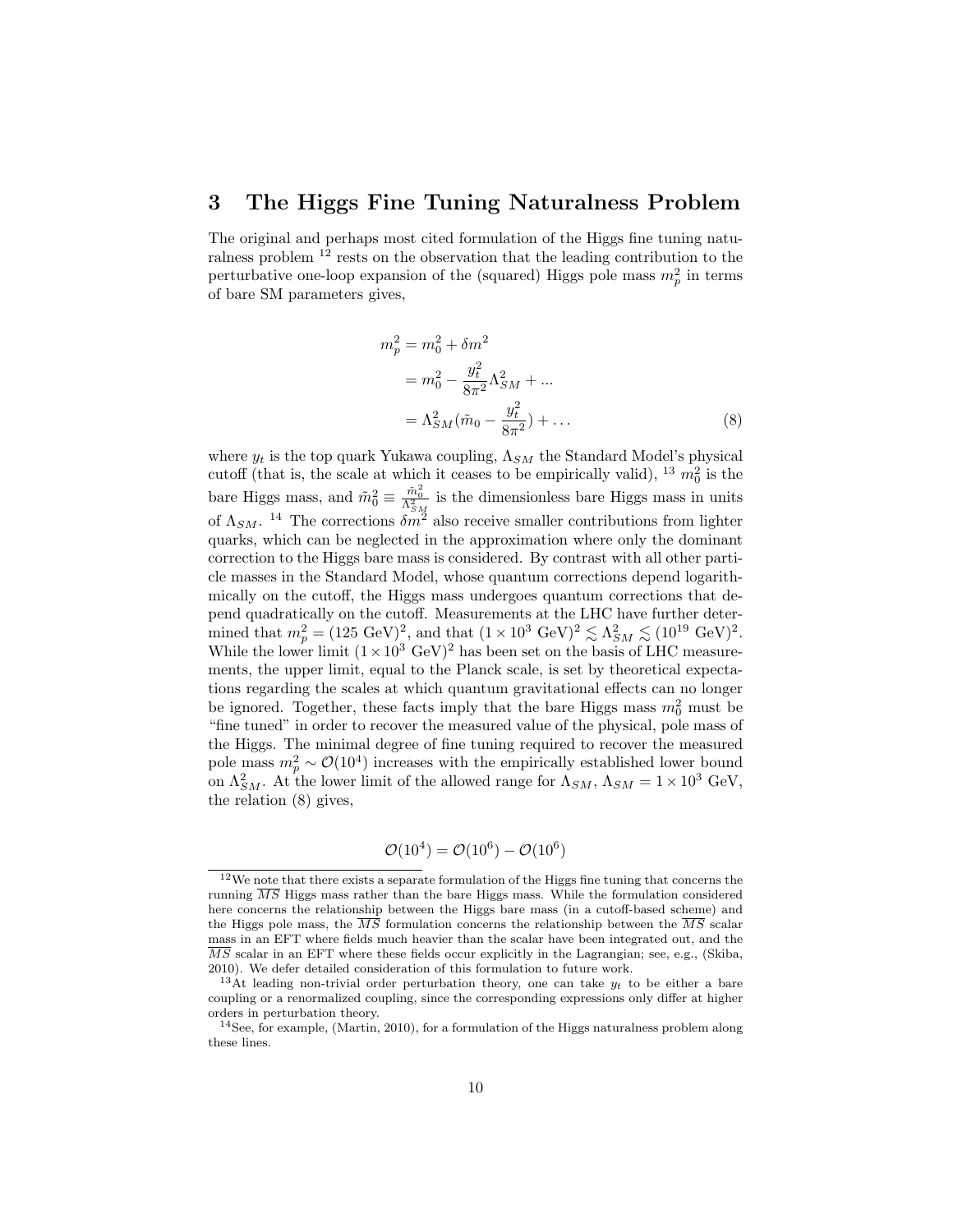## 3 The Higgs Fine Tuning Naturalness Problem

The original and perhaps most cited formulation of the Higgs fine tuning naturalness problem [12] rests on the observation that the leading contribution to the perturbative one-loop expansion of the (squared) Higgs pole mass $m_p^2$ in terms of bare SM parameters gives,

$$
\begin{aligned}
m_p^2 &= m_0^2 + \delta m^2 \\
&= m_0^2 - \frac{y_t^2}{8\pi^2}\Lambda_{SM}^2 + ... \\
&= \Lambda_{SM}^2(\tilde{m}_0 - \frac{y_t^2}{8\pi^2}) + \ldots
\end{aligned}
\tag{8}
$$

where $y_t$ is the top quark Yukawa coupling, $\Lambda_{SM}$ the Standard Model's physical cutoff (that is, the scale at which it ceases to be empirically valid), [13] $m_0^2$ is the bare Higgs mass, and $\tilde{m}_0^2 \equiv \frac{\tilde{m}_0^2}{\Lambda_{SM}^2}$ is the dimensionless bare Higgs mass in units of $\Lambda_{SM}$. [14] The corrections $\delta m^2$ also receive smaller contributions from lighter quarks, which can be neglected in the approximation where only the dominant correction to the Higgs bare mass is considered. By contrast with all other particle masses in the Standard Model, whose quantum corrections depend logarithmically on the cutoff, the Higgs mass undergoes quantum corrections that depend quadratically on the cutoff. Measurements at the LHC have further determined that $m_p^2 = (125 \text{ GeV})^2$, and that $(1 \times 10^3 \text{ GeV})^2 \lesssim \Lambda_{SM}^2 \lesssim (10^{19} \text{ GeV})^2$. While the lower limit $(1 \times 10^3 \text{ GeV})^2$ has been set on the basis of LHC measurements, the upper limit, equal to the Planck scale, is set by theoretical expectations regarding the scales at which quantum gravitational effects can no longer be ignored. Together, these facts imply that the bare Higgs mass $m_0^2$ must be "fine tuned" in order to recover the measured value of the physical, pole mass of the Higgs. The minimal degree of fine tuning required to recover the measured pole mass $m_p^2 \sim \mathcal{O}(10^4)$ increases with the empirically established lower bound on $\Lambda_{SM}^2$. At the lower limit of the allowed range for $\Lambda_{SM}$, $\Lambda_{SM} = 1 \times 10^3$ GeV, the relation (8) gives,

$$
\mathcal{O}(10^4) = \mathcal{O}(10^6) - \mathcal{O}(10^6)
$$

---

[12] We note that there exists a separate formulation of the Higgs fine tuning that concerns the running $\overline{MS}$ Higgs mass rather than the bare Higgs mass. While the formulation considered here concerns the relationship between the Higgs bare mass (in a cutoff-based scheme) and the Higgs pole mass, the $\overline{MS}$ formulation concerns the relationship between the $\overline{MS}$ scalar mass in an EFT where fields much heavier than the scalar have been integrated out, and the $\overline{MS}$ scalar in an EFT where these fields occur explicitly in the Lagrangian; see, e.g., (Skiba, 2010). We defer detailed consideration of this formulation to future work.

[13] At leading non-trivial order perturbation theory, one can take $y_t$ to be either a bare coupling or a renormalized coupling, since the corresponding expressions only differ at higher orders in perturbation theory.

[14] See, for example, (Martin, 2010), for a formulation of the Higgs naturalness problem along these lines.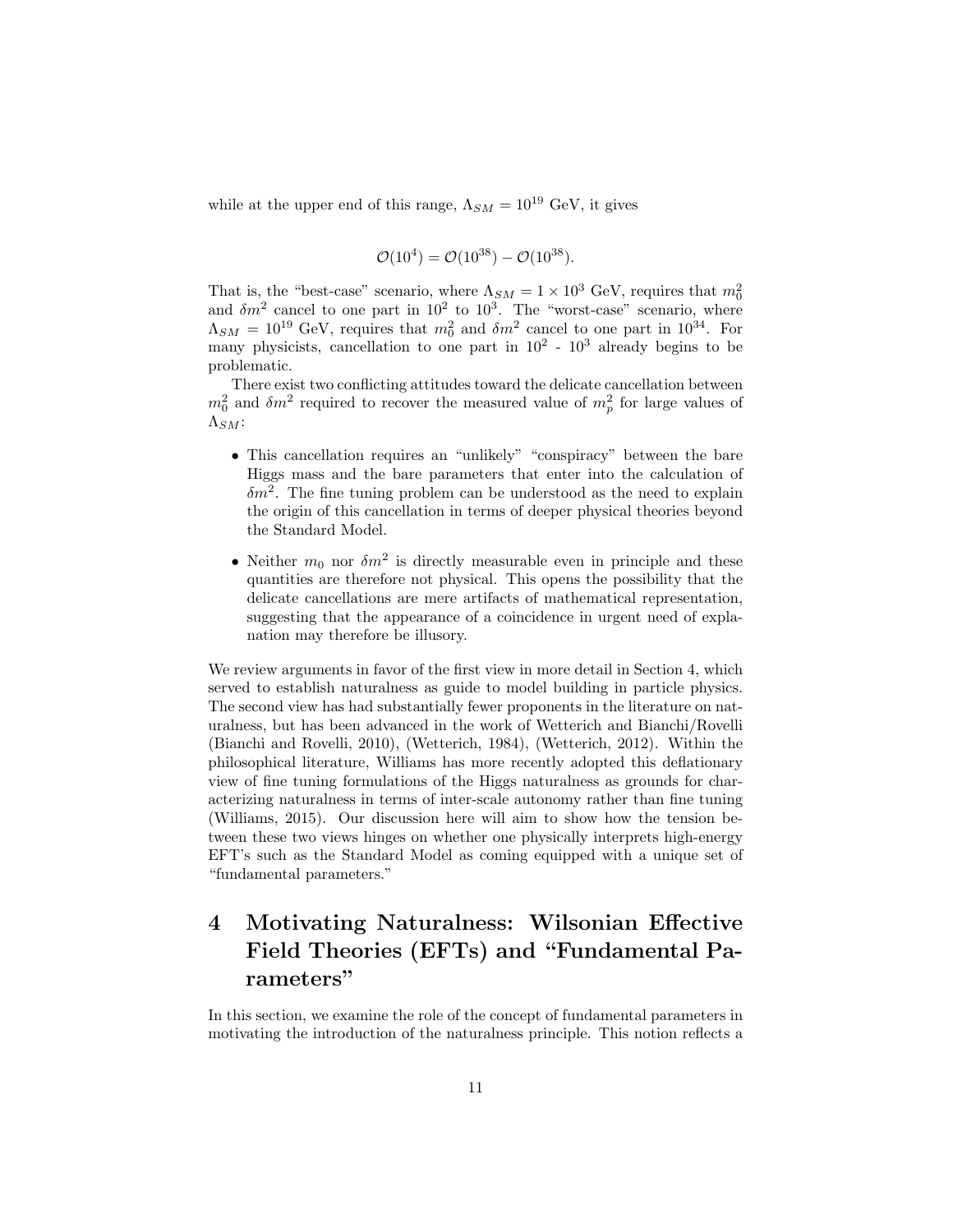while at the upper end of this range, $\Lambda_{SM} = 10^{19}$ GeV, it gives

$$\mathcal{O}(10^4) = \mathcal{O}(10^{38}) - \mathcal{O}(10^{38}).$$

That is, the "best-case" scenario, where $\Lambda_{SM} = 1 \times 10^3$ GeV, requires that $m_0^2$ and $\delta m^2$ cancel to one part in $10^2$ to $10^3$. The "worst-case" scenario, where $\Lambda_{SM} = 10^{19}$ GeV, requires that $m_0^2$ and $\delta m^2$ cancel to one part in $10^{34}$. For many physicists, cancellation to one part in $10^2$ - $10^3$ already begins to be problematic.

There exist two conflicting attitudes toward the delicate cancellation between $m_0^2$ and $\delta m^2$ required to recover the measured value of $m_p^2$ for large values of $\Lambda_{SM}$:

- This cancellation requires an "unlikely" "conspiracy" between the bare Higgs mass and the bare parameters that enter into the calculation of $\delta m^2$. The fine tuning problem can be understood as the need to explain the origin of this cancellation in terms of deeper physical theories beyond the Standard Model.
- Neither $m_0$ nor $\delta m^2$ is directly measurable even in principle and these quantities are therefore not physical. This opens the possibility that the delicate cancellations are mere artifacts of mathematical representation, suggesting that the appearance of a coincidence in urgent need of explanation may therefore be illusory.

We review arguments in favor of the first view in more detail in Section 4, which served to establish naturalness as guide to model building in particle physics. The second view has had substantially fewer proponents in the literature on naturalness, but has been advanced in the work of Wetterich and Bianchi/Rovelli (Bianchi and Rovelli, 2010), (Wetterich, 1984), (Wetterich, 2012). Within the philosophical literature, Williams has more recently adopted this deflationary view of fine tuning formulations of the Higgs naturalness as grounds for characterizing naturalness in terms of inter-scale autonomy rather than fine tuning (Williams, 2015). Our discussion here will aim to show how the tension between these two views hinges on whether one physically interprets high-energy EFT's such as the Standard Model as coming equipped with a unique set of "fundamental parameters."

# 4 Motivating Naturalness: Wilsonian Effective Field Theories (EFTs) and "Fundamental Parameters"

In this section, we examine the role of the concept of fundamental parameters in motivating the introduction of the naturalness principle. This notion reflects a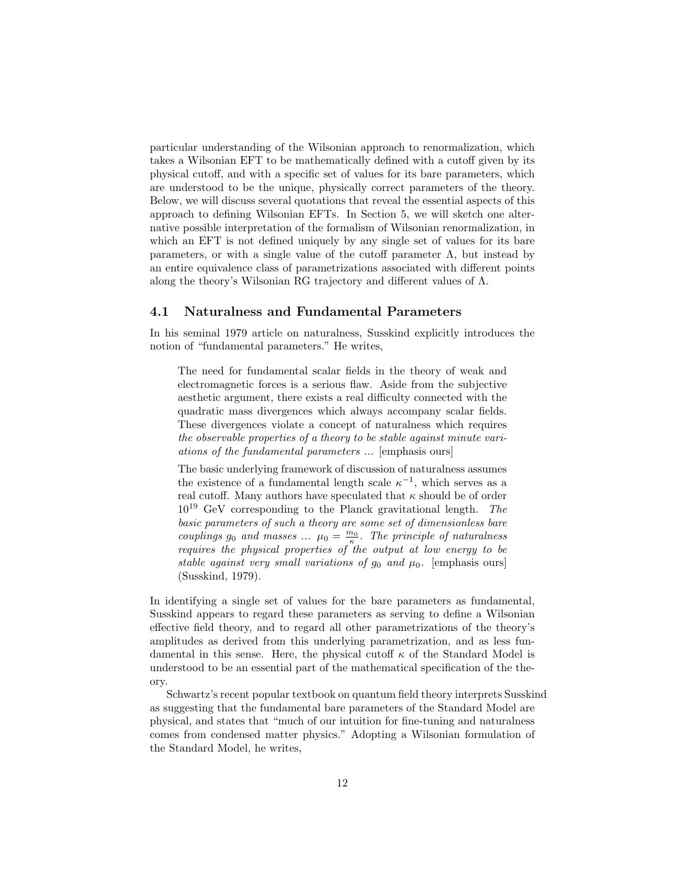particular understanding of the Wilsonian approach to renormalization, which takes a Wilsonian EFT to be mathematically defined with a cutoff given by its physical cutoff, and with a specific set of values for its bare parameters, which are understood to be the unique, physically correct parameters of the theory. Below, we will discuss several quotations that reveal the essential aspects of this approach to defining Wilsonian EFTs. In Section 5, we will sketch one alternative possible interpretation of the formalism of Wilsonian renormalization, in which an EFT is not defined uniquely by any single set of values for its bare parameters, or with a single value of the cutoff parameter $\Lambda$, but instead by an entire equivalence class of parametrizations associated with different points along the theory's Wilsonian RG trajectory and different values of $\Lambda$.

## 4.1 Naturalness and Fundamental Parameters

In his seminal 1979 article on naturalness, Susskind explicitly introduces the notion of "fundamental parameters." He writes,

> The need for fundamental scalar fields in the theory of weak and electromagnetic forces is a serious flaw. Aside from the subjective aesthetic argument, there exists a real difficulty connected with the quadratic mass divergences which always accompany scalar fields. These divergences violate a concept of naturalness which requires *the observable properties of a theory to be stable against minute variations of the fundamental parameters* ... [emphasis ours]
>
> The basic underlying framework of discussion of naturalness assumes the existence of a fundamental length scale $\kappa^{-1}$, which serves as a real cutoff. Many authors have speculated that $\kappa$ should be of order $10^{19}$ GeV corresponding to the Planck gravitational length. *The basic parameters of such a theory are some set of dimensionless bare couplings $g_0$ and masses ... $\mu_0 = \frac{m_0}{\kappa}$. The principle of naturalness requires the physical properties of the output at low energy to be stable against very small variations of $g_0$ and $\mu_0$.* [emphasis ours] (Susskind, 1979).

In identifying a single set of values for the bare parameters as fundamental, Susskind appears to regard these parameters as serving to define a Wilsonian effective field theory, and to regard all other parametrizations of the theory's amplitudes as derived from this underlying parametrization, and as less fundamental in this sense. Here, the physical cutoff $\kappa$ of the Standard Model is understood to be an essential part of the mathematical specification of the theory.

Schwartz's recent popular textbook on quantum field theory interprets Susskind as suggesting that the fundamental bare parameters of the Standard Model are physical, and states that "much of our intuition for fine-tuning and naturalness comes from condensed matter physics." Adopting a Wilsonian formulation of the Standard Model, he writes,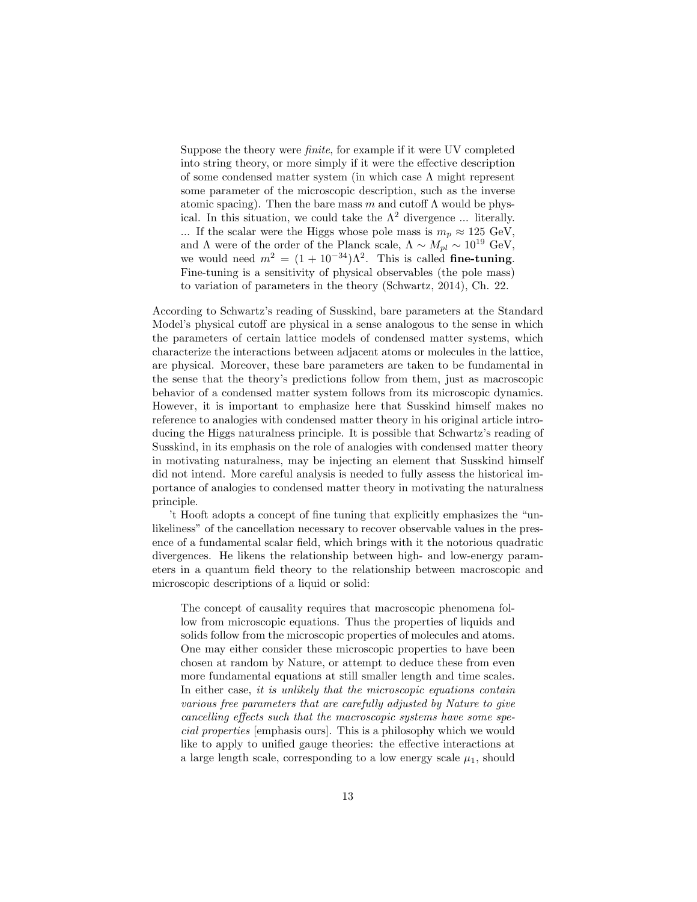> Suppose the theory were *finite*, for example if it were UV completed into string theory, or more simply if it were the effective description of some condensed matter system (in which case $\Lambda$ might represent some parameter of the microscopic description, such as the inverse atomic spacing). Then the bare mass $m$ and cutoff $\Lambda$ would be physical. In this situation, we could take the $\Lambda^2$ divergence ... literally. ... If the scalar were the Higgs whose pole mass is $m_p \approx 125$ GeV, and $\Lambda$ were of the order of the Planck scale, $\Lambda \sim M_{pl} \sim 10^{19}$ GeV, we would need $m^2 = (1 + 10^{-34})\Lambda^2$. This is called **fine-tuning**. Fine-tuning is a sensitivity of physical observables (the pole mass) to variation of parameters in the theory (Schwartz, 2014), Ch. 22.

According to Schwartz's reading of Susskind, bare parameters at the Standard Model's physical cutoff are physical in a sense analogous to the sense in which the parameters of certain lattice models of condensed matter systems, which characterize the interactions between adjacent atoms or molecules in the lattice, are physical. Moreover, these bare parameters are taken to be fundamental in the sense that the theory's predictions follow from them, just as macroscopic behavior of a condensed matter system follows from its microscopic dynamics. However, it is important to emphasize here that Susskind himself makes no reference to analogies with condensed matter theory in his original article introducing the Higgs naturalness principle. It is possible that Schwartz's reading of Susskind, in its emphasis on the role of analogies with condensed matter theory in motivating naturalness, may be injecting an element that Susskind himself did not intend. More careful analysis is needed to fully assess the historical importance of analogies to condensed matter theory in motivating the naturalness principle.

't Hooft adopts a concept of fine tuning that explicitly emphasizes the "unlikeliness" of the cancellation necessary to recover observable values in the presence of a fundamental scalar field, which brings with it the notorious quadratic divergences. He likens the relationship between high- and low-energy parameters in a quantum field theory to the relationship between macroscopic and microscopic descriptions of a liquid or solid:

> The concept of causality requires that macroscopic phenomena follow from microscopic equations. Thus the properties of liquids and solids follow from the microscopic properties of molecules and atoms. One may either consider these microscopic properties to have been chosen at random by Nature, or attempt to deduce these from even more fundamental equations at still smaller length and time scales. In either case, *it is unlikely that the microscopic equations contain various free parameters that are carefully adjusted by Nature to give cancelling effects such that the macroscopic systems have some special properties* [emphasis ours]. This is a philosophy which we would like to apply to unified gauge theories: the effective interactions at a large length scale, corresponding to a low energy scale $\mu_1$, should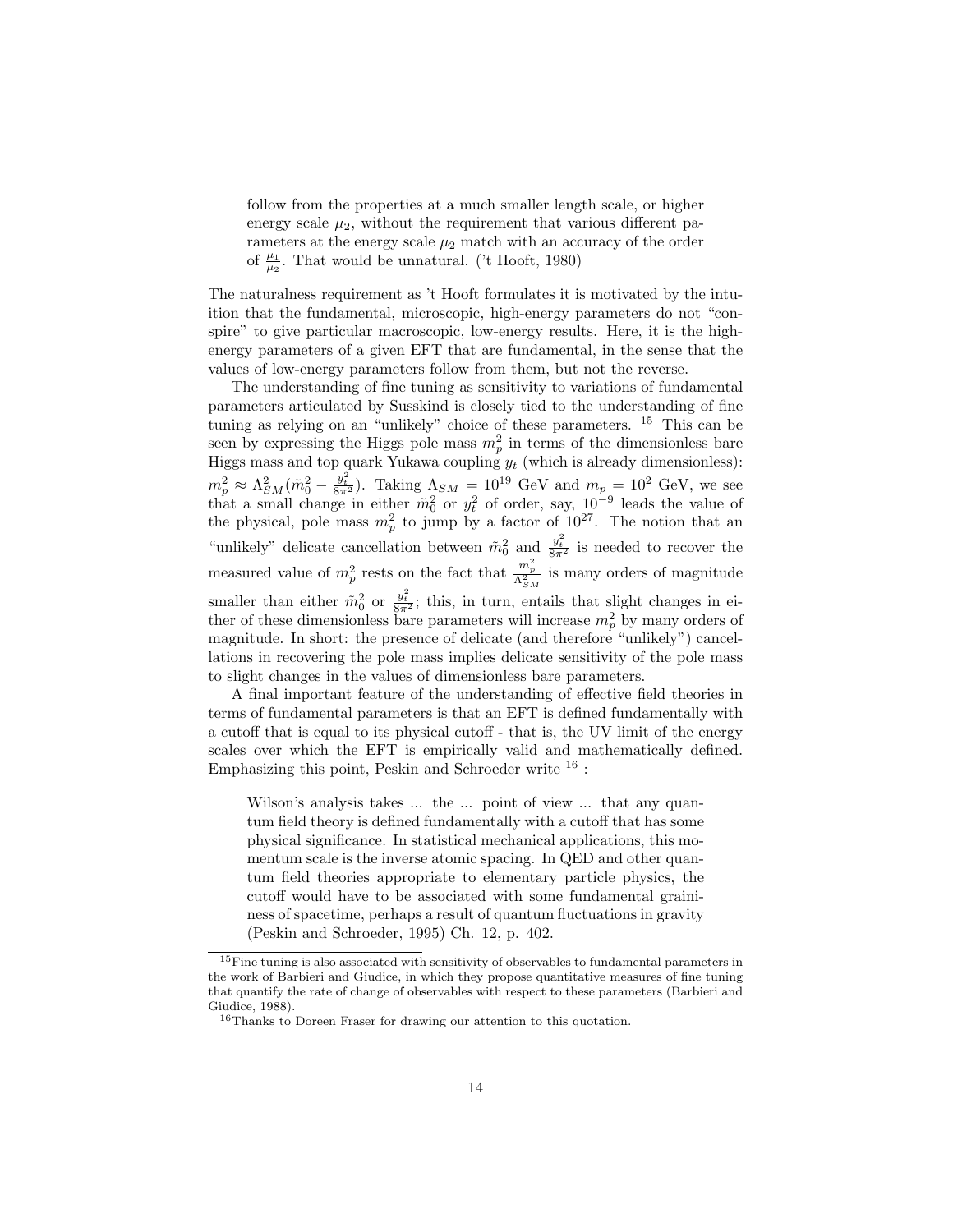> follow from the properties at a much smaller length scale, or higher energy scale $\mu_2$, without the requirement that various different parameters at the energy scale $\mu_2$ match with an accuracy of the order of $\frac{\mu_1}{\mu_2}$. That would be unnatural. ('t Hooft, 1980)

The naturalness requirement as 't Hooft formulates it is motivated by the intuition that the fundamental, microscopic, high-energy parameters do not "conspire" to give particular macroscopic, low-energy results. Here, it is the high-energy parameters of a given EFT that are fundamental, in the sense that the values of low-energy parameters follow from them, but not the reverse.

The understanding of fine tuning as sensitivity to variations of fundamental parameters articulated by Susskind is closely tied to the understanding of fine tuning as relying on an "unlikely" choice of these parameters. [15] This can be seen by expressing the Higgs pole mass $m_p^2$ in terms of the dimensionless bare Higgs mass and top quark Yukawa coupling $y_t$ (which is already dimensionless): $m_p^2 \approx \Lambda_{SM}^2(\tilde{m}_0^2 - \frac{y_t^2}{8\pi^2})$. Taking $\Lambda_{SM} = 10^{19}$ GeV and $m_p = 10^2$ GeV, we see that a small change in either $\tilde{m}_0^2$ or $y_t^2$ of order, say, $10^{-9}$ leads the value of the physical, pole mass $m_p^2$ to jump by a factor of $10^{27}$. The notion that an "unlikely" delicate cancellation between $\tilde{m}_0^2$ and $\frac{y_t^2}{8\pi^2}$ is needed to recover the measured value of $m_p^2$ rests on the fact that $\frac{m_p^2}{\Lambda_{SM}^2}$ is many orders of magnitude smaller than either $\tilde{m}_0^2$ or $\frac{y_t^2}{8\pi^2}$; this, in turn, entails that slight changes in either of these dimensionless bare parameters will increase $m_p^2$ by many orders of magnitude. In short: the presence of delicate (and therefore "unlikely") cancellations in recovering the pole mass implies delicate sensitivity of the pole mass to slight changes in the values of dimensionless bare parameters.

A final important feature of the understanding of effective field theories in terms of fundamental parameters is that an EFT is defined fundamentally with a cutoff that is equal to its physical cutoff - that is, the UV limit of the energy scales over which the EFT is empirically valid and mathematically defined. Emphasizing this point, Peskin and Schroeder write [16] :

> Wilson's analysis takes ... the ... point of view ... that any quantum field theory is defined fundamentally with a cutoff that has some physical significance. In statistical mechanical applications, this momentum scale is the inverse atomic spacing. In QED and other quantum field theories appropriate to elementary particle physics, the cutoff would have to be associated with some fundamental graininess of spacetime, perhaps a result of quantum fluctuations in gravity (Peskin and Schroeder, 1995) Ch. 12, p. 402.

---

[15] Fine tuning is also associated with sensitivity of observables to fundamental parameters in the work of Barbieri and Giudice, in which they propose quantitative measures of fine tuning that quantify the rate of change of observables with respect to these parameters (Barbieri and Giudice, 1988).

[16] Thanks to Doreen Fraser for drawing our attention to this quotation.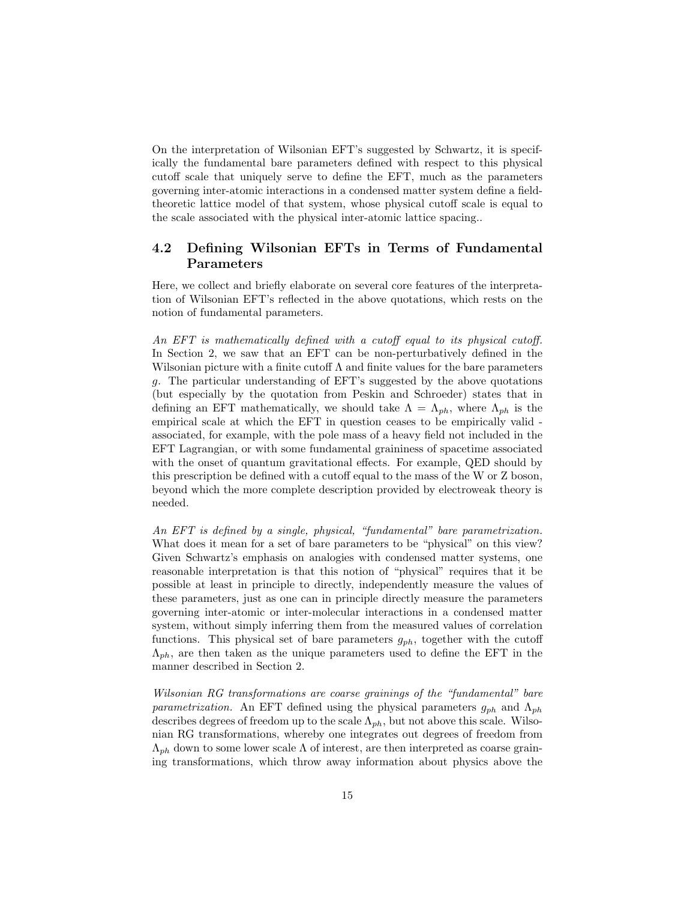On the interpretation of Wilsonian EFT's suggested by Schwartz, it is specifically the fundamental bare parameters defined with respect to this physical cutoff scale that uniquely serve to define the EFT, much as the parameters governing inter-atomic interactions in a condensed matter system define a field-theoretic lattice model of that system, whose physical cutoff scale is equal to the scale associated with the physical inter-atomic lattice spacing..

## 4.2 Defining Wilsonian EFTs in Terms of Fundamental Parameters

Here, we collect and briefly elaborate on several core features of the interpretation of Wilsonian EFT's reflected in the above quotations, which rests on the notion of fundamental parameters.

*An EFT is mathematically defined with a cutoff equal to its physical cutoff.* In Section 2, we saw that an EFT can be non-perturbatively defined in the Wilsonian picture with a finite cutoff $\Lambda$ and finite values for the bare parameters $g$. The particular understanding of EFT's suggested by the above quotations (but especially by the quotation from Peskin and Schroeder) states that in defining an EFT mathematically, we should take $\Lambda = \Lambda_{ph}$, where $\Lambda_{ph}$ is the empirical scale at which the EFT in question ceases to be empirically valid - associated, for example, with the pole mass of a heavy field not included in the EFT Lagrangian, or with some fundamental graininess of spacetime associated with the onset of quantum gravitational effects. For example, QED should by this prescription be defined with a cutoff equal to the mass of the W or Z boson, beyond which the more complete description provided by electroweak theory is needed.

*An EFT is defined by a single, physical, "fundamental" bare parametrization.* What does it mean for a set of bare parameters to be "physical" on this view? Given Schwartz's emphasis on analogies with condensed matter systems, one reasonable interpretation is that this notion of "physical" requires that it be possible at least in principle to directly, independently measure the values of these parameters, just as one can in principle directly measure the parameters governing inter-atomic or inter-molecular interactions in a condensed matter system, without simply inferring them from the measured values of correlation functions. This physical set of bare parameters $g_{ph}$, together with the cutoff $\Lambda_{ph}$, are then taken as the unique parameters used to define the EFT in the manner described in Section 2.

*Wilsonian RG transformations are coarse grainings of the "fundamental" bare parametrization.* An EFT defined using the physical parameters $g_{ph}$ and $\Lambda_{ph}$ describes degrees of freedom up to the scale $\Lambda_{ph}$, but not above this scale. Wilsonian RG transformations, whereby one integrates out degrees of freedom from $\Lambda_{ph}$ down to some lower scale $\Lambda$ of interest, are then interpreted as coarse graining transformations, which throw away information about physics above the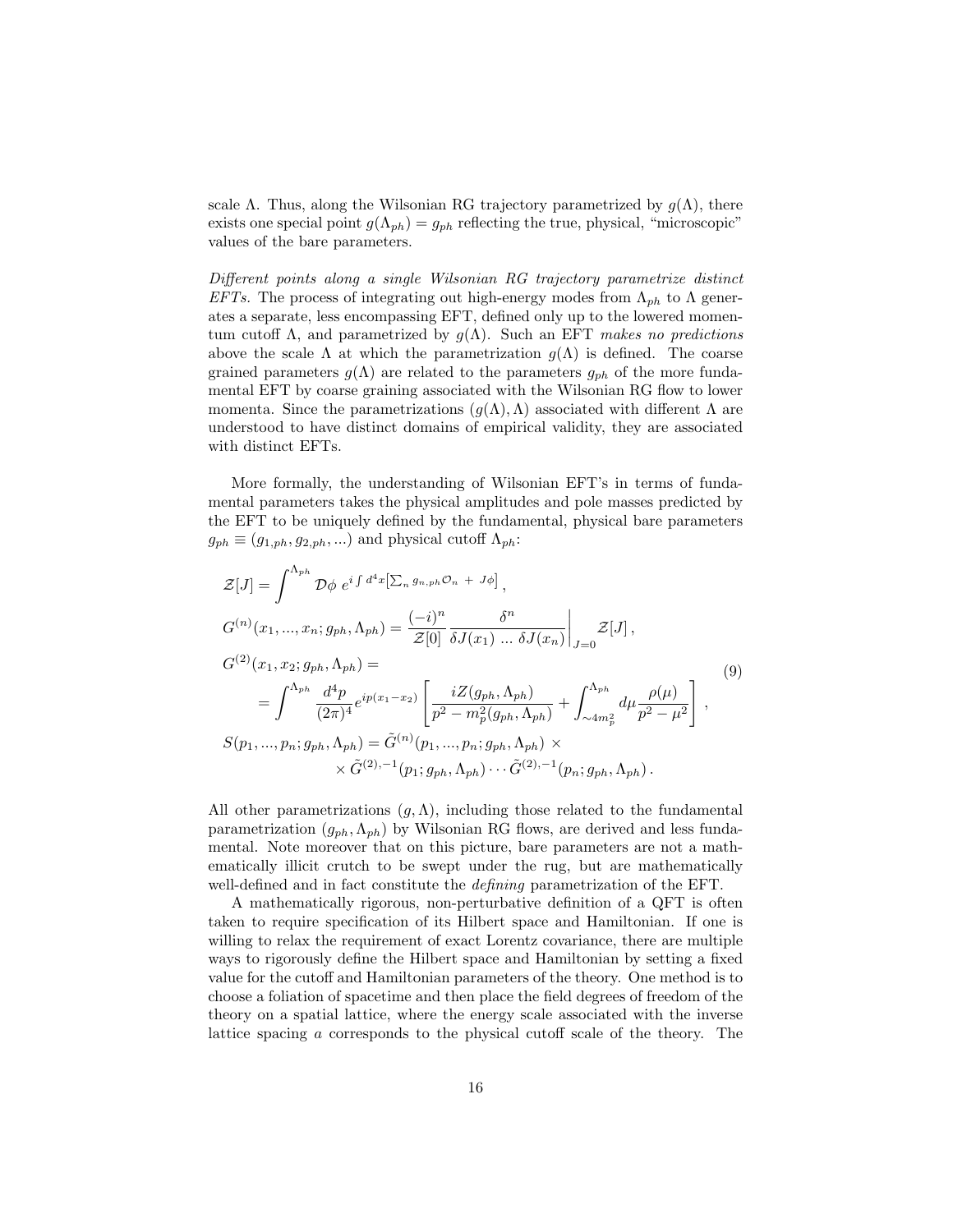scale $\Lambda$. Thus, along the Wilsonian RG trajectory parametrized by $g(\Lambda)$, there exists one special point $g(\Lambda_{ph}) = g_{ph}$ reflecting the true, physical, "microscopic" values of the bare parameters.

*Different points along a single Wilsonian RG trajectory parametrize distinct EFTs.* The process of integrating out high-energy modes from $\Lambda_{ph}$ to $\Lambda$ generates a separate, less encompassing EFT, defined only up to the lowered momentum cutoff $\Lambda$, and parametrized by $g(\Lambda)$. Such an EFT *makes no predictions* above the scale $\Lambda$ at which the parametrization $g(\Lambda)$ is defined. The coarse grained parameters $g(\Lambda)$ are related to the parameters $g_{ph}$ of the more fundamental EFT by coarse graining associated with the Wilsonian RG flow to lower momenta. Since the parametrizations $(g(\Lambda), \Lambda)$ associated with different $\Lambda$ are understood to have distinct domains of empirical validity, they are associated with distinct EFTs.

More formally, the understanding of Wilsonian EFT's in terms of fundamental parameters takes the physical amplitudes and pole masses predicted by the EFT to be uniquely defined by the fundamental, physical bare parameters $g_{ph} \equiv (g_{1,ph}, g_{2,ph}, ...)$ and physical cutoff $\Lambda_{ph}$:

$$
\begin{aligned}
&\mathcal{Z}[J] = \int^{\Lambda_{ph}} \mathcal{D}\phi \; e^{i \int d^4x \left[\sum_n g_{n,ph} \mathcal{O}_n \; + \; J\phi\right]} \,, \\
&G^{(n)}(x_1, ..., x_n; g_{ph}, \Lambda_{ph}) = \frac{(-i)^n}{\mathcal{Z}[0]} \frac{\delta^n}{\delta J(x_1) \; ... \; \delta J(x_n)}\bigg|_{J=0} \mathcal{Z}[J] \,, \\
&G^{(2)}(x_1, x_2; g_{ph}, \Lambda_{ph}) = \\
&\quad = \int^{\Lambda_{ph}} \frac{d^4p}{(2\pi)^4} e^{ip(x_1 - x_2)} \left[ \frac{iZ(g_{ph}, \Lambda_{ph})}{p^2 - m_p^2(g_{ph}, \Lambda_{ph})} + \int_{\sim 4m_p^2}^{\Lambda_{ph}} d\mu \frac{\rho(\mu)}{p^2 - \mu^2} \right] \,, \\
&S(p_1, ..., p_n; g_{ph}, \Lambda_{ph}) = \tilde{G}^{(n)}(p_1, ..., p_n; g_{ph}, \Lambda_{ph}) \; \times \\
&\qquad\qquad \times \tilde{G}^{(2),-1}(p_1; g_{ph}, \Lambda_{ph}) \cdots \tilde{G}^{(2),-1}(p_n; g_{ph}, \Lambda_{ph}) \,.
\end{aligned}
\tag{9}
$$

All other parametrizations $(g, \Lambda)$, including those related to the fundamental parametrization $(g_{ph}, \Lambda_{ph})$ by Wilsonian RG flows, are derived and less fundamental. Note moreover that on this picture, bare parameters are not a mathematically illicit crutch to be swept under the rug, but are mathematically well-defined and in fact constitute the *defining* parametrization of the EFT.

A mathematically rigorous, non-perturbative definition of a QFT is often taken to require specification of its Hilbert space and Hamiltonian. If one is willing to relax the requirement of exact Lorentz covariance, there are multiple ways to rigorously define the Hilbert space and Hamiltonian by setting a fixed value for the cutoff and Hamiltonian parameters of the theory. One method is to choose a foliation of spacetime and then place the field degrees of freedom of the theory on a spatial lattice, where the energy scale associated with the inverse lattice spacing $a$ corresponds to the physical cutoff scale of the theory. The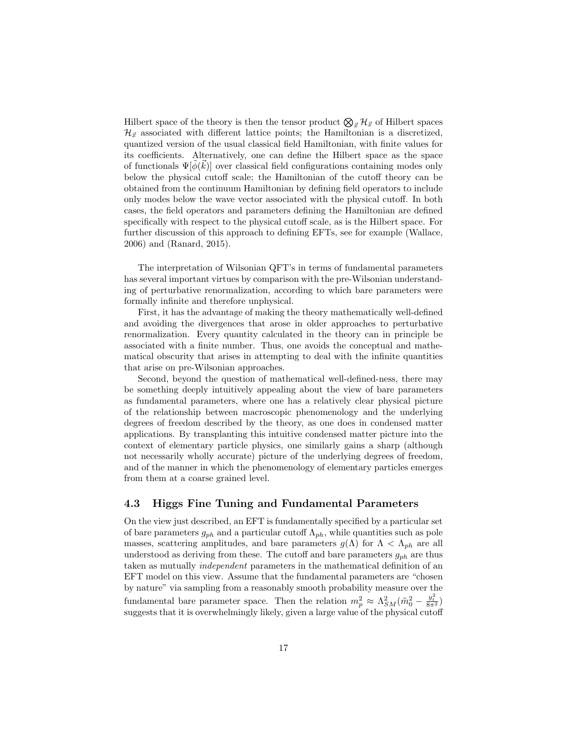Hilbert space of the theory is then the tensor product $\bigotimes_{\vec{x}} \mathcal{H}_{\vec{x}}$ of Hilbert spaces $\mathcal{H}_{\vec{x}}$ associated with different lattice points; the Hamiltonian is a discretized, quantized version of the usual classical field Hamiltonian, with finite values for its coefficients. Alternatively, one can define the Hilbert space as the space of functionals $\Psi[\tilde{\phi}(\vec{k})]$ over classical field configurations containing modes only below the physical cutoff scale; the Hamiltonian of the cutoff theory can be obtained from the continuum Hamiltonian by defining field operators to include only modes below the wave vector associated with the physical cutoff. In both cases, the field operators and parameters defining the Hamiltonian are defined specifically with respect to the physical cutoff scale, as is the Hilbert space. For further discussion of this approach to defining EFTs, see for example (Wallace, 2006) and (Ranard, 2015).

The interpretation of Wilsonian QFT's in terms of fundamental parameters has several important virtues by comparison with the pre-Wilsonian understanding of perturbative renormalization, according to which bare parameters were formally infinite and therefore unphysical.

First, it has the advantage of making the theory mathematically well-defined and avoiding the divergences that arose in older approaches to perturbative renormalization. Every quantity calculated in the theory can in principle be associated with a finite number. Thus, one avoids the conceptual and mathematical obscurity that arises in attempting to deal with the infinite quantities that arise on pre-Wilsonian approaches.

Second, beyond the question of mathematical well-defined-ness, there may be something deeply intuitively appealing about the view of bare parameters as fundamental parameters, where one has a relatively clear physical picture of the relationship between macroscopic phenomenology and the underlying degrees of freedom described by the theory, as one does in condensed matter applications. By transplanting this intuitive condensed matter picture into the context of elementary particle physics, one similarly gains a sharp (although not necessarily wholly accurate) picture of the underlying degrees of freedom, and of the manner in which the phenomenology of elementary particles emerges from them at a coarse grained level.

### 4.3 Higgs Fine Tuning and Fundamental Parameters

On the view just described, an EFT is fundamentally specified by a particular set of bare parameters $g_{ph}$ and a particular cutoff $\Lambda_{ph}$, while quantities such as pole masses, scattering amplitudes, and bare parameters $g(\Lambda)$ for $\Lambda < \Lambda_{ph}$ are all understood as deriving from these. The cutoff and bare parameters $g_{ph}$ are thus taken as mutually *independent* parameters in the mathematical definition of an EFT model on this view. Assume that the fundamental parameters are "chosen by nature" via sampling from a reasonably smooth probability measure over the fundamental bare parameter space. Then the relation $m_p^2 \approx \Lambda_{SM}^2(\tilde{m}_0^2 - \frac{y_t^2}{8\pi^2})$ suggests that it is overwhelmingly likely, given a large value of the physical cutoff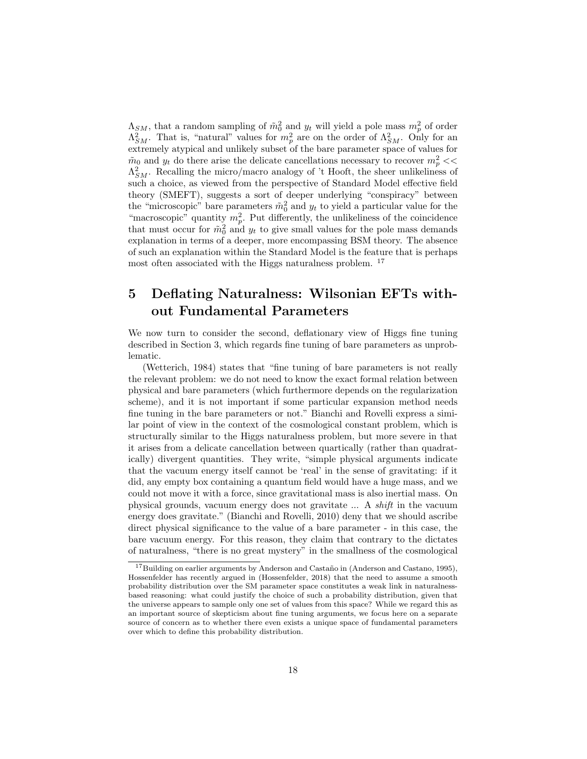$\Lambda_{SM}$, that a random sampling of $\tilde{m}_0^2$ and $y_t$ will yield a pole mass $m_p^2$ of order $\Lambda_{SM}^2$. That is, "natural" values for $m_p^2$ are on the order of $\Lambda_{SM}^2$. Only for an extremely atypical and unlikely subset of the bare parameter space of values for $\tilde{m}_0$ and $y_t$ do there arise the delicate cancellations necessary to recover $m_p^2 << \Lambda_{SM}^2$. Recalling the micro/macro analogy of 't Hooft, the sheer unlikeliness of such a choice, as viewed from the perspective of Standard Model effective field theory (SMEFT), suggests a sort of deeper underlying "conspiracy" between the "microscopic" bare parameters $\tilde{m}_0^2$ and $y_t$ to yield a particular value for the "macroscopic" quantity $m_p^2$. Put differently, the unlikeliness of the coincidence that must occur for $\tilde{m}_0^2$ and $y_t$ to give small values for the pole mass demands explanation in terms of a deeper, more encompassing BSM theory. The absence of such an explanation within the Standard Model is the feature that is perhaps most often associated with the Higgs naturalness problem. [17]

# 5 Deflating Naturalness: Wilsonian EFTs without Fundamental Parameters

We now turn to consider the second, deflationary view of Higgs fine tuning described in Section 3, which regards fine tuning of bare parameters as unproblematic.

(Wetterich, 1984) states that "fine tuning of bare parameters is not really the relevant problem: we do not need to know the exact formal relation between physical and bare parameters (which furthermore depends on the regularization scheme), and it is not important if some particular expansion method needs fine tuning in the bare parameters or not." Bianchi and Rovelli express a similar point of view in the context of the cosmological constant problem, which is structurally similar to the Higgs naturalness problem, but more severe in that it arises from a delicate cancellation between quartically (rather than quadratically) divergent quantities. They write, "simple physical arguments indicate that the vacuum energy itself cannot be 'real' in the sense of gravitating: if it did, any empty box containing a quantum field would have a huge mass, and we could not move it with a force, since gravitational mass is also inertial mass. On physical grounds, vacuum energy does not gravitate ... A *shift* in the vacuum energy does gravitate." (Bianchi and Rovelli, 2010) deny that we should ascribe direct physical significance to the value of a bare parameter - in this case, the bare vacuum energy. For this reason, they claim that contrary to the dictates of naturalness, "there is no great mystery" in the smallness of the cosmological

[17] Building on earlier arguments by Anderson and Castaño in (Anderson and Castano, 1995), Hossenfelder has recently argued in (Hossenfelder, 2018) that the need to assume a smooth probability distribution over the SM parameter space constitutes a weak link in naturalness-based reasoning: what could justify the choice of such a probability distribution, given that the universe appears to sample only one set of values from this space? While we regard this as an important source of skepticism about fine tuning arguments, we focus here on a separate source of concern as to whether there even exists a unique space of fundamental parameters over which to define this probability distribution.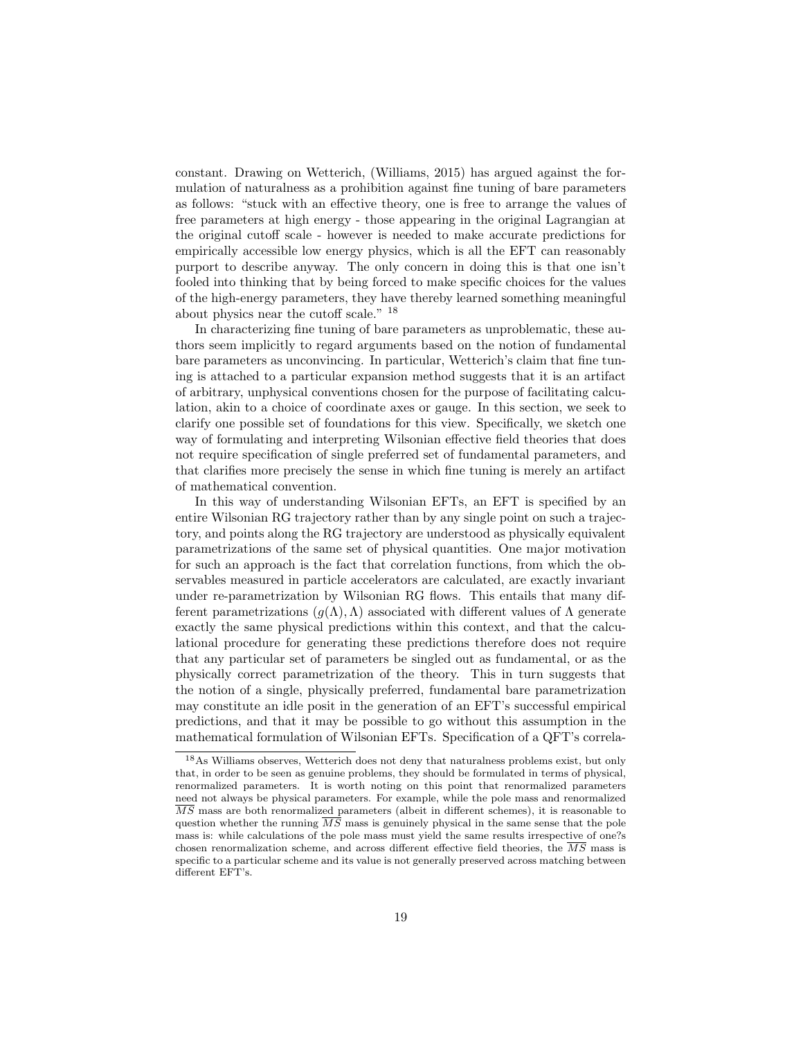constant. Drawing on Wetterich, (Williams, 2015) has argued against the formulation of naturalness as a prohibition against fine tuning of bare parameters as follows: "stuck with an effective theory, one is free to arrange the values of free parameters at high energy - those appearing in the original Lagrangian at the original cutoff scale - however is needed to make accurate predictions for empirically accessible low energy physics, which is all the EFT can reasonably purport to describe anyway. The only concern in doing this is that one isn't fooled into thinking that by being forced to make specific choices for the values of the high-energy parameters, they have thereby learned something meaningful about physics near the cutoff scale." [18]

In characterizing fine tuning of bare parameters as unproblematic, these authors seem implicitly to regard arguments based on the notion of fundamental bare parameters as unconvincing. In particular, Wetterich's claim that fine tuning is attached to a particular expansion method suggests that it is an artifact of arbitrary, unphysical conventions chosen for the purpose of facilitating calculation, akin to a choice of coordinate axes or gauge. In this section, we seek to clarify one possible set of foundations for this view. Specifically, we sketch one way of formulating and interpreting Wilsonian effective field theories that does not require specification of single preferred set of fundamental parameters, and that clarifies more precisely the sense in which fine tuning is merely an artifact of mathematical convention.

In this way of understanding Wilsonian EFTs, an EFT is specified by an entire Wilsonian RG trajectory rather than by any single point on such a trajectory, and points along the RG trajectory are understood as physically equivalent parametrizations of the same set of physical quantities. One major motivation for such an approach is the fact that correlation functions, from which the observables measured in particle accelerators are calculated, are exactly invariant under re-parametrization by Wilsonian RG flows. This entails that many different parametrizations $(g(\Lambda), \Lambda)$ associated with different values of $\Lambda$ generate exactly the same physical predictions within this context, and that the calculational procedure for generating these predictions therefore does not require that any particular set of parameters be singled out as fundamental, or as the physically correct parametrization of the theory. This in turn suggests that the notion of a single, physically preferred, fundamental bare parametrization may constitute an idle posit in the generation of an EFT's successful empirical predictions, and that it may be possible to go without this assumption in the mathematical formulation of Wilsonian EFTs. Specification of a QFT's correla-

[18] As Williams observes, Wetterich does not deny that naturalness problems exist, but only that, in order to be seen as genuine problems, they should be formulated in terms of physical, renormalized parameters. It is worth noting on this point that renormalized parameters need not always be physical parameters. For example, while the pole mass and renormalized $\overline{MS}$ mass are both renormalized parameters (albeit in different schemes), it is reasonable to question whether the running $\overline{MS}$ mass is genuinely physical in the same sense that the pole mass is: while calculations of the pole mass must yield the same results irrespective of one?s chosen renormalization scheme, and across different effective field theories, the $\overline{MS}$ mass is specific to a particular scheme and its value is not generally preserved across matching between different EFT's.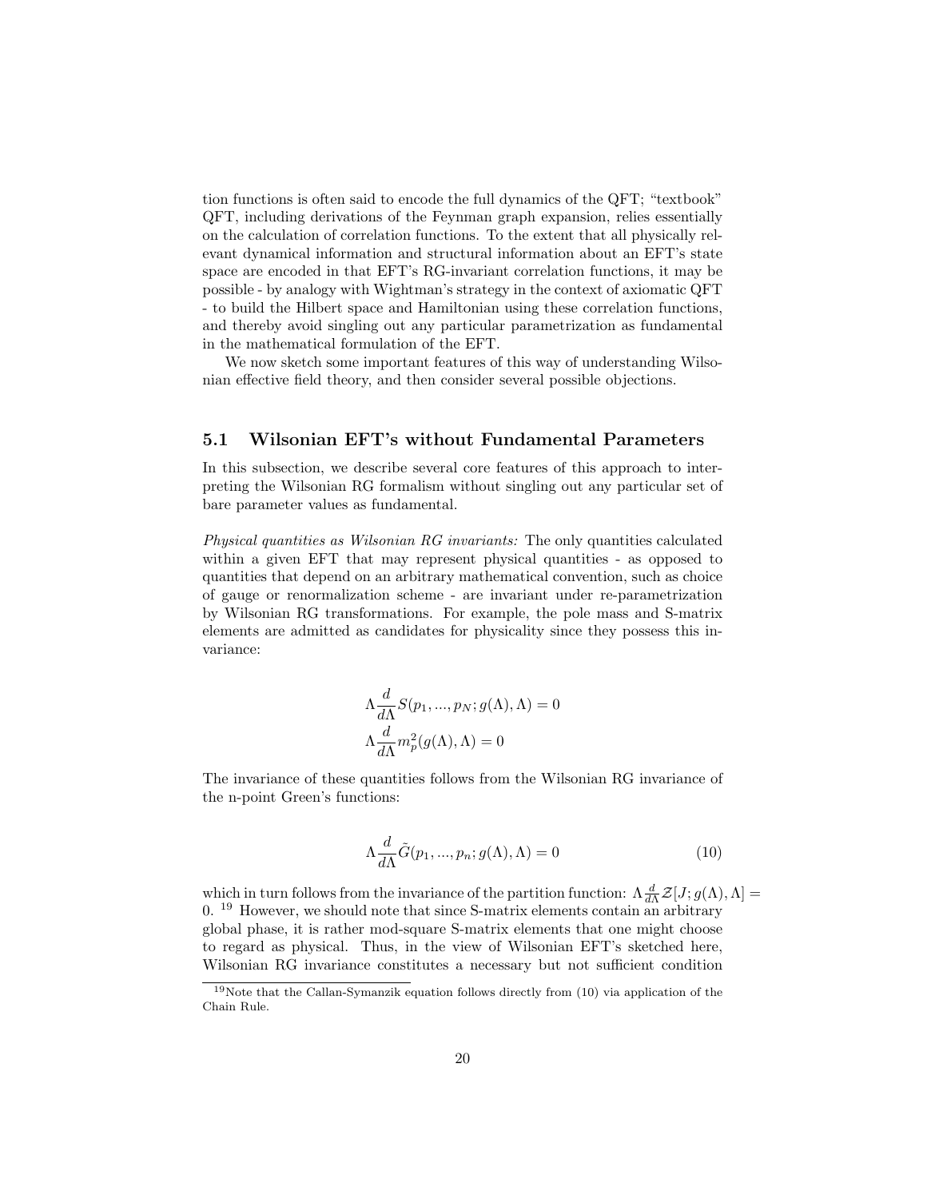tion functions is often said to encode the full dynamics of the QFT; "textbook" QFT, including derivations of the Feynman graph expansion, relies essentially on the calculation of correlation functions. To the extent that all physically relevant dynamical information and structural information about an EFT's state space are encoded in that EFT's RG-invariant correlation functions, it may be possible - by analogy with Wightman's strategy in the context of axiomatic QFT - to build the Hilbert space and Hamiltonian using these correlation functions, and thereby avoid singling out any particular parametrization as fundamental in the mathematical formulation of the EFT.

We now sketch some important features of this way of understanding Wilsonian effective field theory, and then consider several possible objections.

### 5.1 Wilsonian EFT's without Fundamental Parameters

In this subsection, we describe several core features of this approach to interpreting the Wilsonian RG formalism without singling out any particular set of bare parameter values as fundamental.

*Physical quantities as Wilsonian RG invariants:* The only quantities calculated within a given EFT that may represent physical quantities - as opposed to quantities that depend on an arbitrary mathematical convention, such as choice of gauge or renormalization scheme - are invariant under re-parametrization by Wilsonian RG transformations. For example, the pole mass and S-matrix elements are admitted as candidates for physicality since they possess this invariance:

$$\Lambda \frac{d}{d\Lambda} S(p_1, ..., p_N; g(\Lambda), \Lambda) = 0$$
$$\Lambda \frac{d}{d\Lambda} m_p^2(g(\Lambda), \Lambda) = 0$$

The invariance of these quantities follows from the Wilsonian RG invariance of the n-point Green's functions:

$$\Lambda \frac{d}{d\Lambda} \tilde{G}(p_1, ..., p_n; g(\Lambda), \Lambda) = 0 \tag{10}$$

which in turn follows from the invariance of the partition function: $\Lambda \frac{d}{d\Lambda} \mathcal{Z}[J; g(\Lambda), \Lambda] = 0$. [19] However, we should note that since S-matrix elements contain an arbitrary global phase, it is rather mod-square S-matrix elements that one might choose to regard as physical. Thus, in the view of Wilsonian EFT's sketched here, Wilsonian RG invariance constitutes a necessary but not sufficient condition

[19] Note that the Callan-Symanzik equation follows directly from (10) via application of the Chain Rule.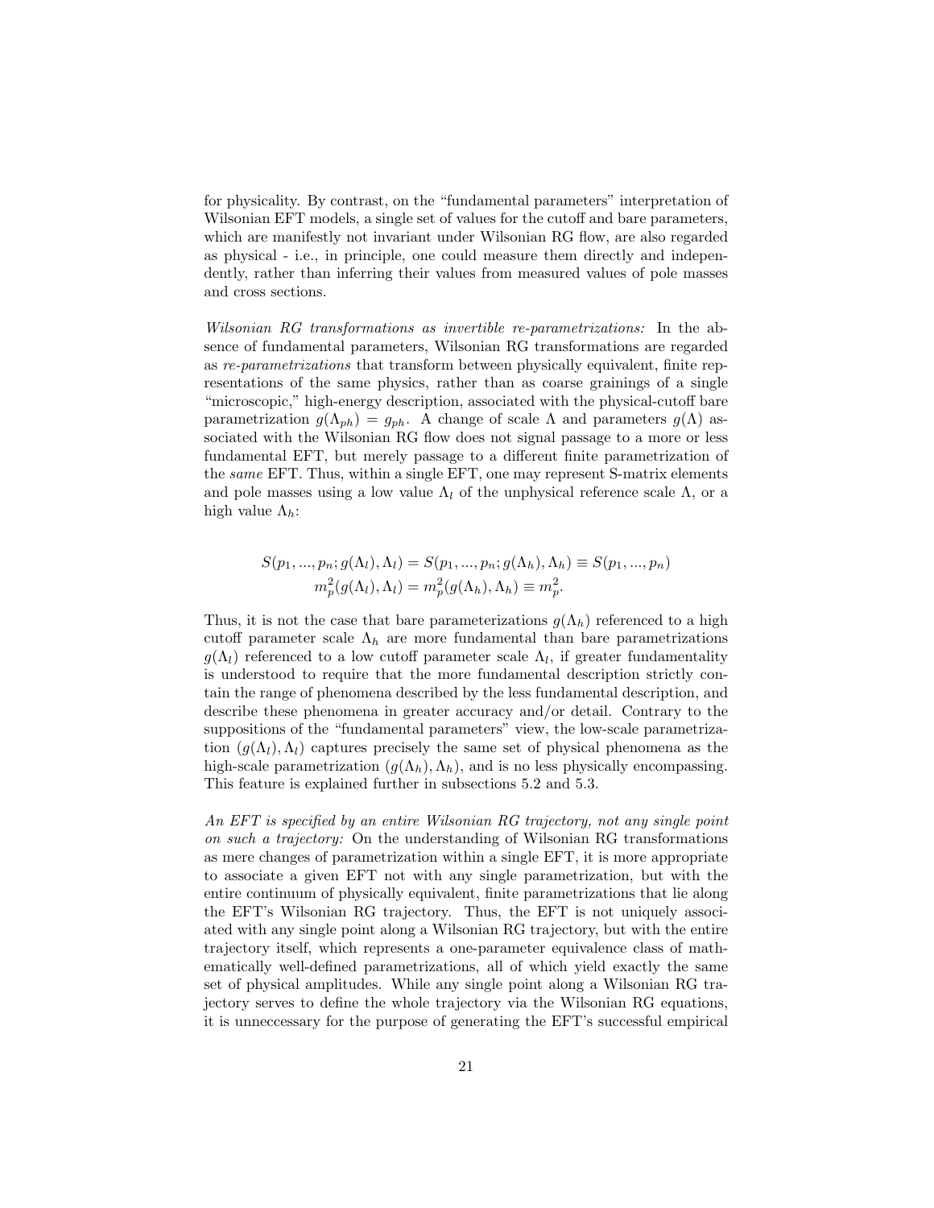for physicality. By contrast, on the "fundamental parameters" interpretation of Wilsonian EFT models, a single set of values for the cutoff and bare parameters, which are manifestly not invariant under Wilsonian RG flow, are also regarded as physical - i.e., in principle, one could measure them directly and independently, rather than inferring their values from measured values of pole masses and cross sections.

*Wilsonian RG transformations as invertible re-parametrizations:* In the absence of fundamental parameters, Wilsonian RG transformations are regarded as *re-parametrizations* that transform between physically equivalent, finite representations of the same physics, rather than as coarse grainings of a single "microscopic," high-energy description, associated with the physical-cutoff bare parametrization $g(\Lambda_{ph}) = g_{ph}$. A change of scale $\Lambda$ and parameters $g(\Lambda)$ associated with the Wilsonian RG flow does not signal passage to a more or less fundamental EFT, but merely passage to a different finite parametrization of the *same* EFT. Thus, within a single EFT, one may represent S-matrix elements and pole masses using a low value $\Lambda_l$ of the unphysical reference scale $\Lambda$, or a high value $\Lambda_h$:

$$
\begin{aligned}
S(p_1, ..., p_n; g(\Lambda_l), \Lambda_l) = S(p_1, ..., p_n; g(\Lambda_h), \Lambda_h) \equiv S(p_1, ..., p_n) \\
m_p^2(g(\Lambda_l), \Lambda_l) = m_p^2(g(\Lambda_h), \Lambda_h) \equiv m_p^2.
\end{aligned}
$$

Thus, it is not the case that bare parameterizations $g(\Lambda_h)$ referenced to a high cutoff parameter scale $\Lambda_h$ are more fundamental than bare parametrizations $g(\Lambda_l)$ referenced to a low cutoff parameter scale $\Lambda_l$, if greater fundamentality is understood to require that the more fundamental description strictly contain the range of phenomena described by the less fundamental description, and describe these phenomena in greater accuracy and/or detail. Contrary to the suppositions of the "fundamental parameters" view, the low-scale parametrization $(g(\Lambda_l), \Lambda_l)$ captures precisely the same set of physical phenomena as the high-scale parametrization $(g(\Lambda_h), \Lambda_h)$, and is no less physically encompassing. This feature is explained further in subsections 5.2 and 5.3.

*An EFT is specified by an entire Wilsonian RG trajectory, not any single point on such a trajectory:* On the understanding of Wilsonian RG transformations as mere changes of parametrization within a single EFT, it is more appropriate to associate a given EFT not with any single parametrization, but with the entire continuum of physically equivalent, finite parametrizations that lie along the EFT's Wilsonian RG trajectory. Thus, the EFT is not uniquely associated with any single point along a Wilsonian RG trajectory, but with the entire trajectory itself, which represents a one-parameter equivalence class of mathematically well-defined parametrizations, all of which yield exactly the same set of physical amplitudes. While any single point along a Wilsonian RG trajectory serves to define the whole trajectory via the Wilsonian RG equations, it is unneccessary for the purpose of generating the EFT's successful empirical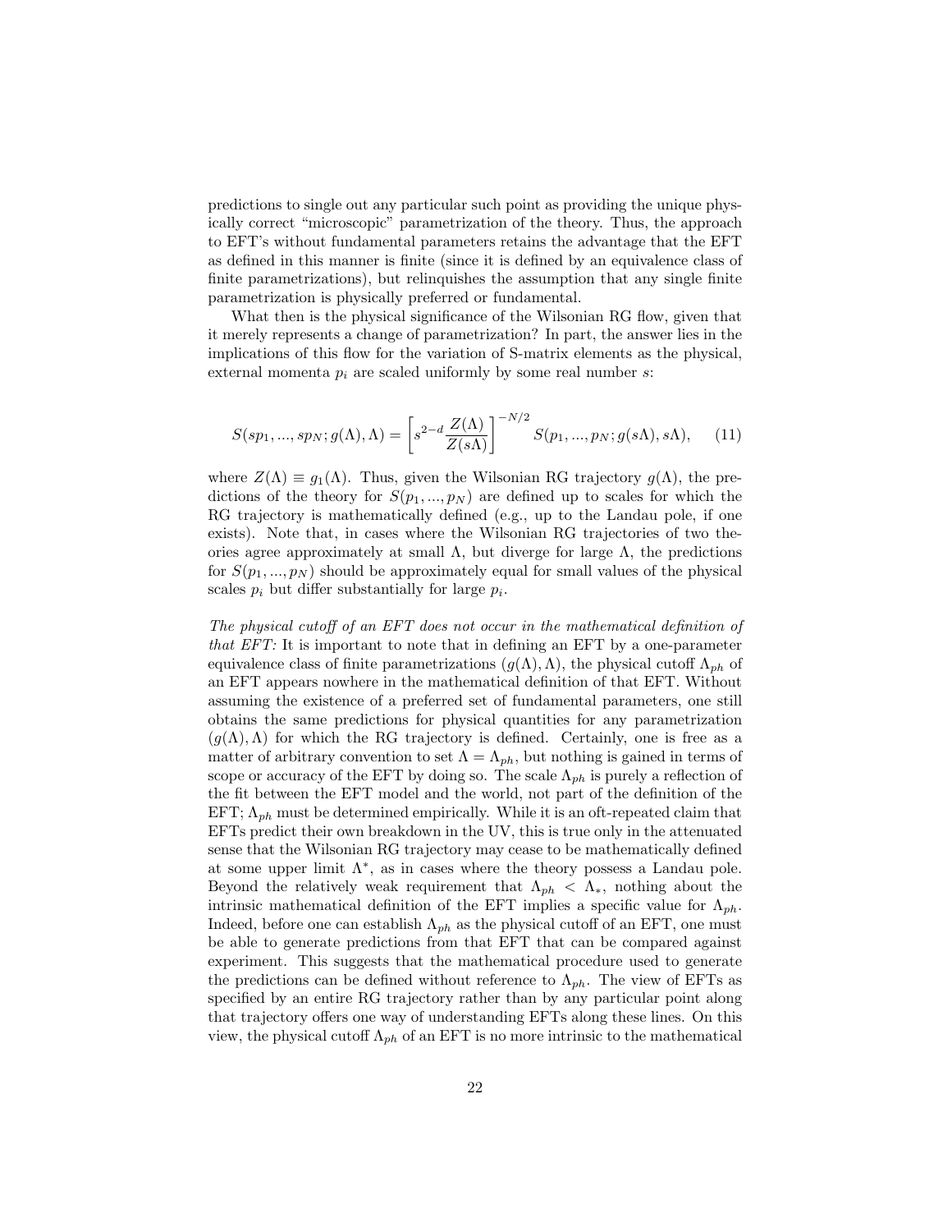predictions to single out any particular such point as providing the unique physically correct "microscopic" parametrization of the theory. Thus, the approach to EFT's without fundamental parameters retains the advantage that the EFT as defined in this manner is finite (since it is defined by an equivalence class of finite parametrizations), but relinquishes the assumption that any single finite parametrization is physically preferred or fundamental.

What then is the physical significance of the Wilsonian RG flow, given that it merely represents a change of parametrization? In part, the answer lies in the implications of this flow for the variation of S-matrix elements as the physical, external momenta $p_i$ are scaled uniformly by some real number $s$:

$$S(sp_1, ..., sp_N; g(\Lambda), \Lambda) = \left[ s^{2-d} \frac{Z(\Lambda)}{Z(s\Lambda)} \right]^{-N/2} S(p_1, ..., p_N; g(s\Lambda), s\Lambda), \quad (11)$$

where $Z(\Lambda) \equiv g_1(\Lambda)$. Thus, given the Wilsonian RG trajectory $g(\Lambda)$, the predictions of the theory for $S(p_1, ..., p_N)$ are defined up to scales for which the RG trajectory is mathematically defined (e.g., up to the Landau pole, if one exists). Note that, in cases where the Wilsonian RG trajectories of two theories agree approximately at small $\Lambda$, but diverge for large $\Lambda$, the predictions for $S(p_1, ..., p_N)$ should be approximately equal for small values of the physical scales $p_i$ but differ substantially for large $p_i$.

*The physical cutoff of an EFT does not occur in the mathematical definition of that EFT:* It is important to note that in defining an EFT by a one-parameter equivalence class of finite parametrizations $(g(\Lambda), \Lambda)$, the physical cutoff $\Lambda_{ph}$ of an EFT appears nowhere in the mathematical definition of that EFT. Without assuming the existence of a preferred set of fundamental parameters, one still obtains the same predictions for physical quantities for any parametrization $(g(\Lambda), \Lambda)$ for which the RG trajectory is defined. Certainly, one is free as a matter of arbitrary convention to set $\Lambda = \Lambda_{ph}$, but nothing is gained in terms of scope or accuracy of the EFT by doing so. The scale $\Lambda_{ph}$ is purely a reflection of the fit between the EFT model and the world, not part of the definition of the EFT; $\Lambda_{ph}$ must be determined empirically. While it is an oft-repeated claim that EFTs predict their own breakdown in the UV, this is true only in the attenuated sense that the Wilsonian RG trajectory may cease to be mathematically defined at some upper limit $\Lambda^*$, as in cases where the theory possess a Landau pole. Beyond the relatively weak requirement that $\Lambda_{ph} < \Lambda_*$, nothing about the intrinsic mathematical definition of the EFT implies a specific value for $\Lambda_{ph}$. Indeed, before one can establish $\Lambda_{ph}$ as the physical cutoff of an EFT, one must be able to generate predictions from that EFT that can be compared against experiment. This suggests that the mathematical procedure used to generate the predictions can be defined without reference to $\Lambda_{ph}$. The view of EFTs as specified by an entire RG trajectory rather than by any particular point along that trajectory offers one way of understanding EFTs along these lines. On this view, the physical cutoff $\Lambda_{ph}$ of an EFT is no more intrinsic to the mathematical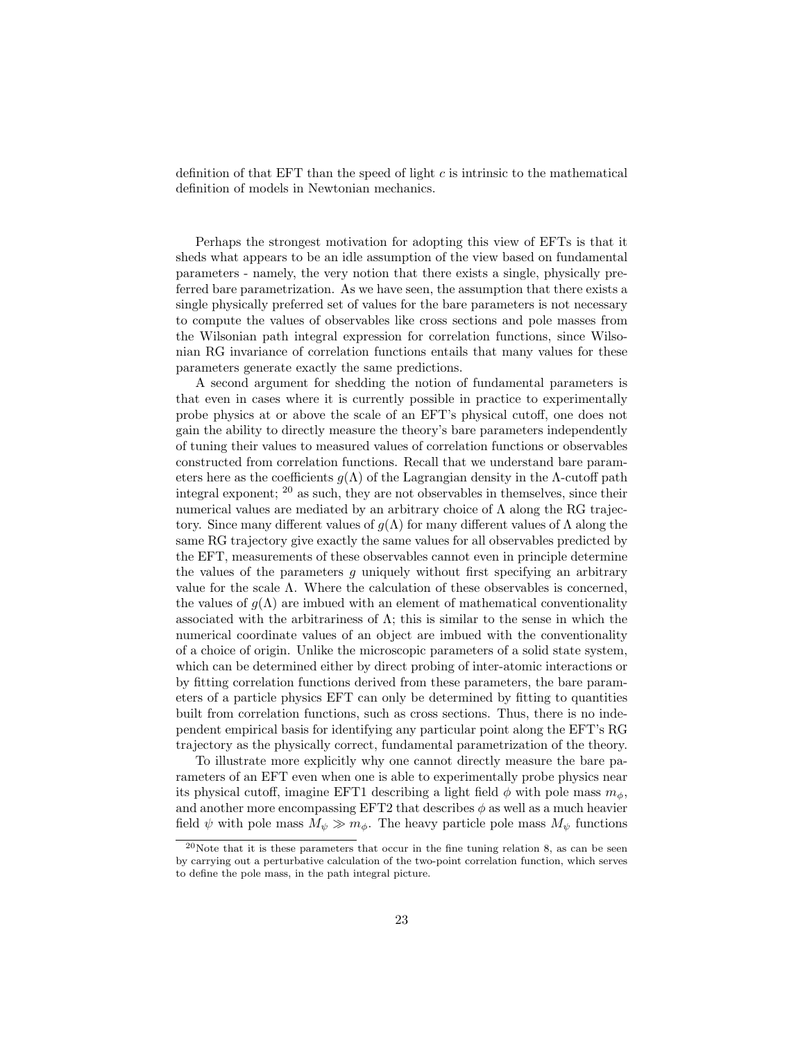definition of that EFT than the speed of light $c$ is intrinsic to the mathematical definition of models in Newtonian mechanics.

Perhaps the strongest motivation for adopting this view of EFTs is that it sheds what appears to be an idle assumption of the view based on fundamental parameters - namely, the very notion that there exists a single, physically preferred bare parametrization. As we have seen, the assumption that there exists a single physically preferred set of values for the bare parameters is not necessary to compute the values of observables like cross sections and pole masses from the Wilsonian path integral expression for correlation functions, since Wilsonian RG invariance of correlation functions entails that many values for these parameters generate exactly the same predictions.

A second argument for shedding the notion of fundamental parameters is that even in cases where it is currently possible in practice to experimentally probe physics at or above the scale of an EFT's physical cutoff, one does not gain the ability to directly measure the theory's bare parameters independently of tuning their values to measured values of correlation functions or observables constructed from correlation functions. Recall that we understand bare parameters here as the coefficients $g(\Lambda)$ of the Lagrangian density in the $\Lambda$-cutoff path integral exponent; [20] as such, they are not observables in themselves, since their numerical values are mediated by an arbitrary choice of $\Lambda$ along the RG trajectory. Since many different values of $g(\Lambda)$ for many different values of $\Lambda$ along the same RG trajectory give exactly the same values for all observables predicted by the EFT, measurements of these observables cannot even in principle determine the values of the parameters $g$ uniquely without first specifying an arbitrary value for the scale $\Lambda$. Where the calculation of these observables is concerned, the values of $g(\Lambda)$ are imbued with an element of mathematical conventionality associated with the arbitrariness of $\Lambda$; this is similar to the sense in which the numerical coordinate values of an object are imbued with the conventionality of a choice of origin. Unlike the microscopic parameters of a solid state system, which can be determined either by direct probing of inter-atomic interactions or by fitting correlation functions derived from these parameters, the bare parameters of a particle physics EFT can only be determined by fitting to quantities built from correlation functions, such as cross sections. Thus, there is no independent empirical basis for identifying any particular point along the EFT's RG trajectory as the physically correct, fundamental parametrization of the theory.

To illustrate more explicitly why one cannot directly measure the bare parameters of an EFT even when one is able to experimentally probe physics near its physical cutoff, imagine EFT1 describing a light field $\phi$ with pole mass $m_\phi$, and another more encompassing EFT2 that describes $\phi$ as well as a much heavier field $\psi$ with pole mass $M_\psi \gg m_\phi$. The heavy particle pole mass $M_\psi$ functions

[20] Note that it is these parameters that occur in the fine tuning relation 8, as can be seen by carrying out a perturbative calculation of the two-point correlation function, which serves to define the pole mass, in the path integral picture.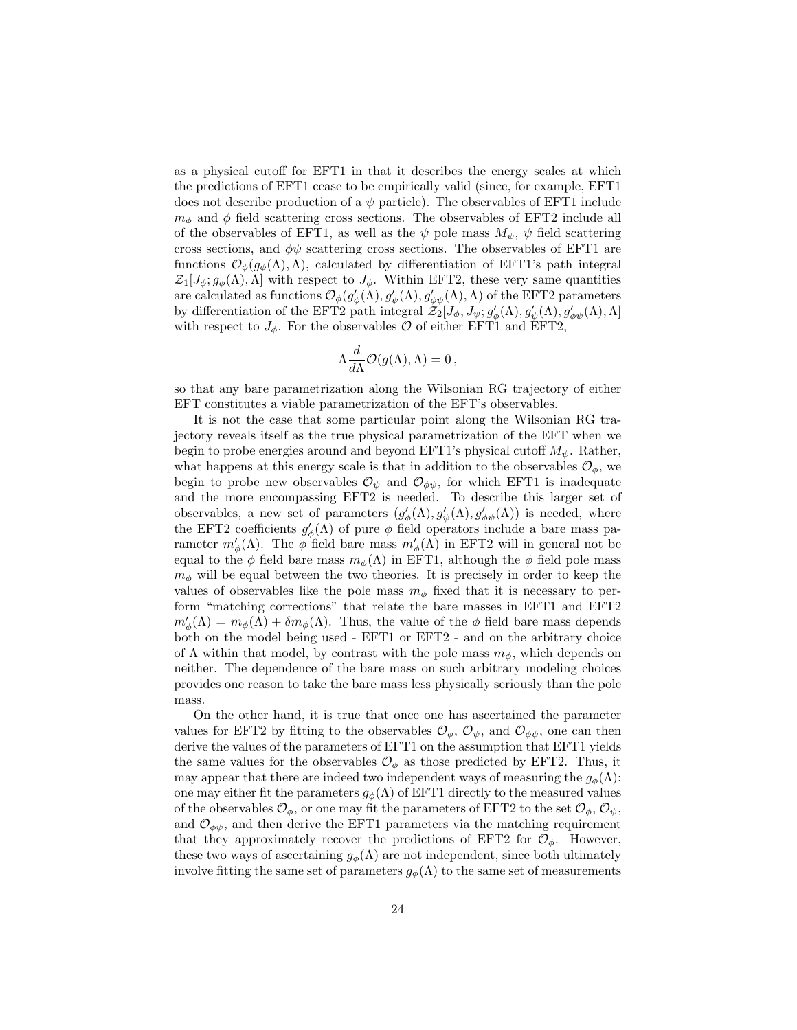as a physical cutoff for EFT1 in that it describes the energy scales at which the predictions of EFT1 cease to be empirically valid (since, for example, EFT1 does not describe production of a $\psi$ particle). The observables of EFT1 include $m_\phi$ and $\phi$ field scattering cross sections. The observables of EFT2 include all of the observables of EFT1, as well as the $\psi$ pole mass $M_\psi$, $\psi$ field scattering cross sections, and $\phi\psi$ scattering cross sections. The observables of EFT1 are functions $\mathcal{O}_\phi(g_\phi(\Lambda), \Lambda)$, calculated by differentiation of EFT1's path integral $\mathcal{Z}_1[J_\phi; g_\phi(\Lambda), \Lambda]$ with respect to $J_\phi$. Within EFT2, these very same quantities are calculated as functions $\mathcal{O}_\phi(g'_\phi(\Lambda), g'_\psi(\Lambda), g'_{\phi\psi}(\Lambda), \Lambda)$ of the EFT2 parameters by differentiation of the EFT2 path integral $\mathcal{Z}_2[J_\phi, J_\psi; g'_\phi(\Lambda), g'_\psi(\Lambda), g'_{\phi\psi}(\Lambda), \Lambda]$ with respect to $J_\phi$. For the observables $\mathcal{O}$ of either EFT1 and EFT2,

$$\Lambda \frac{d}{d\Lambda} \mathcal{O}(g(\Lambda), \Lambda) = 0\,,$$

so that any bare parametrization along the Wilsonian RG trajectory of either EFT constitutes a viable parametrization of the EFT's observables.

It is not the case that some particular point along the Wilsonian RG trajectory reveals itself as the true physical parametrization of the EFT when we begin to probe energies around and beyond EFT1's physical cutoff $M_\psi$. Rather, what happens at this energy scale is that in addition to the observables $\mathcal{O}_\phi$, we begin to probe new observables $\mathcal{O}_\psi$ and $\mathcal{O}_{\phi\psi}$, for which EFT1 is inadequate and the more encompassing EFT2 is needed. To describe this larger set of observables, a new set of parameters $(g'_\phi(\Lambda), g'_\psi(\Lambda), g'_{\phi\psi}(\Lambda))$ is needed, where the EFT2 coefficients $g'_\phi(\Lambda)$ of pure $\phi$ field operators include a bare mass parameter $m'_\phi(\Lambda)$. The $\phi$ field bare mass $m'_\phi(\Lambda)$ in EFT2 will in general not be equal to the $\phi$ field bare mass $m_\phi(\Lambda)$ in EFT1, although the $\phi$ field pole mass $m_\phi$ will be equal between the two theories. It is precisely in order to keep the values of observables like the pole mass $m_\phi$ fixed that it is necessary to perform "matching corrections" that relate the bare masses in EFT1 and EFT2 $m'_\phi(\Lambda) = m_\phi(\Lambda) + \delta m_\phi(\Lambda)$. Thus, the value of the $\phi$ field bare mass depends both on the model being used - EFT1 or EFT2 - and on the arbitrary choice of $\Lambda$ within that model, by contrast with the pole mass $m_\phi$, which depends on neither. The dependence of the bare mass on such arbitrary modeling choices provides one reason to take the bare mass less physically seriously than the pole mass.

On the other hand, it is true that once one has ascertained the parameter values for EFT2 by fitting to the observables $\mathcal{O}_\phi$, $\mathcal{O}_\psi$, and $\mathcal{O}_{\phi\psi}$, one can then derive the values of the parameters of EFT1 on the assumption that EFT1 yields the same values for the observables $\mathcal{O}_\phi$ as those predicted by EFT2. Thus, it may appear that there are indeed two independent ways of measuring the $g_\phi(\Lambda)$: one may either fit the parameters $g_\phi(\Lambda)$ of EFT1 directly to the measured values of the observables $\mathcal{O}_\phi$, or one may fit the parameters of EFT2 to the set $\mathcal{O}_\phi$, $\mathcal{O}_\psi$, and $\mathcal{O}_{\phi\psi}$, and then derive the EFT1 parameters via the matching requirement that they approximately recover the predictions of EFT2 for $\mathcal{O}_\phi$. However, these two ways of ascertaining $g_\phi(\Lambda)$ are not independent, since both ultimately involve fitting the same set of parameters $g_\phi(\Lambda)$ to the same set of measurements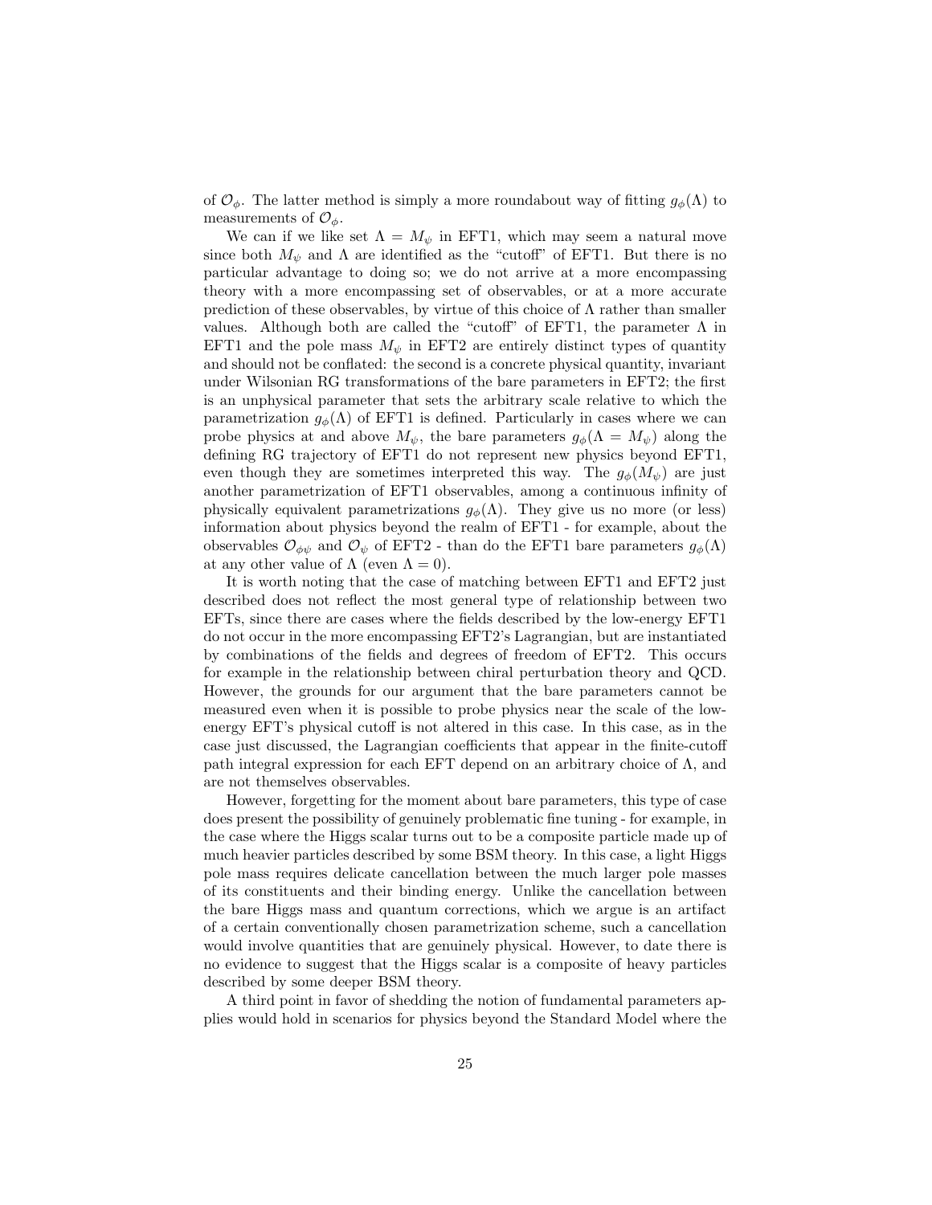of $\mathcal{O}_\phi$. The latter method is simply a more roundabout way of fitting $g_\phi(\Lambda)$ to measurements of $\mathcal{O}_\phi$.

We can if we like set $\Lambda = M_\psi$ in EFT1, which may seem a natural move since both $M_\psi$ and $\Lambda$ are identified as the "cutoff" of EFT1. But there is no particular advantage to doing so; we do not arrive at a more encompassing theory with a more encompassing set of observables, or at a more accurate prediction of these observables, by virtue of this choice of $\Lambda$ rather than smaller values. Although both are called the "cutoff" of EFT1, the parameter $\Lambda$ in EFT1 and the pole mass $M_\psi$ in EFT2 are entirely distinct types of quantity and should not be conflated: the second is a concrete physical quantity, invariant under Wilsonian RG transformations of the bare parameters in EFT2; the first is an unphysical parameter that sets the arbitrary scale relative to which the parametrization $g_\phi(\Lambda)$ of EFT1 is defined. Particularly in cases where we can probe physics at and above $M_\psi$, the bare parameters $g_\phi(\Lambda = M_\psi)$ along the defining RG trajectory of EFT1 do not represent new physics beyond EFT1, even though they are sometimes interpreted this way. The $g_\phi(M_\psi)$ are just another parametrization of EFT1 observables, among a continuous infinity of physically equivalent parametrizations $g_\phi(\Lambda)$. They give us no more (or less) information about physics beyond the realm of EFT1 - for example, about the observables $\mathcal{O}_{\phi\psi}$ and $\mathcal{O}_\psi$ of EFT2 - than do the EFT1 bare parameters $g_\phi(\Lambda)$ at any other value of $\Lambda$ (even $\Lambda = 0$).

It is worth noting that the case of matching between EFT1 and EFT2 just described does not reflect the most general type of relationship between two EFTs, since there are cases where the fields described by the low-energy EFT1 do not occur in the more encompassing EFT2's Lagrangian, but are instantiated by combinations of the fields and degrees of freedom of EFT2. This occurs for example in the relationship between chiral perturbation theory and QCD. However, the grounds for our argument that the bare parameters cannot be measured even when it is possible to probe physics near the scale of the low-energy EFT's physical cutoff is not altered in this case. In this case, as in the case just discussed, the Lagrangian coefficients that appear in the finite-cutoff path integral expression for each EFT depend on an arbitrary choice of $\Lambda$, and are not themselves observables.

However, forgetting for the moment about bare parameters, this type of case does present the possibility of genuinely problematic fine tuning - for example, in the case where the Higgs scalar turns out to be a composite particle made up of much heavier particles described by some BSM theory. In this case, a light Higgs pole mass requires delicate cancellation between the much larger pole masses of its constituents and their binding energy. Unlike the cancellation between the bare Higgs mass and quantum corrections, which we argue is an artifact of a certain conventionally chosen parametrization scheme, such a cancellation would involve quantities that are genuinely physical. However, to date there is no evidence to suggest that the Higgs scalar is a composite of heavy particles described by some deeper BSM theory.

A third point in favor of shedding the notion of fundamental parameters applies would hold in scenarios for physics beyond the Standard Model where the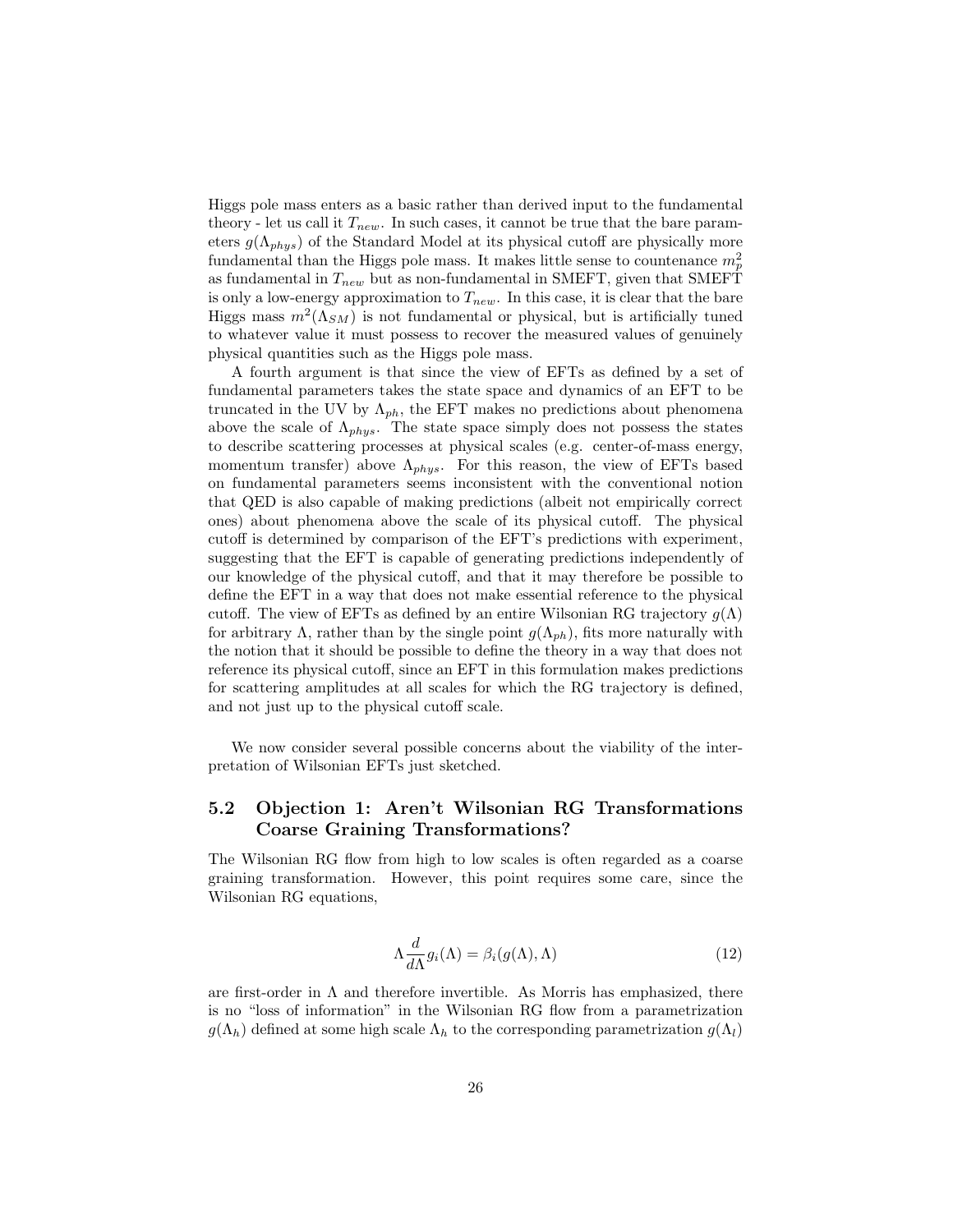Higgs pole mass enters as a basic rather than derived input to the fundamental theory - let us call it $T_{new}$. In such cases, it cannot be true that the bare parameters $g(\Lambda_{phys})$ of the Standard Model at its physical cutoff are physically more fundamental than the Higgs pole mass. It makes little sense to countenance $m_p^2$ as fundamental in $T_{new}$ but as non-fundamental in SMEFT, given that SMEFT is only a low-energy approximation to $T_{new}$. In this case, it is clear that the bare Higgs mass $m^2(\Lambda_{SM})$ is not fundamental or physical, but is artificially tuned to whatever value it must possess to recover the measured values of genuinely physical quantities such as the Higgs pole mass.

A fourth argument is that since the view of EFTs as defined by a set of fundamental parameters takes the state space and dynamics of an EFT to be truncated in the UV by $\Lambda_{ph}$, the EFT makes no predictions about phenomena above the scale of $\Lambda_{phys}$. The state space simply does not possess the states to describe scattering processes at physical scales (e.g. center-of-mass energy, momentum transfer) above $\Lambda_{phys}$. For this reason, the view of EFTs based on fundamental parameters seems inconsistent with the conventional notion that QED is also capable of making predictions (albeit not empirically correct ones) about phenomena above the scale of its physical cutoff. The physical cutoff is determined by comparison of the EFT's predictions with experiment, suggesting that the EFT is capable of generating predictions independently of our knowledge of the physical cutoff, and that it may therefore be possible to define the EFT in a way that does not make essential reference to the physical cutoff. The view of EFTs as defined by an entire Wilsonian RG trajectory $g(\Lambda)$ for arbitrary $\Lambda$, rather than by the single point $g(\Lambda_{ph})$, fits more naturally with the notion that it should be possible to define the theory in a way that does not reference its physical cutoff, since an EFT in this formulation makes predictions for scattering amplitudes at all scales for which the RG trajectory is defined, and not just up to the physical cutoff scale.

We now consider several possible concerns about the viability of the interpretation of Wilsonian EFTs just sketched.

### 5.2 Objection 1: Aren't Wilsonian RG Transformations Coarse Graining Transformations?

The Wilsonian RG flow from high to low scales is often regarded as a coarse graining transformation. However, this point requires some care, since the Wilsonian RG equations,

$$\Lambda \frac{d}{d\Lambda} g_i(\Lambda) = \beta_i(g(\Lambda), \Lambda) \tag{12}$$

are first-order in $\Lambda$ and therefore invertible. As Morris has emphasized, there is no "loss of information" in the Wilsonian RG flow from a parametrization $g(\Lambda_h)$ defined at some high scale $\Lambda_h$ to the corresponding parametrization $g(\Lambda_l)$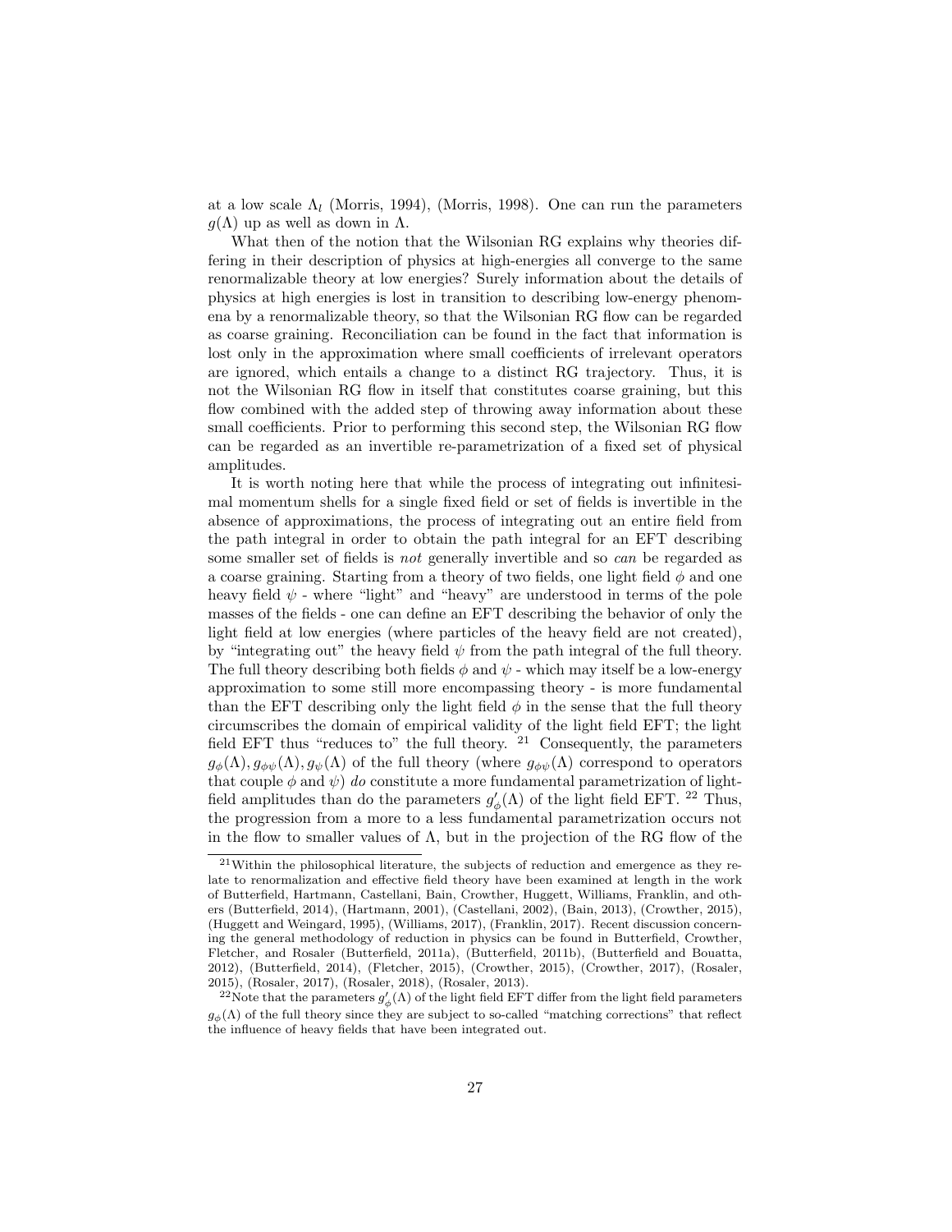at a low scale $\Lambda_l$ (Morris, 1994), (Morris, 1998). One can run the parameters $g(\Lambda)$ up as well as down in $\Lambda$.

What then of the notion that the Wilsonian RG explains why theories differing in their description of physics at high-energies all converge to the same renormalizable theory at low energies? Surely information about the details of physics at high energies is lost in transition to describing low-energy phenomena by a renormalizable theory, so that the Wilsonian RG flow can be regarded as coarse graining. Reconciliation can be found in the fact that information is lost only in the approximation where small coefficients of irrelevant operators are ignored, which entails a change to a distinct RG trajectory. Thus, it is not the Wilsonian RG flow in itself that constitutes coarse graining, but this flow combined with the added step of throwing away information about these small coefficients. Prior to performing this second step, the Wilsonian RG flow can be regarded as an invertible re-parametrization of a fixed set of physical amplitudes.

It is worth noting here that while the process of integrating out infinitesimal momentum shells for a single fixed field or set of fields is invertible in the absence of approximations, the process of integrating out an entire field from the path integral in order to obtain the path integral for an EFT describing some smaller set of fields is *not* generally invertible and so *can* be regarded as a coarse graining. Starting from a theory of two fields, one light field $\phi$ and one heavy field $\psi$ - where "light" and "heavy" are understood in terms of the pole masses of the fields - one can define an EFT describing the behavior of only the light field at low energies (where particles of the heavy field are not created), by "integrating out" the heavy field $\psi$ from the path integral of the full theory. The full theory describing both fields $\phi$ and $\psi$ - which may itself be a low-energy approximation to some still more encompassing theory - is more fundamental than the EFT describing only the light field $\phi$ in the sense that the full theory circumscribes the domain of empirical validity of the light field EFT; the light field EFT thus "reduces to" the full theory. [21] Consequently, the parameters $g_{\phi}(\Lambda), g_{\phi\psi}(\Lambda), g_{\psi}(\Lambda)$ of the full theory (where $g_{\phi\psi}(\Lambda)$ correspond to operators that couple $\phi$ and $\psi$) *do* constitute a more fundamental parametrization of light-field amplitudes than do the parameters $g'_{\phi}(\Lambda)$ of the light field EFT. [22] Thus, the progression from a more to a less fundamental parametrization occurs not in the flow to smaller values of $\Lambda$, but in the projection of the RG flow of the

[21] Within the philosophical literature, the subjects of reduction and emergence as they relate to renormalization and effective field theory have been examined at length in the work of Butterfield, Hartmann, Castellani, Bain, Crowther, Huggett, Williams, Franklin, and others (Butterfield, 2014), (Hartmann, 2001), (Castellani, 2002), (Bain, 2013), (Crowther, 2015), (Huggett and Weingard, 1995), (Williams, 2017), (Franklin, 2017). Recent discussion concerning the general methodology of reduction in physics can be found in Butterfield, Crowther, Fletcher, and Rosaler (Butterfield, 2011a), (Butterfield, 2011b), (Butterfield and Bouatta, 2012), (Butterfield, 2014), (Fletcher, 2015), (Crowther, 2015), (Crowther, 2017), (Rosaler, 2015), (Rosaler, 2017), (Rosaler, 2018), (Rosaler, 2013).

[22] Note that the parameters $g'_{\phi}(\Lambda)$ of the light field EFT differ from the light field parameters $g_{\phi}(\Lambda)$ of the full theory since they are subject to so-called "matching corrections" that reflect the influence of heavy fields that have been integrated out.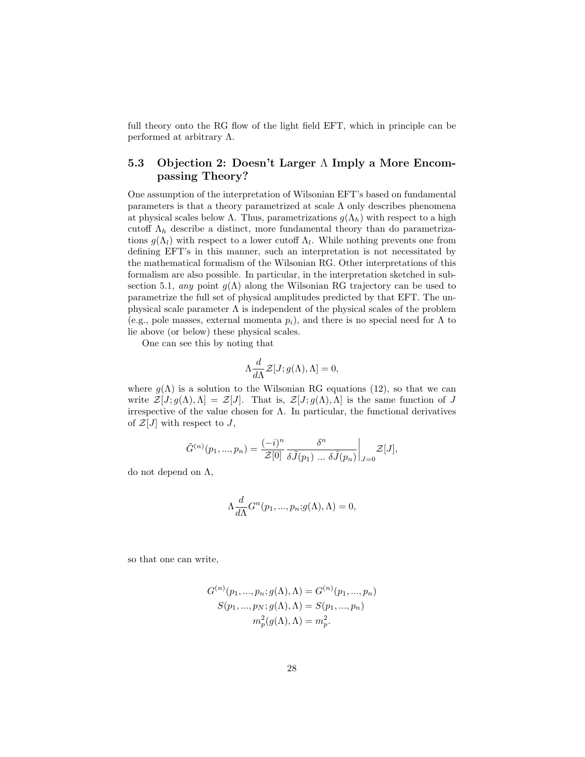full theory onto the RG flow of the light field EFT, which in principle can be performed at arbitrary $\Lambda$.

### 5.3 Objection 2: Doesn't Larger $\Lambda$ Imply a More Encompassing Theory?

One assumption of the interpretation of Wilsonian EFT's based on fundamental parameters is that a theory parametrized at scale $\Lambda$ only describes phenomena at physical scales below $\Lambda$. Thus, parametrizations $g(\Lambda_h)$ with respect to a high cutoff $\Lambda_h$ describe a distinct, more fundamental theory than do parametrizations $g(\Lambda_l)$ with respect to a lower cutoff $\Lambda_l$. While nothing prevents one from defining EFT's in this manner, such an interpretation is not necessitated by the mathematical formalism of the Wilsonian RG. Other interpretations of this formalism are also possible. In particular, in the interpretation sketched in subsection 5.1, *any* point $g(\Lambda)$ along the Wilsonian RG trajectory can be used to parametrize the full set of physical amplitudes predicted by that EFT. The unphysical scale parameter $\Lambda$ is independent of the physical scales of the problem (e.g., pole masses, external momenta $p_i$), and there is no special need for $\Lambda$ to lie above (or below) these physical scales.

One can see this by noting that

$$\Lambda \frac{d}{d\Lambda} \mathcal{Z}[J; g(\Lambda), \Lambda] = 0,$$

where $g(\Lambda)$ is a solution to the Wilsonian RG equations (12), so that we can write $\mathcal{Z}[J; g(\Lambda), \Lambda] = \mathcal{Z}[J]$. That is, $\mathcal{Z}[J; g(\Lambda), \Lambda]$ is the same function of $J$ irrespective of the value chosen for $\Lambda$. In particular, the functional derivatives of $\mathcal{Z}[J]$ with respect to $J$,

$$\tilde{G}^{(n)}(p_1, ..., p_n) = \frac{(-i)^n}{\mathcal{Z}[0]} \frac{\delta^n}{\delta \tilde{J}(p_1) \, ... \, \delta \tilde{J}(p_n)}\bigg|_{J=0} \mathcal{Z}[J],$$

do not depend on $\Lambda$,

$$\Lambda \frac{d}{d\Lambda} G^n(p_1, ..., p_n; g(\Lambda), \Lambda) = 0,$$

so that one can write,

$$G^{(n)}(p_1, ..., p_n; g(\Lambda), \Lambda) = G^{(n)}(p_1, ..., p_n)$$
$$S(p_1, ..., p_N; g(\Lambda), \Lambda) = S(p_1, ..., p_n)$$
$$m_p^2(g(\Lambda), \Lambda) = m_p^2.$$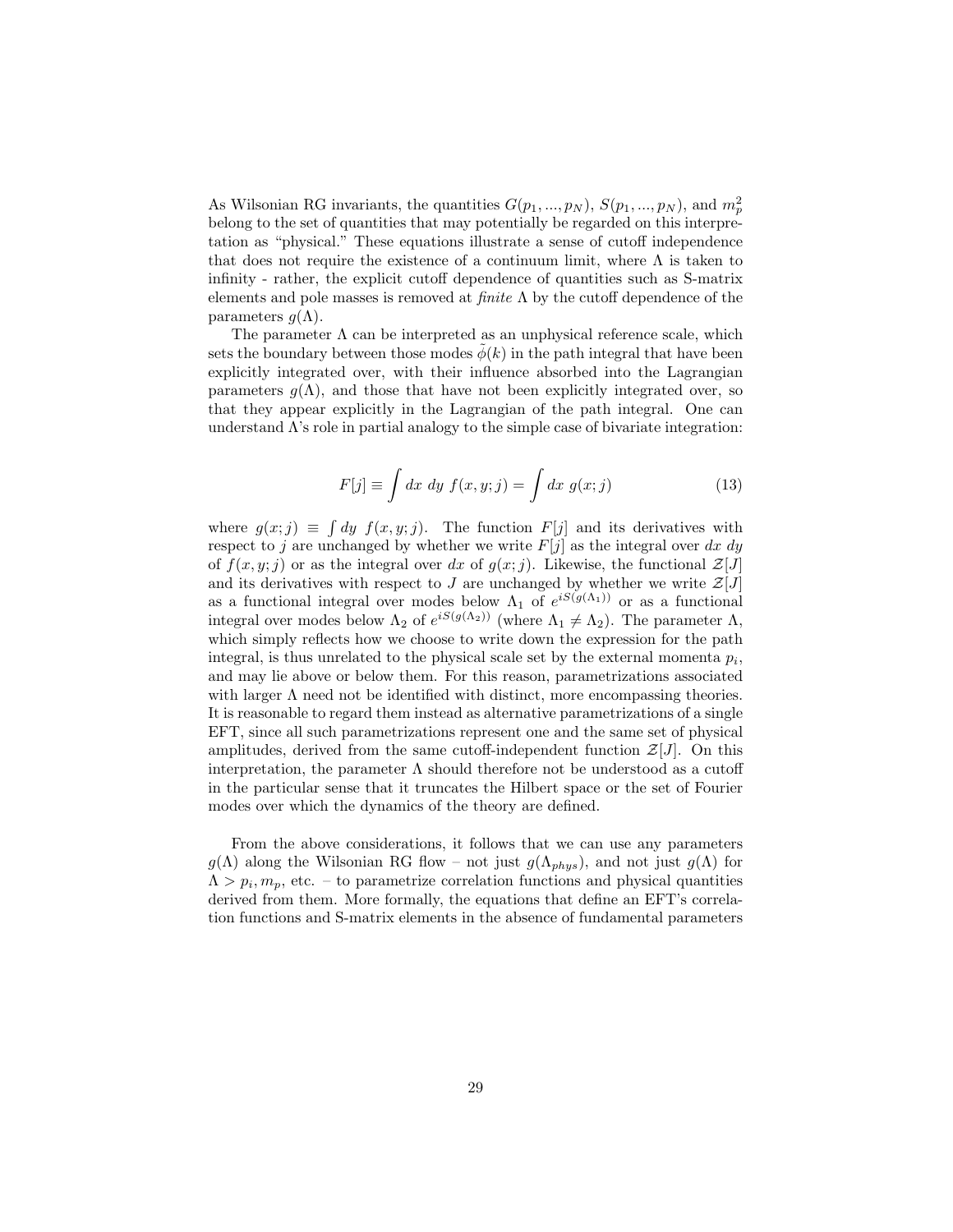As Wilsonian RG invariants, the quantities $G(p_1, ..., p_N)$, $S(p_1, ..., p_N)$, and $m_p^2$ belong to the set of quantities that may potentially be regarded on this interpretation as "physical." These equations illustrate a sense of cutoff independence that does not require the existence of a continuum limit, where $\Lambda$ is taken to infinity - rather, the explicit cutoff dependence of quantities such as S-matrix elements and pole masses is removed at *finite* $\Lambda$ by the cutoff dependence of the parameters $g(\Lambda)$.

The parameter $\Lambda$ can be interpreted as an unphysical reference scale, which sets the boundary between those modes $\tilde{\phi}(k)$ in the path integral that have been explicitly integrated over, with their influence absorbed into the Lagrangian parameters $g(\Lambda)$, and those that have not been explicitly integrated over, so that they appear explicitly in the Lagrangian of the path integral. One can understand $\Lambda$'s role in partial analogy to the simple case of bivariate integration:

$$F[j] \equiv \int dx \; dy \; f(x, y; j) = \int dx \; g(x; j) \tag{13}$$

where $g(x; j) \equiv \int dy \; f(x, y; j)$. The function $F[j]$ and its derivatives with respect to $j$ are unchanged by whether we write $F[j]$ as the integral over $dx \; dy$ of $f(x, y; j)$ or as the integral over $dx$ of $g(x; j)$. Likewise, the functional $\mathcal{Z}[J]$ and its derivatives with respect to $J$ are unchanged by whether we write $\mathcal{Z}[J]$ as a functional integral over modes below $\Lambda_1$ of $e^{iS(g(\Lambda_1))}$ or as a functional integral over modes below $\Lambda_2$ of $e^{iS(g(\Lambda_2))}$ (where $\Lambda_1 \neq \Lambda_2$). The parameter $\Lambda$, which simply reflects how we choose to write down the expression for the path integral, is thus unrelated to the physical scale set by the external momenta $p_i$, and may lie above or below them. For this reason, parametrizations associated with larger $\Lambda$ need not be identified with distinct, more encompassing theories. It is reasonable to regard them instead as alternative parametrizations of a single EFT, since all such parametrizations represent one and the same set of physical amplitudes, derived from the same cutoff-independent function $\mathcal{Z}[J]$. On this interpretation, the parameter $\Lambda$ should therefore not be understood as a cutoff in the particular sense that it truncates the Hilbert space or the set of Fourier modes over which the dynamics of the theory are defined.

From the above considerations, it follows that we can use any parameters $g(\Lambda)$ along the Wilsonian RG flow – not just $g(\Lambda_{phys})$, and not just $g(\Lambda)$ for $\Lambda > p_i, m_p$, etc. – to parametrize correlation functions and physical quantities derived from them. More formally, the equations that define an EFT's correlation functions and S-matrix elements in the absence of fundamental parameters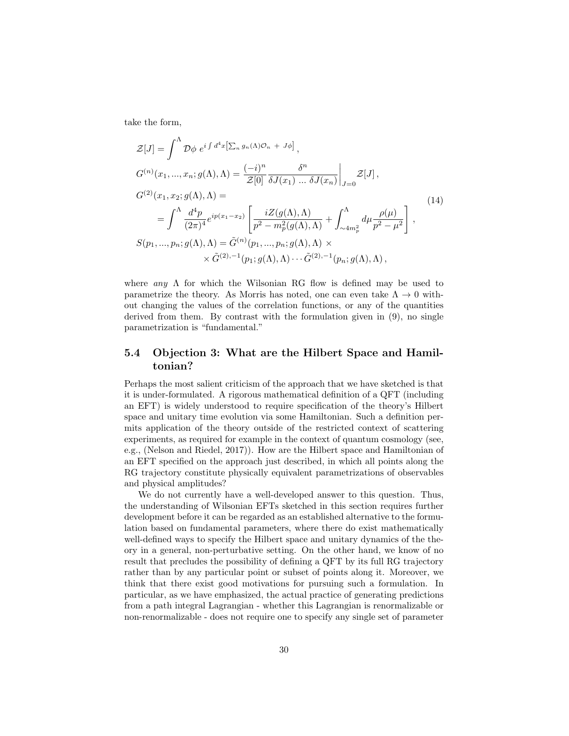take the form,

$$
\begin{aligned}
&\mathcal{Z}[J] = \int^{\Lambda} \mathcal{D}\phi \; e^{i\int d^4x \left[\sum_n g_n(\Lambda)\mathcal{O}_n \; + \; J\phi\right]} \,, \\
&G^{(n)}(x_1, ..., x_n; g(\Lambda), \Lambda) = \frac{(-i)^n}{\mathcal{Z}[0]} \frac{\delta^n}{\delta J(x_1) \; ... \; \delta J(x_n)}\Bigg|_{J=0} \mathcal{Z}[J] \,, \\
&G^{(2)}(x_1, x_2; g(\Lambda), \Lambda) = \\
&\quad = \int^{\Lambda} \frac{d^4p}{(2\pi)^4} e^{ip(x_1 - x_2)} \left[ \frac{iZ(g(\Lambda), \Lambda)}{p^2 - m_p^2(g(\Lambda), \Lambda)} + \int_{\sim 4m_p^2}^{\Lambda} d\mu \frac{\rho(\mu)}{p^2 - \mu^2} \right] , \\
&S(p_1, ..., p_n; g(\Lambda), \Lambda) = \tilde{G}^{(n)}(p_1, ..., p_n; g(\Lambda), \Lambda) \; \times \\
&\qquad \times \tilde{G}^{(2),-1}(p_1; g(\Lambda), \Lambda) \cdots \tilde{G}^{(2),-1}(p_n; g(\Lambda), \Lambda) \,,
\end{aligned}
\tag{14}
$$

where *any* $\Lambda$ for which the Wilsonian RG flow is defined may be used to parametrize the theory. As Morris has noted, one can even take $\Lambda \to 0$ without changing the values of the correlation functions, or any of the quantities derived from them. By contrast with the formulation given in (9), no single parametrization is "fundamental."

## 5.4 Objection 3: What are the Hilbert Space and Hamiltonian?

Perhaps the most salient criticism of the approach that we have sketched is that it is under-formulated. A rigorous mathematical definition of a QFT (including an EFT) is widely understood to require specification of the theory's Hilbert space and unitary time evolution via some Hamiltonian. Such a definition permits application of the theory outside of the restricted context of scattering experiments, as required for example in the context of quantum cosmology (see, e.g., (Nelson and Riedel, 2017)). How are the Hilbert space and Hamiltonian of an EFT specified on the approach just described, in which all points along the RG trajectory constitute physically equivalent parametrizations of observables and physical amplitudes?

We do not currently have a well-developed answer to this question. Thus, the understanding of Wilsonian EFTs sketched in this section requires further development before it can be regarded as an established alternative to the formulation based on fundamental parameters, where there do exist mathematically well-defined ways to specify the Hilbert space and unitary dynamics of the theory in a general, non-perturbative setting. On the other hand, we know of no result that precludes the possibility of defining a QFT by its full RG trajectory rather than by any particular point or subset of points along it. Moreover, we think that there exist good motivations for pursuing such a formulation. In particular, as we have emphasized, the actual practice of generating predictions from a path integral Lagrangian - whether this Lagrangian is renormalizable or non-renormalizable - does not require one to specify any single set of parameter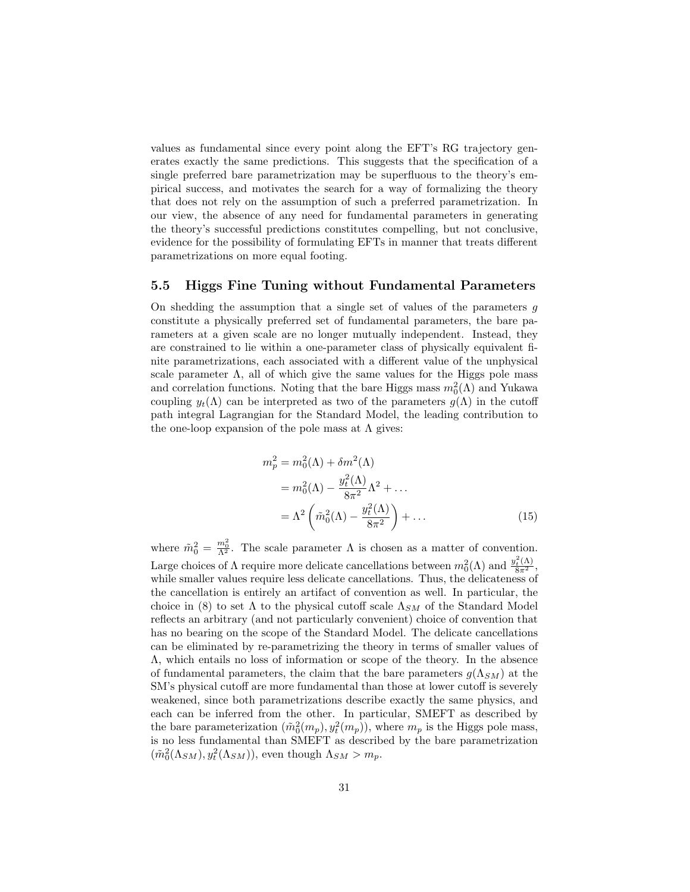values as fundamental since every point along the EFT's RG trajectory generates exactly the same predictions. This suggests that the specification of a single preferred bare parametrization may be superfluous to the theory's empirical success, and motivates the search for a way of formalizing the theory that does not rely on the assumption of such a preferred parametrization. In our view, the absence of any need for fundamental parameters in generating the theory's successful predictions constitutes compelling, but not conclusive, evidence for the possibility of formulating EFTs in manner that treats different parametrizations on more equal footing.

### 5.5 Higgs Fine Tuning without Fundamental Parameters

On shedding the assumption that a single set of values of the parameters $g$ constitute a physically preferred set of fundamental parameters, the bare parameters at a given scale are no longer mutually independent. Instead, they are constrained to lie within a one-parameter class of physically equivalent finite parametrizations, each associated with a different value of the unphysical scale parameter $\Lambda$, all of which give the same values for the Higgs pole mass and correlation functions. Noting that the bare Higgs mass $m_0^2(\Lambda)$ and Yukawa coupling $y_t(\Lambda)$ can be interpreted as two of the parameters $g(\Lambda)$ in the cutoff path integral Lagrangian for the Standard Model, the leading contribution to the one-loop expansion of the pole mass at $\Lambda$ gives:

$$
\begin{aligned}
m_p^2 &= m_0^2(\Lambda) + \delta m^2(\Lambda) \\
&= m_0^2(\Lambda) - \frac{y_t^2(\Lambda)}{8\pi^2}\Lambda^2 + \ldots \\
&= \Lambda^2 \left( \tilde{m}_0^2(\Lambda) - \frac{y_t^2(\Lambda)}{8\pi^2} \right) + \ldots
\end{aligned}
\tag{15}
$$

where $\tilde{m}_0^2 = \frac{m_0^2}{\Lambda^2}$. The scale parameter $\Lambda$ is chosen as a matter of convention. Large choices of $\Lambda$ require more delicate cancellations between $m_0^2(\Lambda)$ and $\frac{y_t^2(\Lambda)}{8\pi^2}$, while smaller values require less delicate cancellations. Thus, the delicateness of the cancellation is entirely an artifact of convention as well. In particular, the choice in (8) to set $\Lambda$ to the physical cutoff scale $\Lambda_{SM}$ of the Standard Model reflects an arbitrary (and not particularly convenient) choice of convention that has no bearing on the scope of the Standard Model. The delicate cancellations can be eliminated by re-parametrizing the theory in terms of smaller values of $\Lambda$, which entails no loss of information or scope of the theory. In the absence of fundamental parameters, the claim that the bare parameters $g(\Lambda_{SM})$ at the SM's physical cutoff are more fundamental than those at lower cutoff is severely weakened, since both parametrizations describe exactly the same physics, and each can be inferred from the other. In particular, SMEFT as described by the bare parameterization $(\tilde{m}_0^2(m_p), y_t^2(m_p))$, where $m_p$ is the Higgs pole mass, is no less fundamental than SMEFT as described by the bare parametrization $(\tilde{m}_0^2(\Lambda_{SM}), y_t^2(\Lambda_{SM}))$, even though $\Lambda_{SM} > m_p$.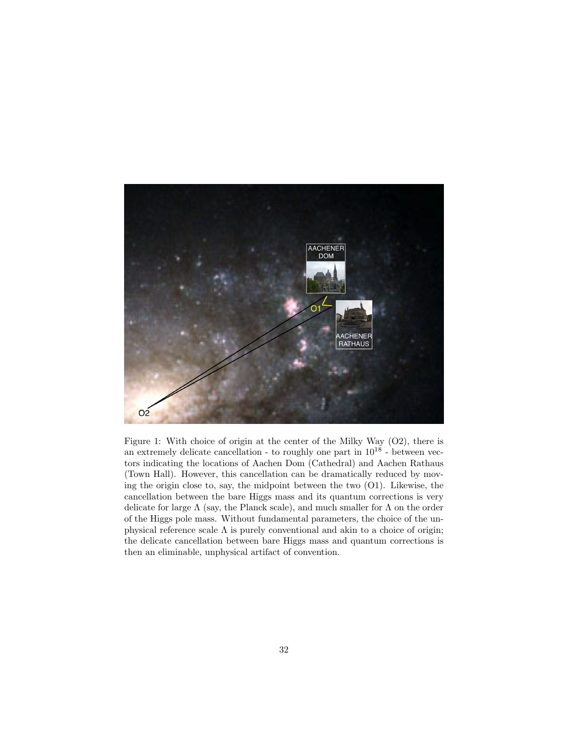Figure 1: With choice of origin at the center of the Milky Way (O2), there is an extremely delicate cancellation - to roughly one part in $10^{18}$ - between vectors indicating the locations of Aachen Dom (Cathedral) and Aachen Rathaus (Town Hall). However, this cancellation can be dramatically reduced by moving the origin close to, say, the midpoint between the two (O1). Likewise, the cancellation between the bare Higgs mass and its quantum corrections is very delicate for large $\Lambda$ (say, the Planck scale), and much smaller for $\Lambda$ on the order of the Higgs pole mass. Without fundamental parameters, the choice of the unphysical reference scale $\Lambda$ is purely conventional and akin to a choice of origin; the delicate cancellation between bare Higgs mass and quantum corrections is then an eliminable, unphysical artifact of convention.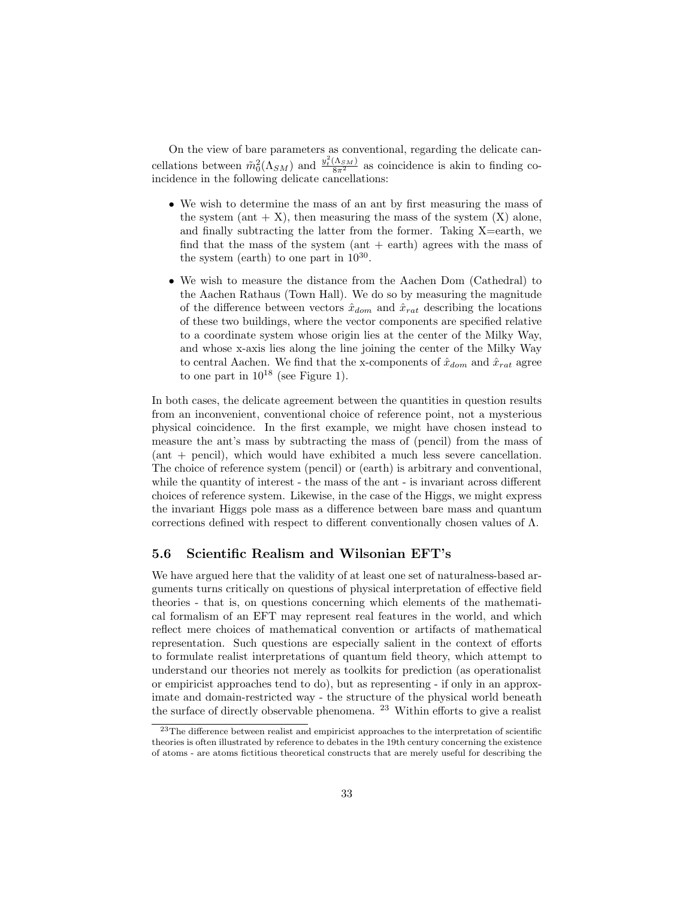On the view of bare parameters as conventional, regarding the delicate cancellations between $\tilde{m}_0^2(\Lambda_{SM})$ and $\frac{y_t^2(\Lambda_{SM})}{8\pi^2}$ as coincidence is akin to finding coincidence in the following delicate cancellations:

- We wish to determine the mass of an ant by first measuring the mass of the system (ant + X), then measuring the mass of the system (X) alone, and finally subtracting the latter from the former. Taking X=earth, we find that the mass of the system (ant + earth) agrees with the mass of the system (earth) to one part in $10^{30}$.
- We wish to measure the distance from the Aachen Dom (Cathedral) to the Aachen Rathaus (Town Hall). We do so by measuring the magnitude of the difference between vectors $\hat{x}_{dom}$ and $\hat{x}_{rat}$ describing the locations of these two buildings, where the vector components are specified relative to a coordinate system whose origin lies at the center of the Milky Way, and whose x-axis lies along the line joining the center of the Milky Way to central Aachen. We find that the x-components of $\hat{x}_{dom}$ and $\hat{x}_{rat}$ agree to one part in $10^{18}$ (see Figure 1).

In both cases, the delicate agreement between the quantities in question results from an inconvenient, conventional choice of reference point, not a mysterious physical coincidence. In the first example, we might have chosen instead to measure the ant's mass by subtracting the mass of (pencil) from the mass of (ant + pencil), which would have exhibited a much less severe cancellation. The choice of reference system (pencil) or (earth) is arbitrary and conventional, while the quantity of interest - the mass of the ant - is invariant across different choices of reference system. Likewise, in the case of the Higgs, we might express the invariant Higgs pole mass as a difference between bare mass and quantum corrections defined with respect to different conventionally chosen values of $\Lambda$.

### 5.6 Scientific Realism and Wilsonian EFT's

We have argued here that the validity of at least one set of naturalness-based arguments turns critically on questions of physical interpretation of effective field theories - that is, on questions concerning which elements of the mathematical formalism of an EFT may represent real features in the world, and which reflect mere choices of mathematical convention or artifacts of mathematical representation. Such questions are especially salient in the context of efforts to formulate realist interpretations of quantum field theory, which attempt to understand our theories not merely as toolkits for prediction (as operationalist or empiricist approaches tend to do), but as representing - if only in an approximate and domain-restricted way - the structure of the physical world beneath the surface of directly observable phenomena. [23] Within efforts to give a realist

[23] The difference between realist and empiricist approaches to the interpretation of scientific theories is often illustrated by reference to debates in the 19th century concerning the existence of atoms - are atoms fictitious theoretical constructs that are merely useful for describing the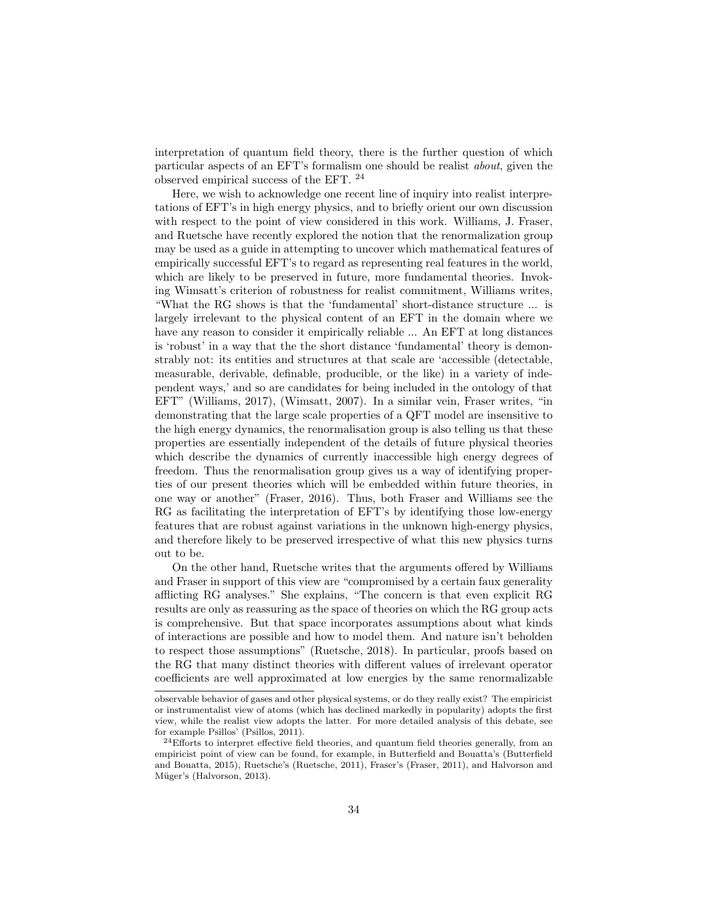interpretation of quantum field theory, there is the further question of which particular aspects of an EFT's formalism one should be realist *about*, given the observed empirical success of the EFT. [24]

Here, we wish to acknowledge one recent line of inquiry into realist interpretations of EFT's in high energy physics, and to briefly orient our own discussion with respect to the point of view considered in this work. Williams, J. Fraser, and Ruetsche have recently explored the notion that the renormalization group may be used as a guide in attempting to uncover which mathematical features of empirically successful EFT's to regard as representing real features in the world, which are likely to be preserved in future, more fundamental theories. Invoking Wimsatt's criterion of robustness for realist commitment, Williams writes, "What the RG shows is that the 'fundamental' short-distance structure ... is largely irrelevant to the physical content of an EFT in the domain where we have any reason to consider it empirically reliable ... An EFT at long distances is 'robust' in a way that the the short distance 'fundamental' theory is demonstrably not: its entities and structures at that scale are 'accessible (detectable, measurable, derivable, definable, producible, or the like) in a variety of independent ways,' and so are candidates for being included in the ontology of that EFT" (Williams, 2017), (Wimsatt, 2007). In a similar vein, Fraser writes, "in demonstrating that the large scale properties of a QFT model are insensitive to the high energy dynamics, the renormalisation group is also telling us that these properties are essentially independent of the details of future physical theories which describe the dynamics of currently inaccessible high energy degrees of freedom. Thus the renormalisation group gives us a way of identifying properties of our present theories which will be embedded within future theories, in one way or another" (Fraser, 2016). Thus, both Fraser and Williams see the RG as facilitating the interpretation of EFT's by identifying those low-energy features that are robust against variations in the unknown high-energy physics, and therefore likely to be preserved irrespective of what this new physics turns out to be.

On the other hand, Ruetsche writes that the arguments offered by Williams and Fraser in support of this view are "compromised by a certain faux generality afflicting RG analyses." She explains, "The concern is that even explicit RG results are only as reassuring as the space of theories on which the RG group acts is comprehensive. But that space incorporates assumptions about what kinds of interactions are possible and how to model them. And nature isn't beholden to respect those assumptions" (Ruetsche, 2018). In particular, proofs based on the RG that many distinct theories with different values of irrelevant operator coefficients are well approximated at low energies by the same renormalizable

observable behavior of gases and other physical systems, or do they really exist? The empiricist or instrumentalist view of atoms (which has declined markedly in popularity) adopts the first view, while the realist view adopts the latter. For more detailed analysis of this debate, see for example Psillos' (Psillos, 2011).

[24] Efforts to interpret effective field theories, and quantum field theories generally, from an empiricist point of view can be found, for example, in Butterfield and Bouatta's (Butterfield and Bouatta, 2015), Ruetsche's (Ruetsche, 2011), Fraser's (Fraser, 2011), and Halvorson and Müger's (Halvorson, 2013).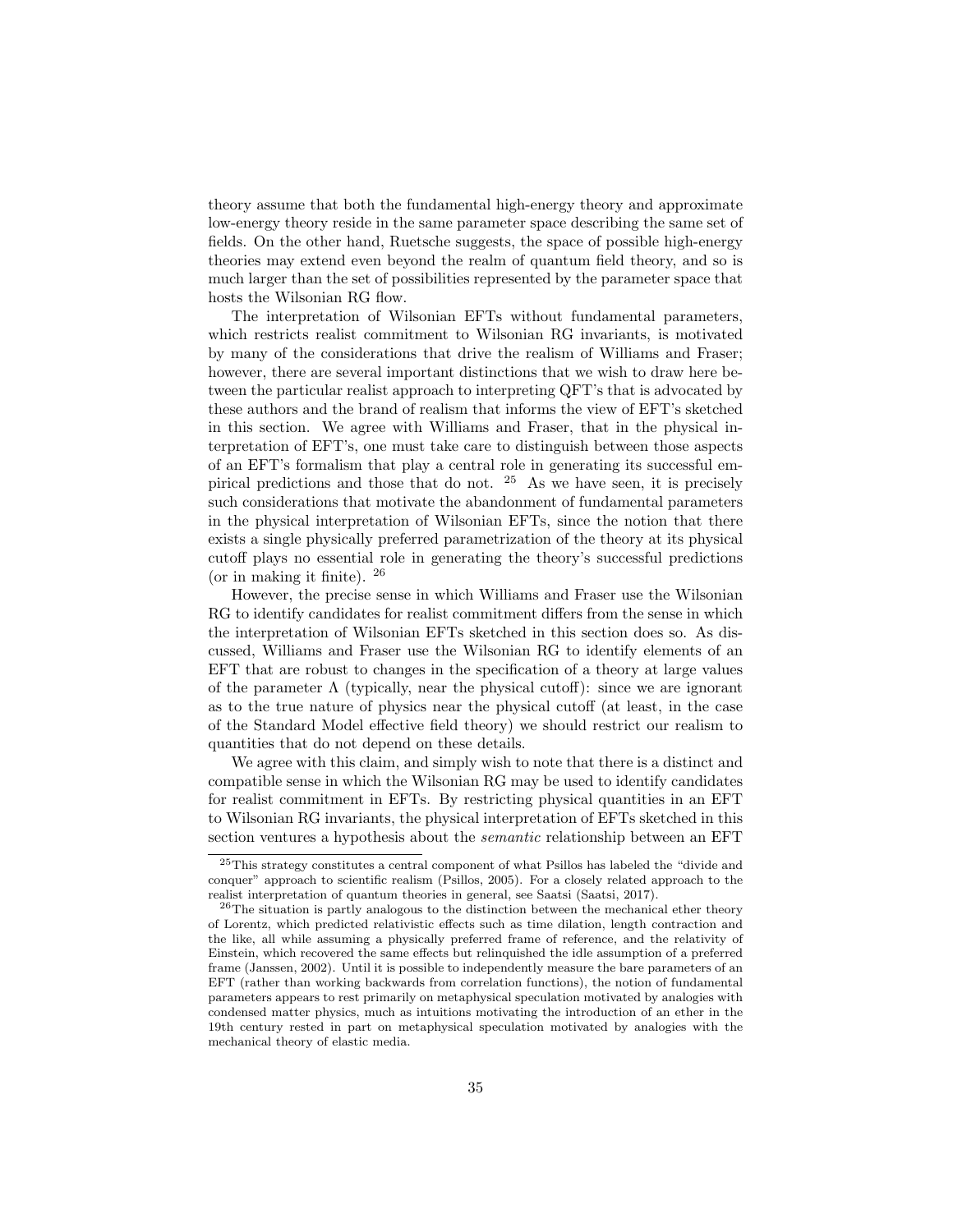theory assume that both the fundamental high-energy theory and approximate low-energy theory reside in the same parameter space describing the same set of fields. On the other hand, Ruetsche suggests, the space of possible high-energy theories may extend even beyond the realm of quantum field theory, and so is much larger than the set of possibilities represented by the parameter space that hosts the Wilsonian RG flow.

The interpretation of Wilsonian EFTs without fundamental parameters, which restricts realist commitment to Wilsonian RG invariants, is motivated by many of the considerations that drive the realism of Williams and Fraser; however, there are several important distinctions that we wish to draw here between the particular realist approach to interpreting QFT's that is advocated by these authors and the brand of realism that informs the view of EFT's sketched in this section. We agree with Williams and Fraser, that in the physical interpretation of EFT's, one must take care to distinguish between those aspects of an EFT's formalism that play a central role in generating its successful empirical predictions and those that do not. [25] As we have seen, it is precisely such considerations that motivate the abandonment of fundamental parameters in the physical interpretation of Wilsonian EFTs, since the notion that there exists a single physically preferred parametrization of the theory at its physical cutoff plays no essential role in generating the theory's successful predictions (or in making it finite). [26]

However, the precise sense in which Williams and Fraser use the Wilsonian RG to identify candidates for realist commitment differs from the sense in which the interpretation of Wilsonian EFTs sketched in this section does so. As discussed, Williams and Fraser use the Wilsonian RG to identify elements of an EFT that are robust to changes in the specification of a theory at large values of the parameter $\Lambda$ (typically, near the physical cutoff): since we are ignorant as to the true nature of physics near the physical cutoff (at least, in the case of the Standard Model effective field theory) we should restrict our realism to quantities that do not depend on these details.

We agree with this claim, and simply wish to note that there is a distinct and compatible sense in which the Wilsonian RG may be used to identify candidates for realist commitment in EFTs. By restricting physical quantities in an EFT to Wilsonian RG invariants, the physical interpretation of EFTs sketched in this section ventures a hypothesis about the *semantic* relationship between an EFT

[25] This strategy constitutes a central component of what Psillos has labeled the "divide and conquer" approach to scientific realism (Psillos, 2005). For a closely related approach to the realist interpretation of quantum theories in general, see Saatsi (Saatsi, 2017).

[26] The situation is partly analogous to the distinction between the mechanical ether theory of Lorentz, which predicted relativistic effects such as time dilation, length contraction and the like, all while assuming a physically preferred frame of reference, and the relativity of Einstein, which recovered the same effects but relinquished the idle assumption of a preferred frame (Janssen, 2002). Until it is possible to independently measure the bare parameters of an EFT (rather than working backwards from correlation functions), the notion of fundamental parameters appears to rest primarily on metaphysical speculation motivated by analogies with condensed matter physics, much as intuitions motivating the introduction of an ether in the 19th century rested in part on metaphysical speculation motivated by analogies with the mechanical theory of elastic media.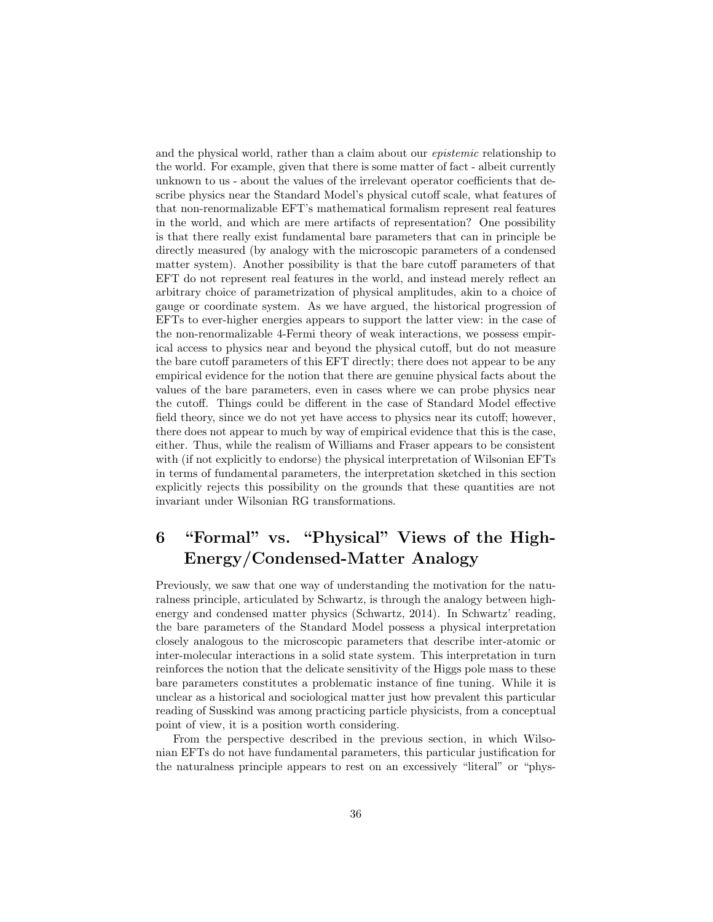and the physical world, rather than a claim about our *epistemic* relationship to the world. For example, given that there is some matter of fact - albeit currently unknown to us - about the values of the irrelevant operator coefficients that describe physics near the Standard Model's physical cutoff scale, what features of that non-renormalizable EFT's mathematical formalism represent real features in the world, and which are mere artifacts of representation? One possibility is that there really exist fundamental bare parameters that can in principle be directly measured (by analogy with the microscopic parameters of a condensed matter system). Another possibility is that the bare cutoff parameters of that EFT do not represent real features in the world, and instead merely reflect an arbitrary choice of parametrization of physical amplitudes, akin to a choice of gauge or coordinate system. As we have argued, the historical progression of EFTs to ever-higher energies appears to support the latter view: in the case of the non-renormalizable 4-Fermi theory of weak interactions, we possess empirical access to physics near and beyond the physical cutoff, but do not measure the bare cutoff parameters of this EFT directly; there does not appear to be any empirical evidence for the notion that there are genuine physical facts about the values of the bare parameters, even in cases where we can probe physics near the cutoff. Things could be different in the case of Standard Model effective field theory, since we do not yet have access to physics near its cutoff; however, there does not appear to much by way of empirical evidence that this is the case, either. Thus, while the realism of Williams and Fraser appears to be consistent with (if not explicitly to endorse) the physical interpretation of Wilsonian EFTs in terms of fundamental parameters, the interpretation sketched in this section explicitly rejects this possibility on the grounds that these quantities are not invariant under Wilsonian RG transformations.

# 6 "Formal" vs. "Physical" Views of the High-Energy/Condensed-Matter Analogy

Previously, we saw that one way of understanding the motivation for the naturalness principle, articulated by Schwartz, is through the analogy between high-energy and condensed matter physics (Schwartz, 2014). In Schwartz' reading, the bare parameters of the Standard Model possess a physical interpretation closely analogous to the microscopic parameters that describe inter-atomic or inter-molecular interactions in a solid state system. This interpretation in turn reinforces the notion that the delicate sensitivity of the Higgs pole mass to these bare parameters constitutes a problematic instance of fine tuning. While it is unclear as a historical and sociological matter just how prevalent this particular reading of Susskind was among practicing particle physicists, from a conceptual point of view, it is a position worth considering.

From the perspective described in the previous section, in which Wilsonian EFTs do not have fundamental parameters, this particular justification for the naturalness principle appears to rest on an excessively "literal" or "phys-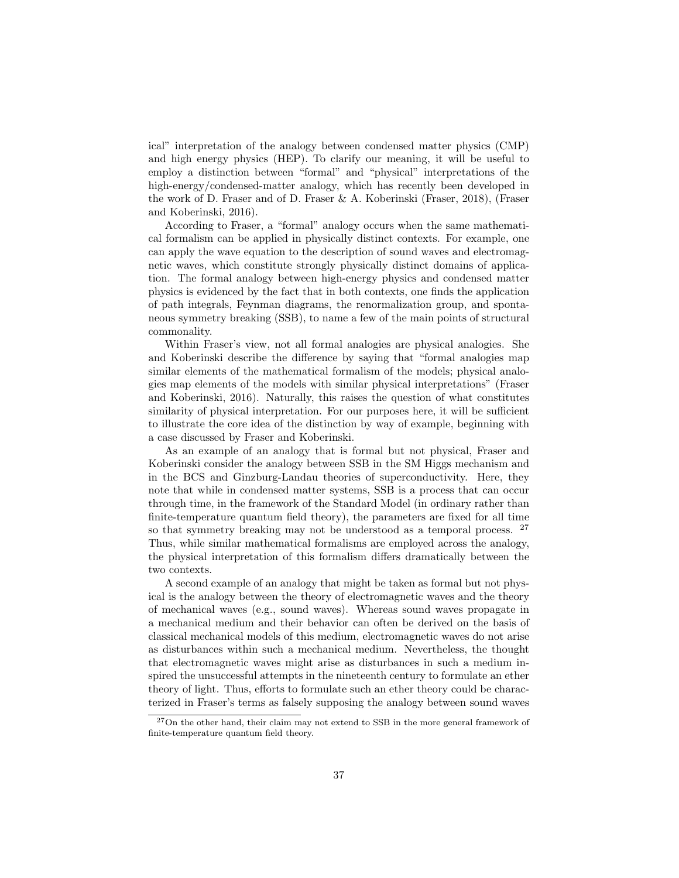ical" interpretation of the analogy between condensed matter physics (CMP) and high energy physics (HEP). To clarify our meaning, it will be useful to employ a distinction between "formal" and "physical" interpretations of the high-energy/condensed-matter analogy, which has recently been developed in the work of D. Fraser and of D. Fraser & A. Koberinski (Fraser, 2018), (Fraser and Koberinski, 2016).

According to Fraser, a "formal" analogy occurs when the same mathematical formalism can be applied in physically distinct contexts. For example, one can apply the wave equation to the description of sound waves and electromagnetic waves, which constitute strongly physically distinct domains of application. The formal analogy between high-energy physics and condensed matter physics is evidenced by the fact that in both contexts, one finds the application of path integrals, Feynman diagrams, the renormalization group, and spontaneous symmetry breaking (SSB), to name a few of the main points of structural commonality.

Within Fraser's view, not all formal analogies are physical analogies. She and Koberinski describe the difference by saying that "formal analogies map similar elements of the mathematical formalism of the models; physical analogies map elements of the models with similar physical interpretations" (Fraser and Koberinski, 2016). Naturally, this raises the question of what constitutes similarity of physical interpretation. For our purposes here, it will be sufficient to illustrate the core idea of the distinction by way of example, beginning with a case discussed by Fraser and Koberinski.

As an example of an analogy that is formal but not physical, Fraser and Koberinski consider the analogy between SSB in the SM Higgs mechanism and in the BCS and Ginzburg-Landau theories of superconductivity. Here, they note that while in condensed matter systems, SSB is a process that can occur through time, in the framework of the Standard Model (in ordinary rather than finite-temperature quantum field theory), the parameters are fixed for all time so that symmetry breaking may not be understood as a temporal process. [27] Thus, while similar mathematical formalisms are employed across the analogy, the physical interpretation of this formalism differs dramatically between the two contexts.

A second example of an analogy that might be taken as formal but not physical is the analogy between the theory of electromagnetic waves and the theory of mechanical waves (e.g., sound waves). Whereas sound waves propagate in a mechanical medium and their behavior can often be derived on the basis of classical mechanical models of this medium, electromagnetic waves do not arise as disturbances within such a mechanical medium. Nevertheless, the thought that electromagnetic waves might arise as disturbances in such a medium inspired the unsuccessful attempts in the nineteenth century to formulate an ether theory of light. Thus, efforts to formulate such an ether theory could be characterized in Fraser's terms as falsely supposing the analogy between sound waves

[27] On the other hand, their claim may not extend to SSB in the more general framework of finite-temperature quantum field theory.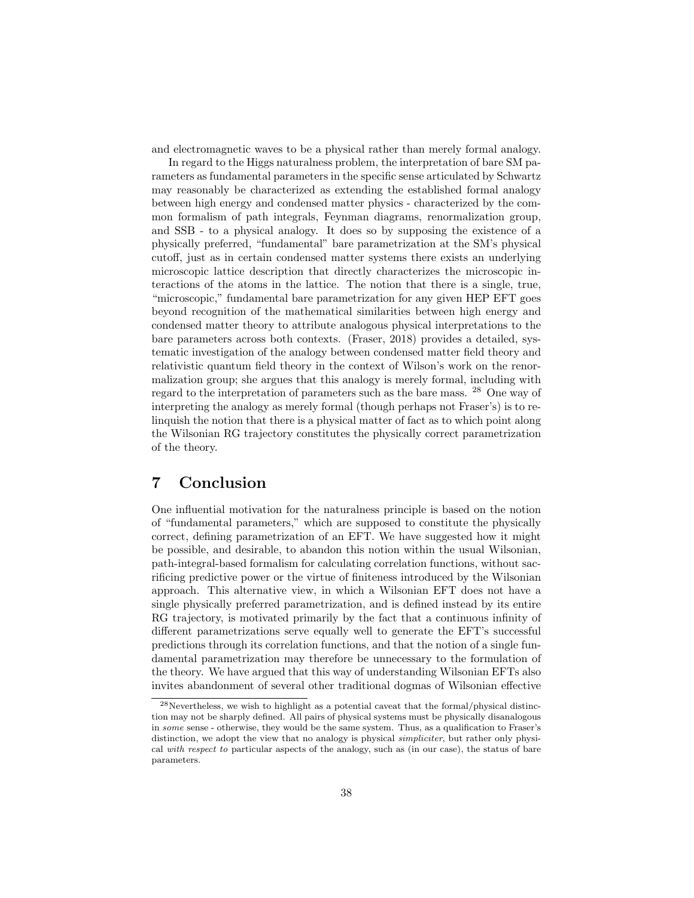and electromagnetic waves to be a physical rather than merely formal analogy.

In regard to the Higgs naturalness problem, the interpretation of bare SM parameters as fundamental parameters in the specific sense articulated by Schwartz may reasonably be characterized as extending the established formal analogy between high energy and condensed matter physics - characterized by the common formalism of path integrals, Feynman diagrams, renormalization group, and SSB - to a physical analogy. It does so by supposing the existence of a physically preferred, "fundamental" bare parametrization at the SM's physical cutoff, just as in certain condensed matter systems there exists an underlying microscopic lattice description that directly characterizes the microscopic interactions of the atoms in the lattice. The notion that there is a single, true, "microscopic," fundamental bare parametrization for any given HEP EFT goes beyond recognition of the mathematical similarities between high energy and condensed matter theory to attribute analogous physical interpretations to the bare parameters across both contexts. (Fraser, 2018) provides a detailed, systematic investigation of the analogy between condensed matter field theory and relativistic quantum field theory in the context of Wilson's work on the renormalization group; she argues that this analogy is merely formal, including with regard to the interpretation of parameters such as the bare mass. [28] One way of interpreting the analogy as merely formal (though perhaps not Fraser's) is to relinquish the notion that there is a physical matter of fact as to which point along the Wilsonian RG trajectory constitutes the physically correct parametrization of the theory.

## 7 Conclusion

One influential motivation for the naturalness principle is based on the notion of "fundamental parameters," which are supposed to constitute the physically correct, defining parametrization of an EFT. We have suggested how it might be possible, and desirable, to abandon this notion within the usual Wilsonian, path-integral-based formalism for calculating correlation functions, without sacrificing predictive power or the virtue of finiteness introduced by the Wilsonian approach. This alternative view, in which a Wilsonian EFT does not have a single physically preferred parametrization, and is defined instead by its entire RG trajectory, is motivated primarily by the fact that a continuous infinity of different parametrizations serve equally well to generate the EFT's successful predictions through its correlation functions, and that the notion of a single fundamental parametrization may therefore be unnecessary to the formulation of the theory. We have argued that this way of understanding Wilsonian EFTs also invites abandonment of several other traditional dogmas of Wilsonian effective

---

[28] Nevertheless, we wish to highlight as a potential caveat that the formal/physical distinction may not be sharply defined. All pairs of physical systems must be physically disanalogous in *some* sense - otherwise, they would be the same system. Thus, as a qualification to Fraser's distinction, we adopt the view that no analogy is physical *simpliciter*, but rather only physical *with respect to* particular aspects of the analogy, such as (in our case), the status of bare parameters.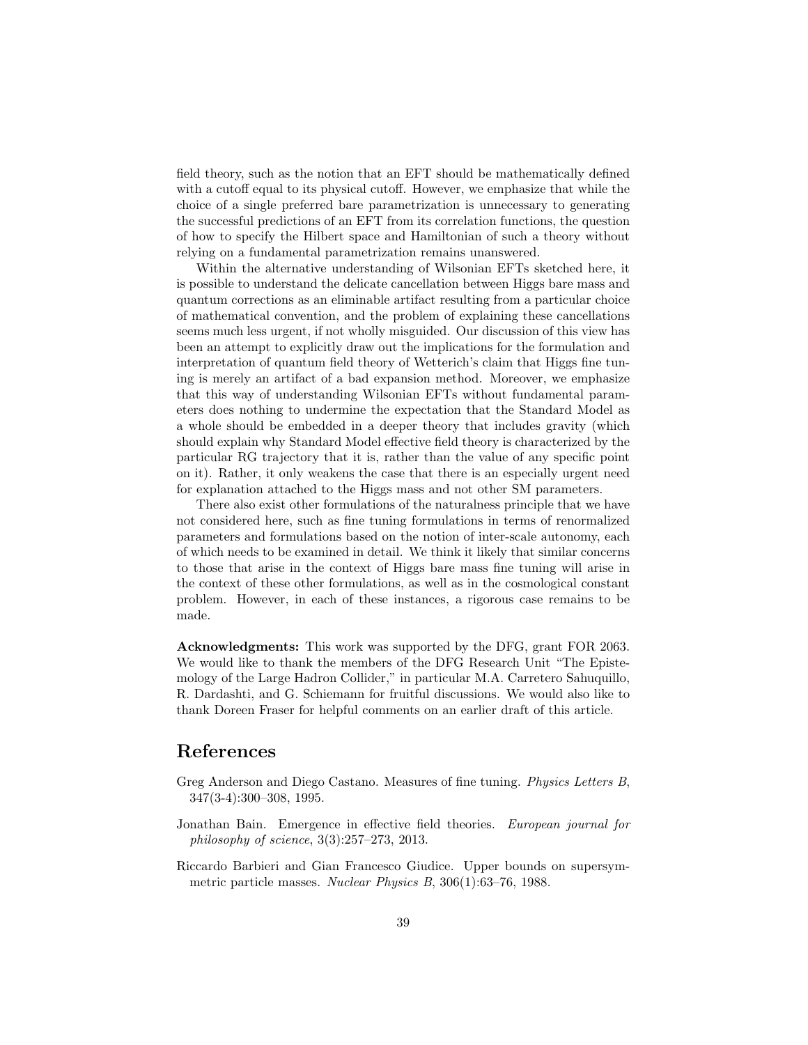field theory, such as the notion that an EFT should be mathematically defined with a cutoff equal to its physical cutoff. However, we emphasize that while the choice of a single preferred bare parametrization is unnecessary to generating the successful predictions of an EFT from its correlation functions, the question of how to specify the Hilbert space and Hamiltonian of such a theory without relying on a fundamental parametrization remains unanswered.

Within the alternative understanding of Wilsonian EFTs sketched here, it is possible to understand the delicate cancellation between Higgs bare mass and quantum corrections as an eliminable artifact resulting from a particular choice of mathematical convention, and the problem of explaining these cancellations seems much less urgent, if not wholly misguided. Our discussion of this view has been an attempt to explicitly draw out the implications for the formulation and interpretation of quantum field theory of Wetterich's claim that Higgs fine tuning is merely an artifact of a bad expansion method. Moreover, we emphasize that this way of understanding Wilsonian EFTs without fundamental parameters does nothing to undermine the expectation that the Standard Model as a whole should be embedded in a deeper theory that includes gravity (which should explain why Standard Model effective field theory is characterized by the particular RG trajectory that it is, rather than the value of any specific point on it). Rather, it only weakens the case that there is an especially urgent need for explanation attached to the Higgs mass and not other SM parameters.

There also exist other formulations of the naturalness principle that we have not considered here, such as fine tuning formulations in terms of renormalized parameters and formulations based on the notion of inter-scale autonomy, each of which needs to be examined in detail. We think it likely that similar concerns to those that arise in the context of Higgs bare mass fine tuning will arise in the context of these other formulations, as well as in the cosmological constant problem. However, in each of these instances, a rigorous case remains to be made.

**Acknowledgments:** This work was supported by the DFG, grant FOR 2063. We would like to thank the members of the DFG Research Unit "The Epistemology of the Large Hadron Collider," in particular M.A. Carretero Sahuquillo, R. Dardashti, and G. Schiemann for fruitful discussions. We would also like to thank Doreen Fraser for helpful comments on an earlier draft of this article.

## References

Greg Anderson and Diego Castano. Measures of fine tuning. *Physics Letters B*, 347(3-4):300–308, 1995.

Jonathan Bain. Emergence in effective field theories. *European journal for philosophy of science*, 3(3):257–273, 2013.

Riccardo Barbieri and Gian Francesco Giudice. Upper bounds on supersymmetric particle masses. *Nuclear Physics B*, 306(1):63–76, 1988.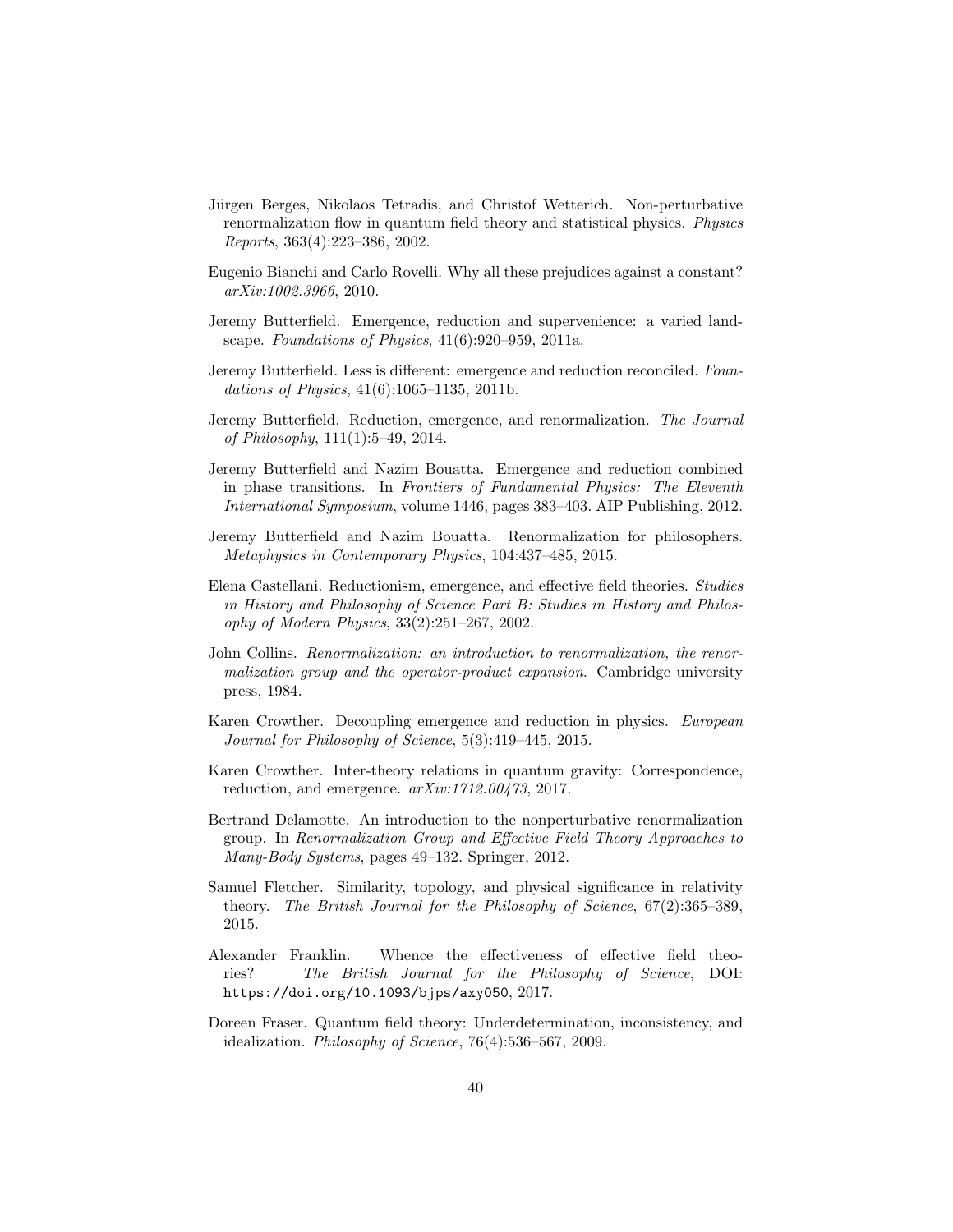Jürgen Berges, Nikolaos Tetradis, and Christof Wetterich. Non-perturbative renormalization flow in quantum field theory and statistical physics. *Physics Reports*, 363(4):223–386, 2002.

Eugenio Bianchi and Carlo Rovelli. Why all these prejudices against a constant? *arXiv:1002.3966*, 2010.

Jeremy Butterfield. Emergence, reduction and supervenience: a varied landscape. *Foundations of Physics*, 41(6):920–959, 2011a.

Jeremy Butterfield. Less is different: emergence and reduction reconciled. *Foundations of Physics*, 41(6):1065–1135, 2011b.

Jeremy Butterfield. Reduction, emergence, and renormalization. *The Journal of Philosophy*, 111(1):5–49, 2014.

Jeremy Butterfield and Nazim Bouatta. Emergence and reduction combined in phase transitions. In *Frontiers of Fundamental Physics: The Eleventh International Symposium*, volume 1446, pages 383–403. AIP Publishing, 2012.

Jeremy Butterfield and Nazim Bouatta. Renormalization for philosophers. *Metaphysics in Contemporary Physics*, 104:437–485, 2015.

Elena Castellani. Reductionism, emergence, and effective field theories. *Studies in History and Philosophy of Science Part B: Studies in History and Philosophy of Modern Physics*, 33(2):251–267, 2002.

John Collins. *Renormalization: an introduction to renormalization, the renormalization group and the operator-product expansion*. Cambridge university press, 1984.

Karen Crowther. Decoupling emergence and reduction in physics. *European Journal for Philosophy of Science*, 5(3):419–445, 2015.

Karen Crowther. Inter-theory relations in quantum gravity: Correspondence, reduction, and emergence. *arXiv:1712.00473*, 2017.

Bertrand Delamotte. An introduction to the nonperturbative renormalization group. In *Renormalization Group and Effective Field Theory Approaches to Many-Body Systems*, pages 49–132. Springer, 2012.

Samuel Fletcher. Similarity, topology, and physical significance in relativity theory. *The British Journal for the Philosophy of Science*, 67(2):365–389, 2015.

Alexander Franklin. Whence the effectiveness of effective field theories? *The British Journal for the Philosophy of Science*, DOI: `https://doi.org/10.1093/bjps/axy050`, 2017.

Doreen Fraser. Quantum field theory: Underdetermination, inconsistency, and idealization. *Philosophy of Science*, 76(4):536–567, 2009.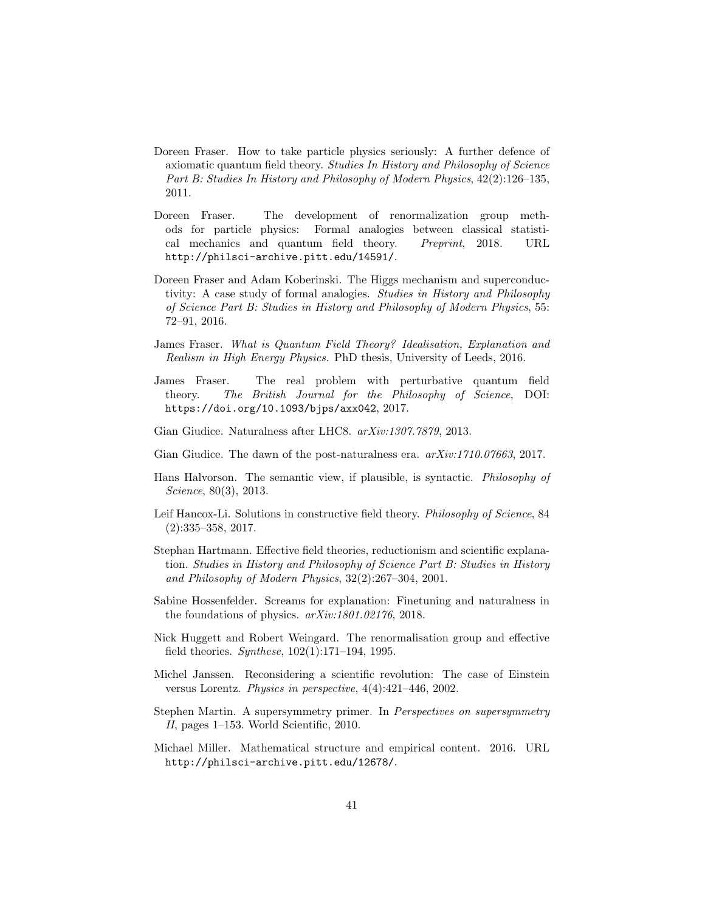Doreen Fraser. How to take particle physics seriously: A further defence of axiomatic quantum field theory. *Studies In History and Philosophy of Science Part B: Studies In History and Philosophy of Modern Physics*, 42(2):126–135, 2011.

Doreen Fraser. The development of renormalization group methods for particle physics: Formal analogies between classical statistical mechanics and quantum field theory. *Preprint*, 2018. URL http://philsci-archive.pitt.edu/14591/.

Doreen Fraser and Adam Koberinski. The Higgs mechanism and superconductivity: A case study of formal analogies. *Studies in History and Philosophy of Science Part B: Studies in History and Philosophy of Modern Physics*, 55: 72–91, 2016.

James Fraser. *What is Quantum Field Theory? Idealisation, Explanation and Realism in High Energy Physics.* PhD thesis, University of Leeds, 2016.

James Fraser. The real problem with perturbative quantum field theory. *The British Journal for the Philosophy of Science*, DOI: https://doi.org/10.1093/bjps/axx042, 2017.

Gian Giudice. Naturalness after LHC8. *arXiv:1307.7879*, 2013.

Gian Giudice. The dawn of the post-naturalness era. *arXiv:1710.07663*, 2017.

Hans Halvorson. The semantic view, if plausible, is syntactic. *Philosophy of Science*, 80(3), 2013.

Leif Hancox-Li. Solutions in constructive field theory. *Philosophy of Science*, 84 (2):335–358, 2017.

Stephan Hartmann. Effective field theories, reductionism and scientific explanation. *Studies in History and Philosophy of Science Part B: Studies in History and Philosophy of Modern Physics*, 32(2):267–304, 2001.

Sabine Hossenfelder. Screams for explanation: Finetuning and naturalness in the foundations of physics. *arXiv:1801.02176*, 2018.

Nick Huggett and Robert Weingard. The renormalisation group and effective field theories. *Synthese*, 102(1):171–194, 1995.

Michel Janssen. Reconsidering a scientific revolution: The case of Einstein versus Lorentz. *Physics in perspective*, 4(4):421–446, 2002.

Stephen Martin. A supersymmetry primer. In *Perspectives on supersymmetry II*, pages 1–153. World Scientific, 2010.

Michael Miller. Mathematical structure and empirical content. 2016. URL http://philsci-archive.pitt.edu/12678/.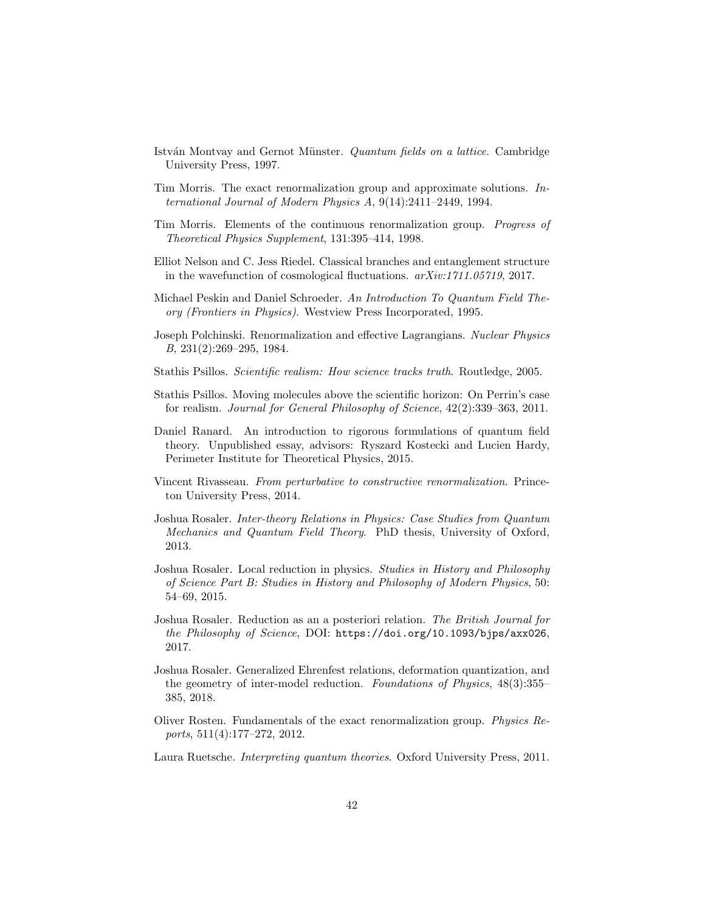István Montvay and Gernot Münster. *Quantum fields on a lattice*. Cambridge University Press, 1997.

Tim Morris. The exact renormalization group and approximate solutions. *International Journal of Modern Physics A*, 9(14):2411–2449, 1994.

Tim Morris. Elements of the continuous renormalization group. *Progress of Theoretical Physics Supplement*, 131:395–414, 1998.

Elliot Nelson and C. Jess Riedel. Classical branches and entanglement structure in the wavefunction of cosmological fluctuations. *arXiv:1711.05719*, 2017.

Michael Peskin and Daniel Schroeder. *An Introduction To Quantum Field Theory (Frontiers in Physics)*. Westview Press Incorporated, 1995.

Joseph Polchinski. Renormalization and effective Lagrangians. *Nuclear Physics B*, 231(2):269–295, 1984.

Stathis Psillos. *Scientific realism: How science tracks truth*. Routledge, 2005.

Stathis Psillos. Moving molecules above the scientific horizon: On Perrin's case for realism. *Journal for General Philosophy of Science*, 42(2):339–363, 2011.

Daniel Ranard. An introduction to rigorous formulations of quantum field theory. Unpublished essay, advisors: Ryszard Kostecki and Lucien Hardy, Perimeter Institute for Theoretical Physics, 2015.

Vincent Rivasseau. *From perturbative to constructive renormalization*. Princeton University Press, 2014.

Joshua Rosaler. *Inter-theory Relations in Physics: Case Studies from Quantum Mechanics and Quantum Field Theory*. PhD thesis, University of Oxford, 2013.

Joshua Rosaler. Local reduction in physics. *Studies in History and Philosophy of Science Part B: Studies in History and Philosophy of Modern Physics*, 50: 54–69, 2015.

Joshua Rosaler. Reduction as an a posteriori relation. *The British Journal for the Philosophy of Science*, DOI: `https://doi.org/10.1093/bjps/axx026`, 2017.

Joshua Rosaler. Generalized Ehrenfest relations, deformation quantization, and the geometry of inter-model reduction. *Foundations of Physics*, 48(3):355–385, 2018.

Oliver Rosten. Fundamentals of the exact renormalization group. *Physics Reports*, 511(4):177–272, 2012.

Laura Ruetsche. *Interpreting quantum theories*. Oxford University Press, 2011.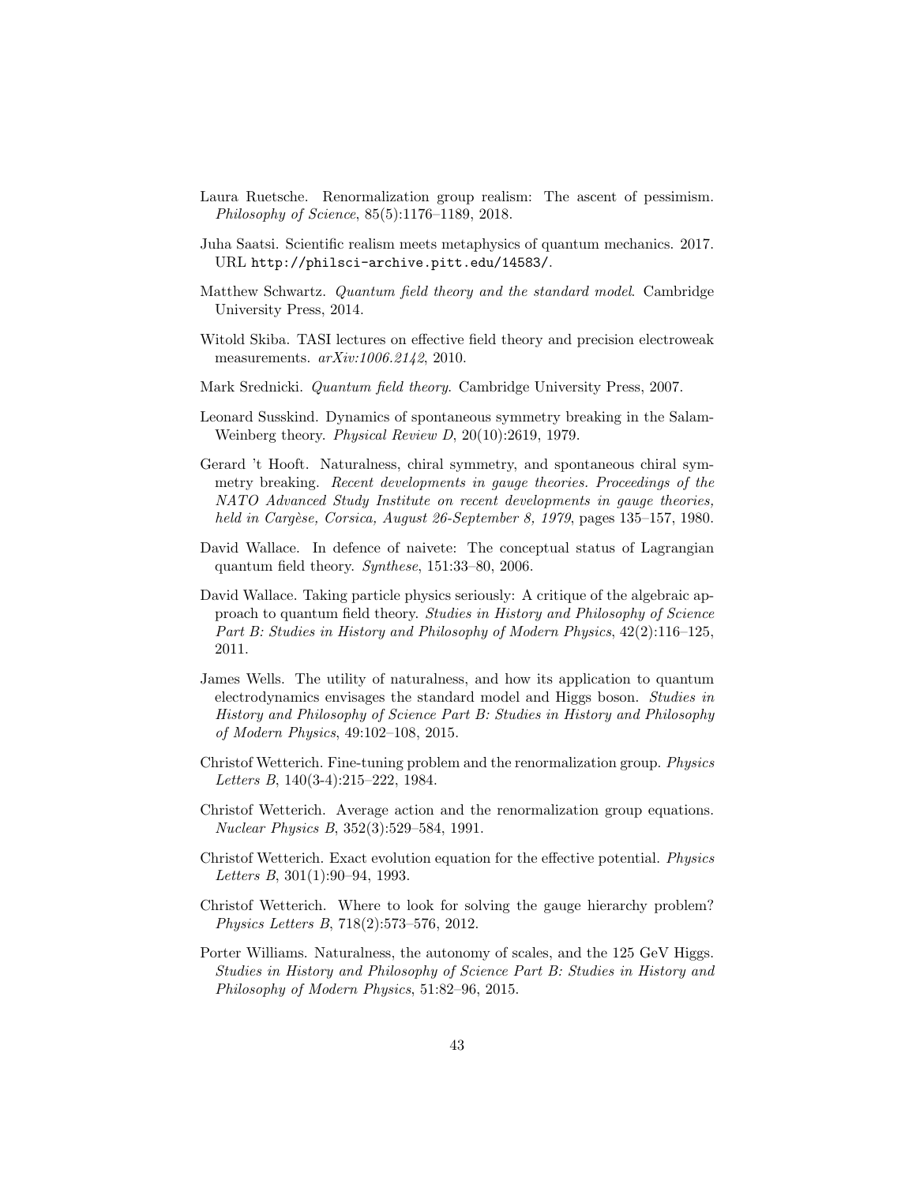Laura Ruetsche. Renormalization group realism: The ascent of pessimism. *Philosophy of Science*, 85(5):1176–1189, 2018.

Juha Saatsi. Scientific realism meets metaphysics of quantum mechanics. 2017. URL `http://philsci-archive.pitt.edu/14583/`.

Matthew Schwartz. *Quantum field theory and the standard model*. Cambridge University Press, 2014.

Witold Skiba. TASI lectures on effective field theory and precision electroweak measurements. *arXiv:1006.2142*, 2010.

Mark Srednicki. *Quantum field theory*. Cambridge University Press, 2007.

Leonard Susskind. Dynamics of spontaneous symmetry breaking in the Salam-Weinberg theory. *Physical Review D*, 20(10):2619, 1979.

Gerard 't Hooft. Naturalness, chiral symmetry, and spontaneous chiral symmetry breaking. *Recent developments in gauge theories. Proceedings of the NATO Advanced Study Institute on recent developments in gauge theories, held in Cargèse, Corsica, August 26-September 8, 1979*, pages 135–157, 1980.

David Wallace. In defence of naivete: The conceptual status of Lagrangian quantum field theory. *Synthese*, 151:33–80, 2006.

David Wallace. Taking particle physics seriously: A critique of the algebraic approach to quantum field theory. *Studies in History and Philosophy of Science Part B: Studies in History and Philosophy of Modern Physics*, 42(2):116–125, 2011.

James Wells. The utility of naturalness, and how its application to quantum electrodynamics envisages the standard model and Higgs boson. *Studies in History and Philosophy of Science Part B: Studies in History and Philosophy of Modern Physics*, 49:102–108, 2015.

Christof Wetterich. Fine-tuning problem and the renormalization group. *Physics Letters B*, 140(3-4):215–222, 1984.

Christof Wetterich. Average action and the renormalization group equations. *Nuclear Physics B*, 352(3):529–584, 1991.

Christof Wetterich. Exact evolution equation for the effective potential. *Physics Letters B*, 301(1):90–94, 1993.

Christof Wetterich. Where to look for solving the gauge hierarchy problem? *Physics Letters B*, 718(2):573–576, 2012.

Porter Williams. Naturalness, the autonomy of scales, and the 125 GeV Higgs. *Studies in History and Philosophy of Science Part B: Studies in History and Philosophy of Modern Physics*, 51:82–96, 2015.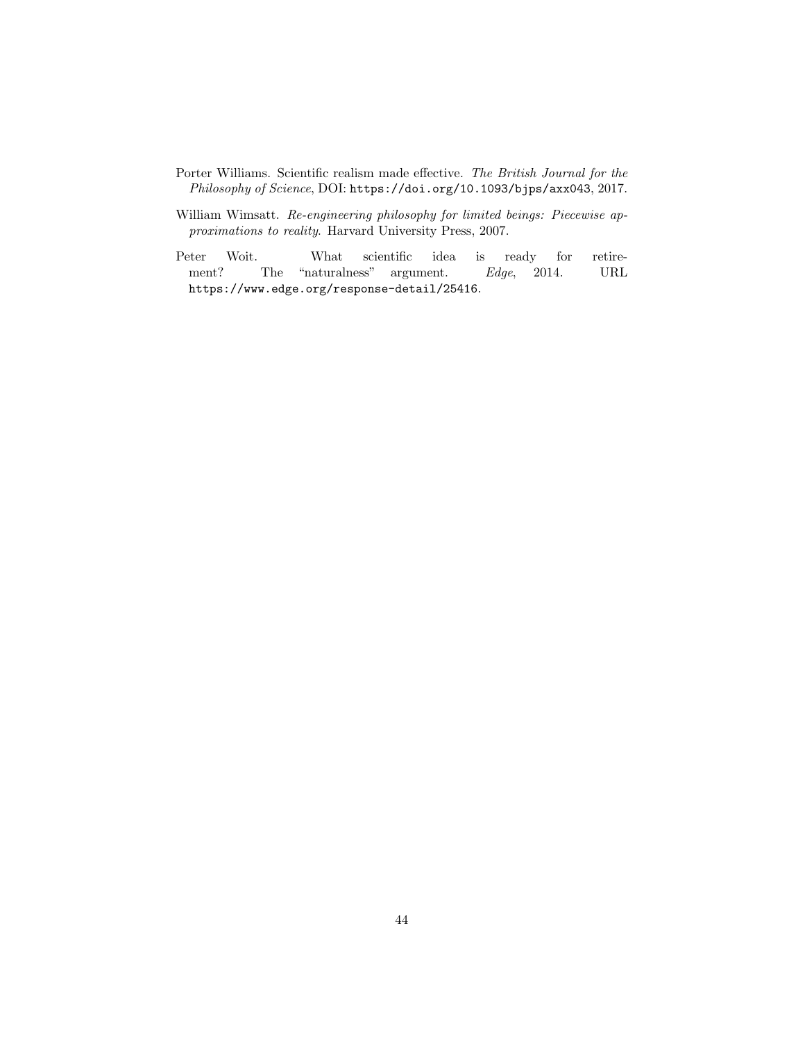Porter Williams. Scientific realism made effective. *The British Journal for the Philosophy of Science*, DOI: https://doi.org/10.1093/bjps/axx043, 2017.

William Wimsatt. *Re-engineering philosophy for limited beings: Piecewise approximations to reality*. Harvard University Press, 2007.

Peter Woit. What scientific idea is ready for retirement? The "naturalness" argument. *Edge*, 2014. URL https://www.edge.org/response-detail/25416.